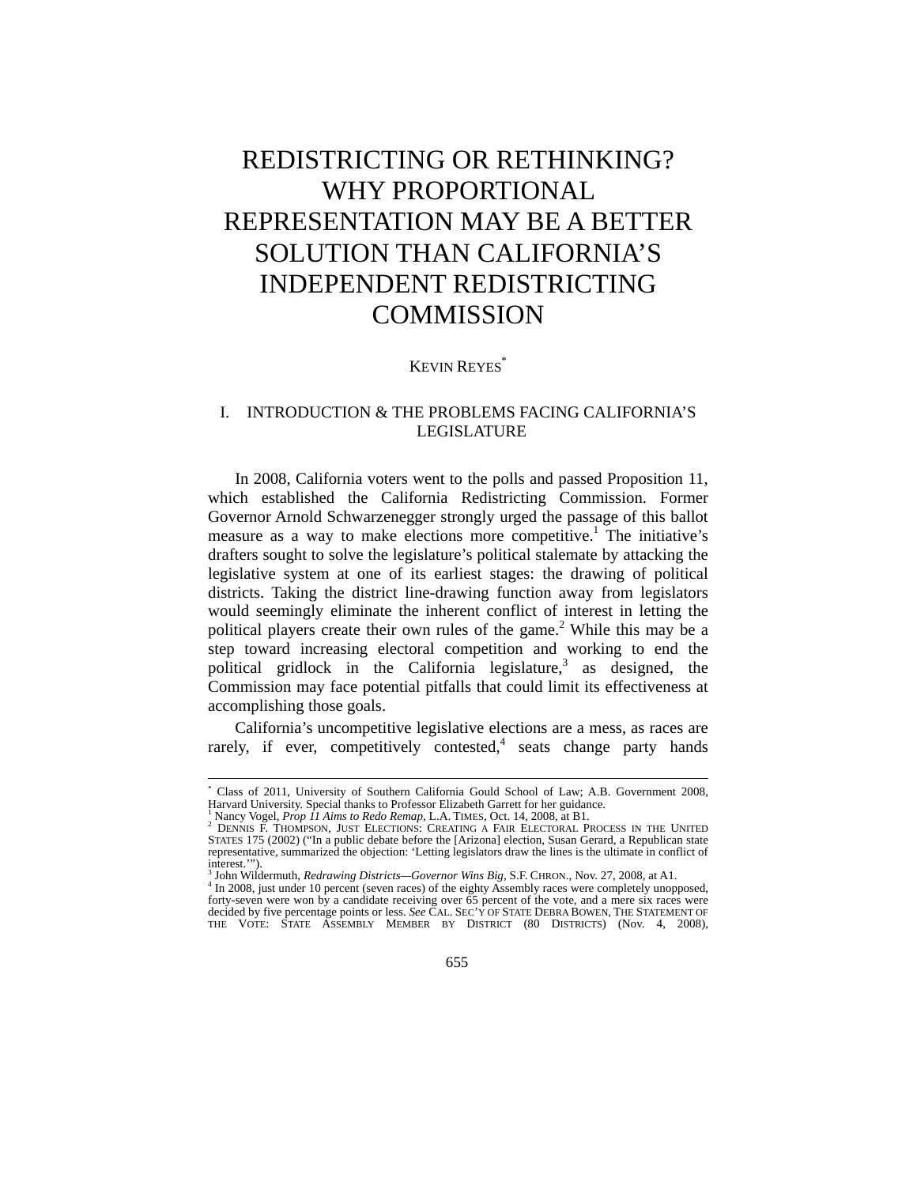# REDISTRICTING OR RETHINKING? WHY PROPORTIONAL REPRESENTATION MAY BE A BETTER SOLUTION THAN CALIFORNIA'S INDEPENDENT REDISTRICTING COMMISSION

KEVIN REYES[*]

## I. INTRODUCTION & THE PROBLEMS FACING CALIFORNIA'S LEGISLATURE

In 2008, California voters went to the polls and passed Proposition 11, which established the California Redistricting Commission. Former Governor Arnold Schwarzenegger strongly urged the passage of this ballot measure as a way to make elections more competitive.[1] The initiative's drafters sought to solve the legislature's political stalemate by attacking the legislative system at one of its earliest stages: the drawing of political districts. Taking the district line-drawing function away from legislators would seemingly eliminate the inherent conflict of interest in letting the political players create their own rules of the game.[2] While this may be a step toward increasing electoral competition and working to end the political gridlock in the California legislature,[3] as designed, the Commission may face potential pitfalls that could limit its effectiveness at accomplishing those goals.

California's uncompetitive legislative elections are a mess, as races are rarely, if ever, competitively contested,[4] seats change party hands

---

[*] Class of 2011, University of Southern California Gould School of Law; A.B. Government 2008, Harvard University. Special thanks to Professor Elizabeth Garrett for her guidance.

[1] Nancy Vogel, *Prop 11 Aims to Redo Remap*, L.A. TIMES, Oct. 14, 2008, at B1.

[2] DENNIS F. THOMPSON, JUST ELECTIONS: CREATING A FAIR ELECTORAL PROCESS IN THE UNITED STATES 175 (2002) ("In a public debate before the [Arizona] election, Susan Gerard, a Republican state representative, summarized the objection: 'Letting legislators draw the lines is the ultimate in conflict of interest.'").

[3] John Wildermuth, *Redrawing Districts—Governor Wins Big*, S.F. CHRON., Nov. 27, 2008, at A1.

[4] In 2008, just under 10 percent (seven races) of the eighty Assembly races were completely unopposed, forty-seven were won by a candidate receiving over 65 percent of the vote, and a mere six races were decided by five percentage points or less. *See* CAL. SEC'Y OF STATE DEBRA BOWEN, THE STATEMENT OF THE VOTE: STATE ASSEMBLY MEMBER BY DISTRICT (80 DISTRICTS) (Nov. 4, 2008),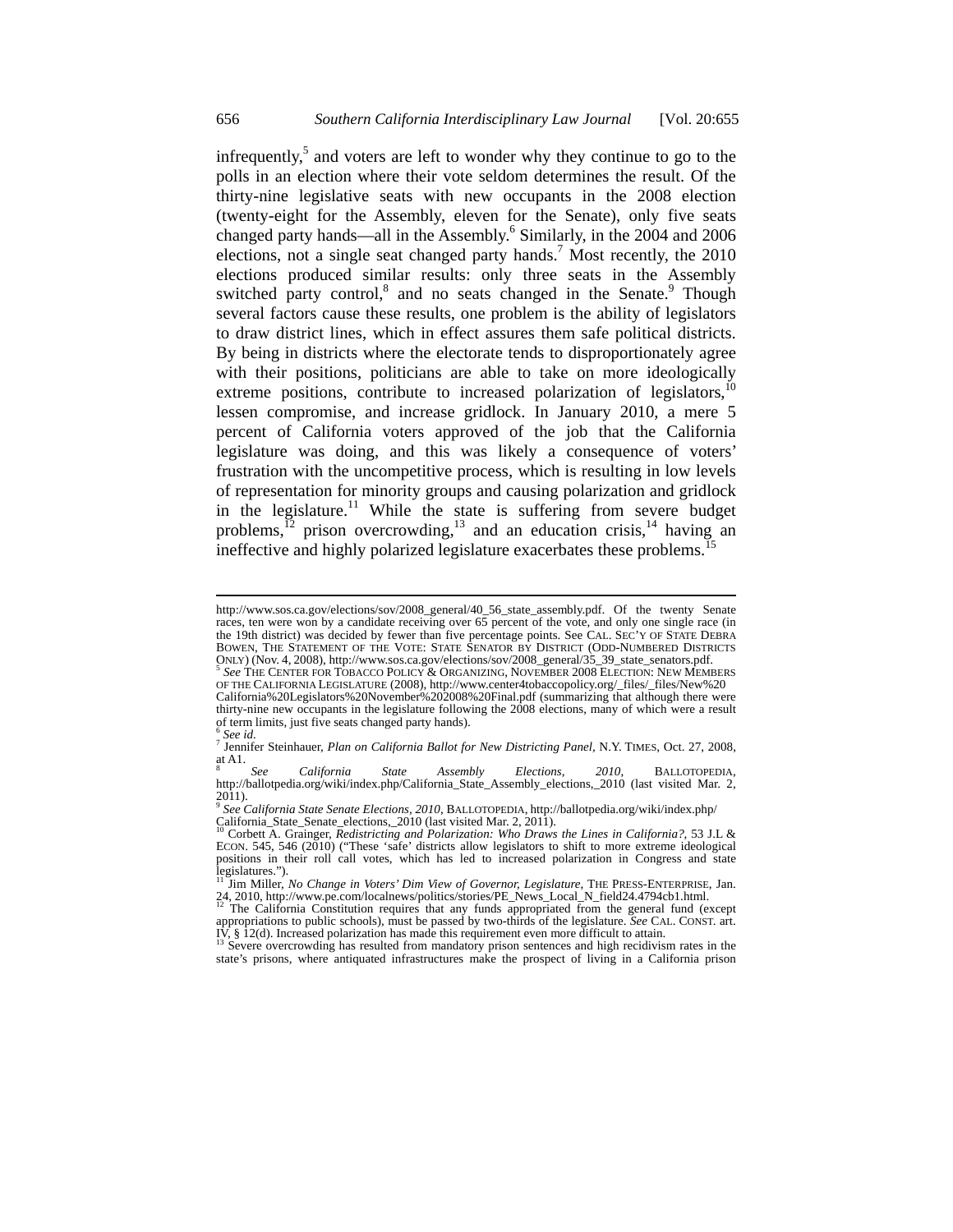infrequently,[5] and voters are left to wonder why they continue to go to the polls in an election where their vote seldom determines the result. Of the thirty-nine legislative seats with new occupants in the 2008 election (twenty-eight for the Assembly, eleven for the Senate), only five seats changed party hands—all in the Assembly.[6] Similarly, in the 2004 and 2006 elections, not a single seat changed party hands.[7] Most recently, the 2010 elections produced similar results: only three seats in the Assembly switched party control,[8] and no seats changed in the Senate.[9] Though several factors cause these results, one problem is the ability of legislators to draw district lines, which in effect assures them safe political districts. By being in districts where the electorate tends to disproportionately agree with their positions, politicians are able to take on more ideologically extreme positions, contribute to increased polarization of legislators,[10] lessen compromise, and increase gridlock. In January 2010, a mere 5 percent of California voters approved of the job that the California legislature was doing, and this was likely a consequence of voters' frustration with the uncompetitive process, which is resulting in low levels of representation for minority groups and causing polarization and gridlock in the legislature.[11] While the state is suffering from severe budget problems,[12] prison overcrowding,[13] and an education crisis,[14] having an ineffective and highly polarized legislature exacerbates these problems.[15]

---

http://www.sos.ca.gov/elections/sov/2008_general/40_56_state_assembly.pdf. Of the twenty Senate races, ten were won by a candidate receiving over 65 percent of the vote, and only one single race (in the 19th district) was decided by fewer than five percentage points. See CAL. SEC'Y OF STATE DEBRA BOWEN, THE STATEMENT OF THE VOTE: STATE SENATOR BY DISTRICT (ODD-NUMBERED DISTRICTS ONLY) (Nov. 4, 2008), http://www.sos.ca.gov/elections/sov/2008_general/35_39_state_senators.pdf.

[5] *See* THE CENTER FOR TOBACCO POLICY & ORGANIZING, NOVEMBER 2008 ELECTION: NEW MEMBERS OF THE CALIFORNIA LEGISLATURE (2008), http://www.center4tobaccopolicy.org/_files/_files/New%20 California%20Legislators%20November%202008%20Final.pdf (summarizing that although there were thirty-nine new occupants in the legislature following the 2008 elections, many of which were a result of term limits, just five seats changed party hands).

[6] *See id.*

[7] Jennifer Steinhauer, *Plan on California Ballot for New Districting Panel*, N.Y. TIMES, Oct. 27, 2008, at A1.

[8] *See California State Assembly Elections, 2010*, BALLOTOPEDIA, http://ballotpedia.org/wiki/index.php/California_State_Assembly_elections,_2010 (last visited Mar. 2, 2011).

[9] *See California State Senate Elections, 2010*, BALLOTOPEDIA, http://ballotpedia.org/wiki/index.php/ California_State_Senate_elections,_2010 (last visited Mar. 2, 2011).

[10] Corbett A. Grainger, *Redistricting and Polarization: Who Draws the Lines in California?*, 53 J.L & ECON. 545, 546 (2010) ("These 'safe' districts allow legislators to shift to more extreme ideological positions in their roll call votes, which has led to increased polarization in Congress and state legislatures.").

[11] Jim Miller, *No Change in Voters' Dim View of Governor, Legislature*, THE PRESS-ENTERPRISE, Jan. 24, 2010, http://www.pe.com/localnews/politics/stories/PE_News_Local_N_field24.4794cb1.html.

[12] The California Constitution requires that any funds appropriated from the general fund (except appropriations to public schools), must be passed by two-thirds of the legislature. *See* CAL. CONST. art. IV, § 12(d). Increased polarization has made this requirement even more difficult to attain.

[13] Severe overcrowding has resulted from mandatory prison sentences and high recidivism rates in the state's prisons, where antiquated infrastructures make the prospect of living in a California prison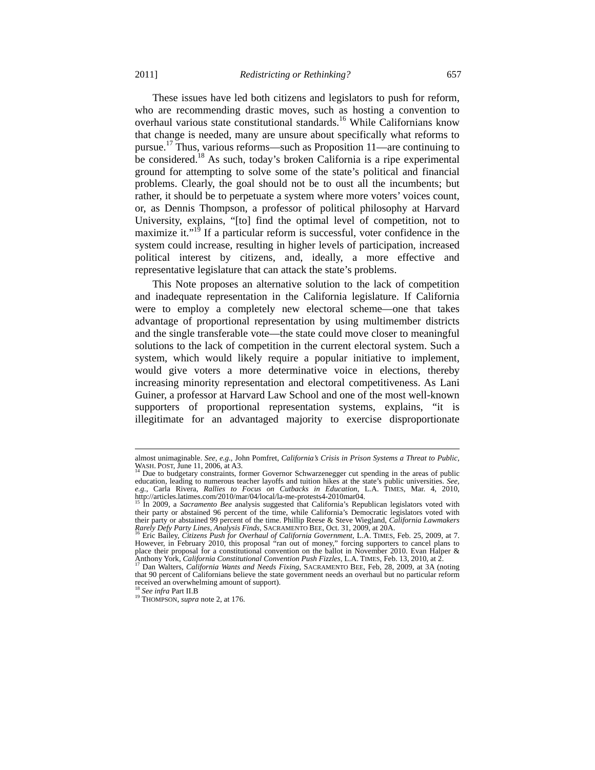These issues have led both citizens and legislators to push for reform, who are recommending drastic moves, such as hosting a convention to overhaul various state constitutional standards.[16] While Californians know that change is needed, many are unsure about specifically what reforms to pursue.[17] Thus, various reforms—such as Proposition 11—are continuing to be considered.[18] As such, today's broken California is a ripe experimental ground for attempting to solve some of the state's political and financial problems. Clearly, the goal should not be to oust all the incumbents; but rather, it should be to perpetuate a system where more voters' voices count, or, as Dennis Thompson, a professor of political philosophy at Harvard University, explains, "[to] find the optimal level of competition, not to maximize it."[19] If a particular reform is successful, voter confidence in the system could increase, resulting in higher levels of participation, increased political interest by citizens, and, ideally, a more effective and representative legislature that can attack the state's problems.

This Note proposes an alternative solution to the lack of competition and inadequate representation in the California legislature. If California were to employ a completely new electoral scheme—one that takes advantage of proportional representation by using multimember districts and the single transferable vote—the state could move closer to meaningful solutions to the lack of competition in the current electoral system. Such a system, which would likely require a popular initiative to implement, would give voters a more determinative voice in elections, thereby increasing minority representation and electoral competitiveness. As Lani Guiner, a professor at Harvard Law School and one of the most well-known supporters of proportional representation systems, explains, "it is illegitimate for an advantaged majority to exercise disproportionate

---

almost unimaginable. *See, e.g.*, John Pomfret, *California's Crisis in Prison Systems a Threat to Public*, WASH. POST, June 11, 2006, at A3.

[14] Due to budgetary constraints, former Governor Schwarzenegger cut spending in the areas of public education, leading to numerous teacher layoffs and tuition hikes at the state's public universities. *See, e.g.*, Carla Rivera, *Rallies to Focus on Cutbacks in Education*, L.A. TIMES, Mar. 4, 2010, http://articles.latimes.com/2010/mar/04/local/la-me-protests4-2010mar04.

[15] In 2009, a *Sacramento Bee* analysis suggested that California's Republican legislators voted with their party or abstained 96 percent of the time, while California's Democratic legislators voted with their party or abstained 99 percent of the time. Phillip Reese & Steve Wiegland, *California Lawmakers Rarely Defy Party Lines, Analysis Finds*, SACRAMENTO BEE, Oct. 31, 2009, at 20A.

[16] Eric Bailey, *Citizens Push for Overhaul of California Government*, L.A. TIMES, Feb. 25, 2009, at 7. However, in February 2010, this proposal "ran out of money," forcing supporters to cancel plans to place their proposal for a constitutional convention on the ballot in November 2010. Evan Halper & Anthony York, *California Constitutional Convention Push Fizzles*, L.A. TIMES, Feb. 13, 2010, at 2.

[17] Dan Walters, *California Wants and Needs Fixing*, SACRAMENTO BEE, Feb, 28, 2009, at 3A (noting that 90 percent of Californians believe the state government needs an overhaul but no particular reform received an overwhelming amount of support).

[18] *See infra* Part II.B

[19] THOMPSON, *supra* note 2, at 176.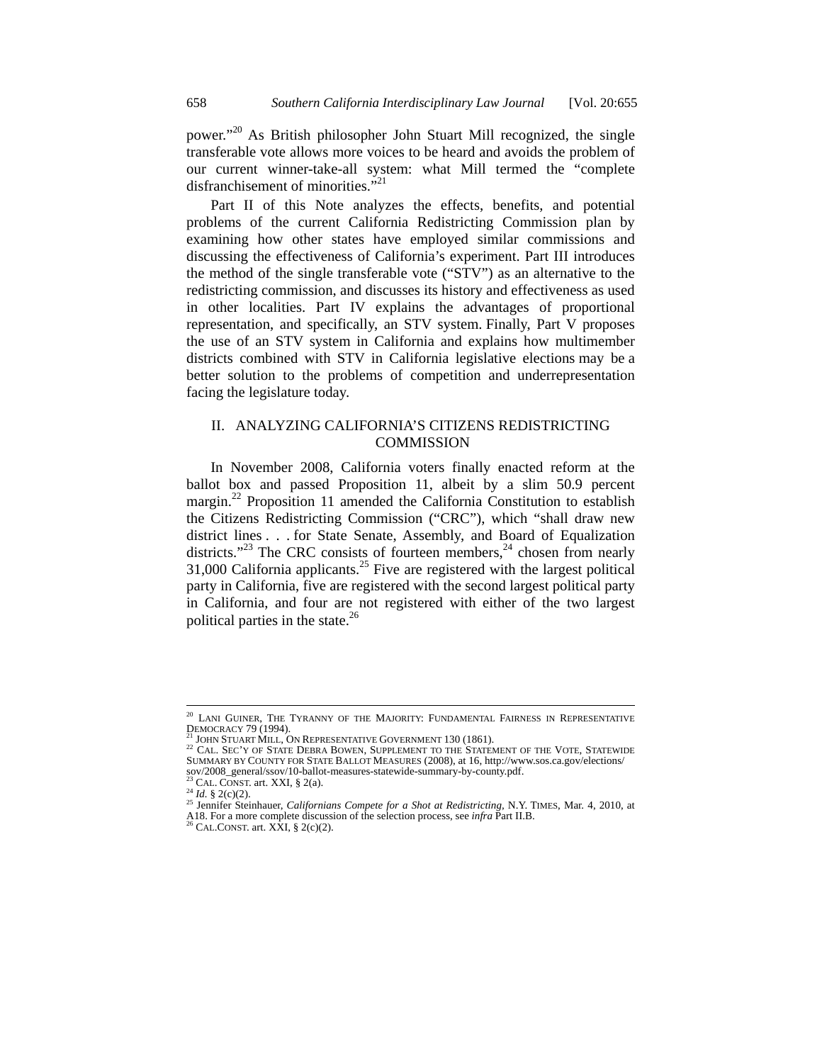power."[20] As British philosopher John Stuart Mill recognized, the single transferable vote allows more voices to be heard and avoids the problem of our current winner-take-all system: what Mill termed the "complete disfranchisement of minorities."[21]

Part II of this Note analyzes the effects, benefits, and potential problems of the current California Redistricting Commission plan by examining how other states have employed similar commissions and discussing the effectiveness of California's experiment. Part III introduces the method of the single transferable vote ("STV") as an alternative to the redistricting commission, and discusses its history and effectiveness as used in other localities. Part IV explains the advantages of proportional representation, and specifically, an STV system. Finally, Part V proposes the use of an STV system in California and explains how multimember districts combined with STV in California legislative elections may be a better solution to the problems of competition and underrepresentation facing the legislature today.

## II. ANALYZING CALIFORNIA'S CITIZENS REDISTRICTING COMMISSION

In November 2008, California voters finally enacted reform at the ballot box and passed Proposition 11, albeit by a slim 50.9 percent margin.[22] Proposition 11 amended the California Constitution to establish the Citizens Redistricting Commission ("CRC"), which "shall draw new district lines . . . for State Senate, Assembly, and Board of Equalization districts."[23] The CRC consists of fourteen members,[24] chosen from nearly 31,000 California applicants.[25] Five are registered with the largest political party in California, five are registered with the second largest political party in California, and four are not registered with either of the two largest political parties in the state.[26]

---

[20] LANI GUINER, THE TYRANNY OF THE MAJORITY: FUNDAMENTAL FAIRNESS IN REPRESENTATIVE DEMOCRACY 79 (1994).

[21] JOHN STUART MILL, ON REPRESENTATIVE GOVERNMENT 130 (1861).

[22] CAL. SEC'Y OF STATE DEBRA BOWEN, SUPPLEMENT TO THE STATEMENT OF THE VOTE, STATEWIDE SUMMARY BY COUNTY FOR STATE BALLOT MEASURES (2008), at 16, http://www.sos.ca.gov/elections/sov/2008_general/ssov/10-ballot-measures-statewide-summary-by-county.pdf.

[23] CAL. CONST. art. XXI, § 2(a).

[24] *Id.* § 2(c)(2).

[25] Jennifer Steinhauer, *Californians Compete for a Shot at Redistricting*, N.Y. TIMES, Mar. 4, 2010, at A18. For a more complete discussion of the selection process, see *infra* Part II.B.

[26] CAL.CONST. art. XXI, § 2(c)(2).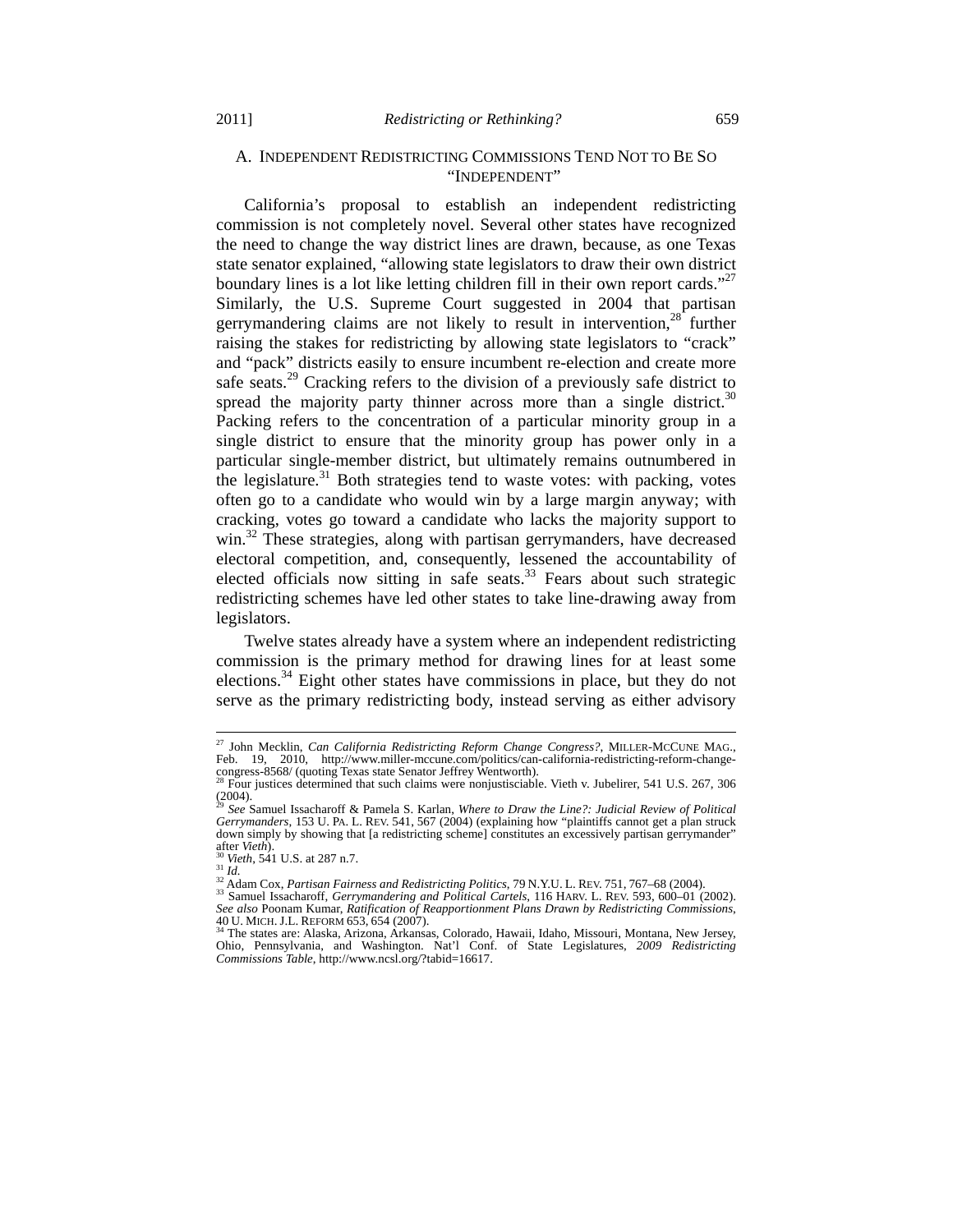### A. Independent Redistricting Commissions Tend Not to Be So "Independent"

California's proposal to establish an independent redistricting commission is not completely novel. Several other states have recognized the need to change the way district lines are drawn, because, as one Texas state senator explained, "allowing state legislators to draw their own district boundary lines is a lot like letting children fill in their own report cards."[27] Similarly, the U.S. Supreme Court suggested in 2004 that partisan gerrymandering claims are not likely to result in intervention,[28] further raising the stakes for redistricting by allowing state legislators to "crack" and "pack" districts easily to ensure incumbent re-election and create more safe seats.[29] Cracking refers to the division of a previously safe district to spread the majority party thinner across more than a single district.[30] Packing refers to the concentration of a particular minority group in a single district to ensure that the minority group has power only in a particular single-member district, but ultimately remains outnumbered in the legislature.[31] Both strategies tend to waste votes: with packing, votes often go to a candidate who would win by a large margin anyway; with cracking, votes go toward a candidate who lacks the majority support to win.[32] These strategies, along with partisan gerrymanders, have decreased electoral competition, and, consequently, lessened the accountability of elected officials now sitting in safe seats.[33] Fears about such strategic redistricting schemes have led other states to take line-drawing away from legislators.

Twelve states already have a system where an independent redistricting commission is the primary method for drawing lines for at least some elections.[34] Eight other states have commissions in place, but they do not serve as the primary redistricting body, instead serving as either advisory

---

[27] John Mecklin, *Can California Redistricting Reform Change Congress?*, MILLER-MCCUNE MAG., Feb. 19, 2010, http://www.miller-mccune.com/politics/can-california-redistricting-reform-change-congress-8568/ (quoting Texas state Senator Jeffrey Wentworth).

[28] Four justices determined that such claims were nonjusticiable. Vieth v. Jubelirer, 541 U.S. 267, 306 (2004).

[29] *See* Samuel Issacharoff & Pamela S. Karlan, *Where to Draw the Line?: Judicial Review of Political Gerrymanders*, 153 U. PA. L. REV. 541, 567 (2004) (explaining how "plaintiffs cannot get a plan struck down simply by showing that [a redistricting scheme] constitutes an excessively partisan gerrymander" after *Vieth*).

[30] *Vieth*, 541 U.S. at 287 n.7.

[31] *Id.*

[32] Adam Cox, *Partisan Fairness and Redistricting Politics*, 79 N.Y.U. L. REV. 751, 767–68 (2004).

[33] Samuel Issacharoff, *Gerrymandering and Political Cartels*, 116 HARV. L. REV. 593, 600–01 (2002). *See also* Poonam Kumar, *Ratification of Reapportionment Plans Drawn by Redistricting Commissions*, 40 U. MICH. J.L. REFORM 653, 654 (2007).

[34] The states are: Alaska, Arizona, Arkansas, Colorado, Hawaii, Idaho, Missouri, Montana, New Jersey, Ohio, Pennsylvania, and Washington. Nat'l Conf. of State Legislatures, *2009 Redistricting Commissions Table*, http://www.ncsl.org/?tabid=16617.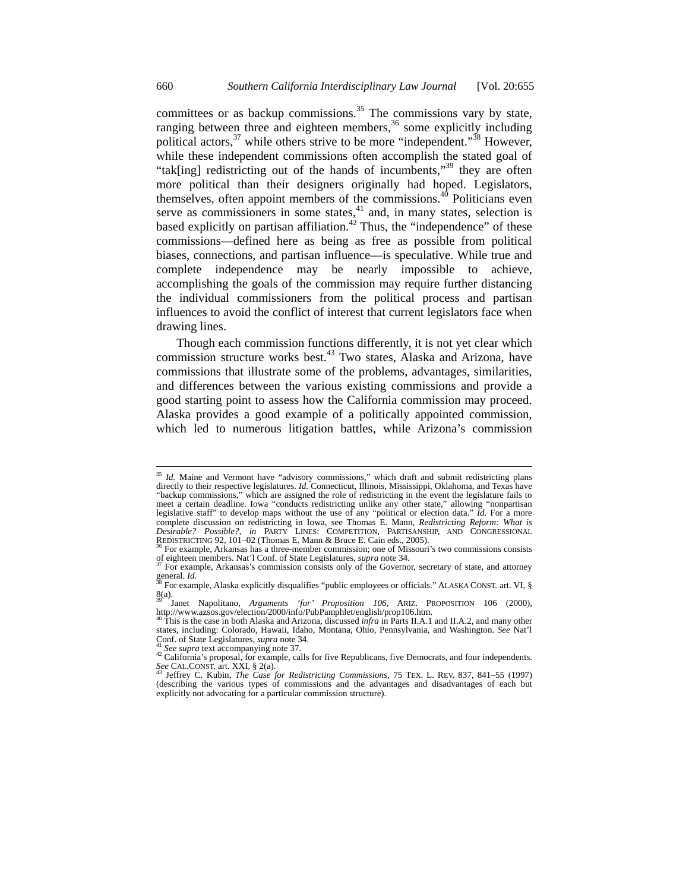committees or as backup commissions.[35] The commissions vary by state, ranging between three and eighteen members,[36] some explicitly including political actors,[37] while others strive to be more "independent."[38] However, while these independent commissions often accomplish the stated goal of "tak[ing] redistricting out of the hands of incumbents,"[39] they are often more political than their designers originally had hoped. Legislators, themselves, often appoint members of the commissions.[40] Politicians even serve as commissioners in some states,[41] and, in many states, selection is based explicitly on partisan affiliation.[42] Thus, the "independence" of these commissions—defined here as being as free as possible from political biases, connections, and partisan influence—is speculative. While true and complete independence may be nearly impossible to achieve, accomplishing the goals of the commission may require further distancing the individual commissioners from the political process and partisan influences to avoid the conflict of interest that current legislators face when drawing lines.

Though each commission functions differently, it is not yet clear which commission structure works best.[43] Two states, Alaska and Arizona, have commissions that illustrate some of the problems, advantages, similarities, and differences between the various existing commissions and provide a good starting point to assess how the California commission may proceed. Alaska provides a good example of a politically appointed commission, which led to numerous litigation battles, while Arizona's commission

---

[35] *Id.* Maine and Vermont have "advisory commissions," which draft and submit redistricting plans directly to their respective legislatures. *Id.* Connecticut, Illinois, Mississippi, Oklahoma, and Texas have "backup commissions," which are assigned the role of redistricting in the event the legislature fails to meet a certain deadline. Iowa "conducts redistricting unlike any other state," allowing "nonpartisan legislative staff" to develop maps without the use of any "political or election data." *Id.* For a more complete discussion on redistricting in Iowa, see Thomas E. Mann, *Redistricting Reform: What is Desirable? Possible?*, *in* PARTY LINES: COMPETITION, PARTISANSHIP, AND CONGRESSIONAL REDISTRICTING 92, 101–02 (Thomas E. Mann & Bruce E. Cain eds., 2005).

[36] For example, Arkansas has a three-member commission; one of Missouri's two commissions consists of eighteen members. Nat'l Conf. of State Legislatures, *supra* note 34.

[37] For example, Arkansas's commission consists only of the Governor, secretary of state, and attorney general. *Id.*

[38] For example, Alaska explicitly disqualifies "public employees or officials." ALASKA CONST. art. VI, § 8(a).

[39] Janet Napolitano, *Arguments 'for' Proposition 106*, ARIZ. PROPOSITION 106 (2000), http://www.azsos.gov/election/2000/info/PubPamphlet/english/prop106.htm.

[40] This is the case in both Alaska and Arizona, discussed *infra* in Parts II.A.1 and II.A.2, and many other states, including: Colorado, Hawaii, Idaho, Montana, Ohio, Pennsylvania, and Washington. *See* Nat'l Conf. of State Legislatures, *supra* note 34.

[41] *See supra* text accompanying note 37.

[42] California's proposal, for example, calls for five Republicans, five Democrats, and four independents. *See* CAL.CONST. art. XXI, § 2(a).

[43] Jeffrey C. Kubin, *The Case for Redistricting Commissions*, 75 TEX. L. REV. 837, 841–55 (1997) (describing the various types of commissions and the advantages and disadvantages of each but explicitly not advocating for a particular commission structure).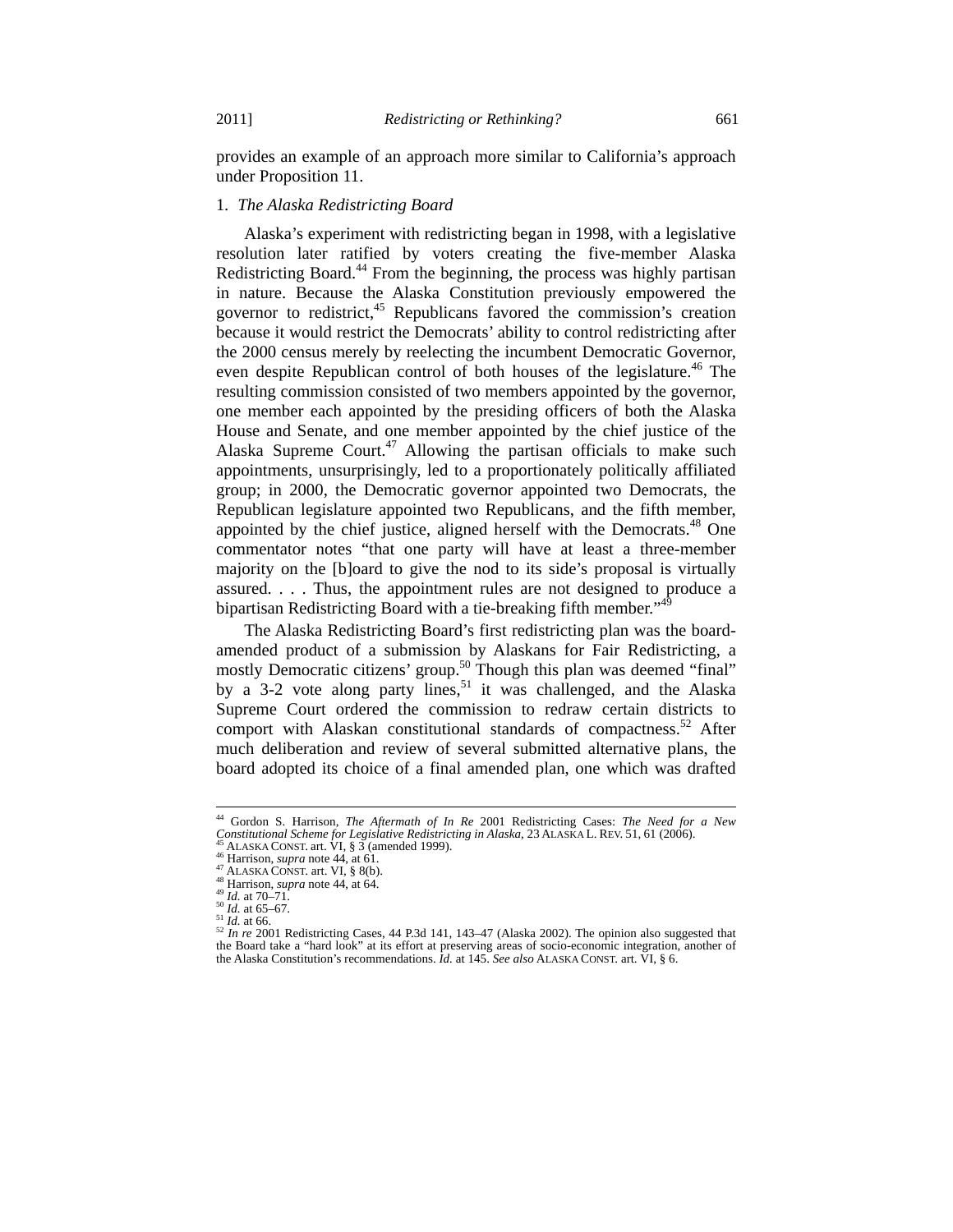provides an example of an approach more similar to California's approach under Proposition 11.

### 1. *The Alaska Redistricting Board*

Alaska's experiment with redistricting began in 1998, with a legislative resolution later ratified by voters creating the five-member Alaska Redistricting Board.[44] From the beginning, the process was highly partisan in nature. Because the Alaska Constitution previously empowered the governor to redistrict,[45] Republicans favored the commission's creation because it would restrict the Democrats' ability to control redistricting after the 2000 census merely by reelecting the incumbent Democratic Governor, even despite Republican control of both houses of the legislature.[46] The resulting commission consisted of two members appointed by the governor, one member each appointed by the presiding officers of both the Alaska House and Senate, and one member appointed by the chief justice of the Alaska Supreme Court.[47] Allowing the partisan officials to make such appointments, unsurprisingly, led to a proportionately politically affiliated group; in 2000, the Democratic governor appointed two Democrats, the Republican legislature appointed two Republicans, and the fifth member, appointed by the chief justice, aligned herself with the Democrats.[48] One commentator notes "that one party will have at least a three-member majority on the [b]oard to give the nod to its side's proposal is virtually assured. . . . Thus, the appointment rules are not designed to produce a bipartisan Redistricting Board with a tie-breaking fifth member."[49]

The Alaska Redistricting Board's first redistricting plan was the board-amended product of a submission by Alaskans for Fair Redistricting, a mostly Democratic citizens' group.[50] Though this plan was deemed "final" by a 3-2 vote along party lines,[51] it was challenged, and the Alaska Supreme Court ordered the commission to redraw certain districts to comport with Alaskan constitutional standards of compactness.[52] After much deliberation and review of several submitted alternative plans, the board adopted its choice of a final amended plan, one which was drafted

---

[44] Gordon S. Harrison, *The Aftermath of In Re* 2001 Redistricting Cases: *The Need for a New Constitutional Scheme for Legislative Redistricting in Alaska*, 23 ALASKA L. REV. 51, 61 (2006).
[45] ALASKA CONST. art. VI, § 3 (amended 1999).
[46] Harrison, *supra* note 44, at 61.
[47] ALASKA CONST. art. VI, § 8(b).
[48] Harrison, *supra* note 44, at 64.
[49] *Id.* at 70–71.
[50] *Id.* at 65–67.
[51] *Id.* at 66.
[52] *In re* 2001 Redistricting Cases, 44 P.3d 141, 143–47 (Alaska 2002). The opinion also suggested that the Board take a "hard look" at its effort at preserving areas of socio-economic integration, another of the Alaska Constitution's recommendations. *Id.* at 145. *See also* ALASKA CONST. art. VI, § 6.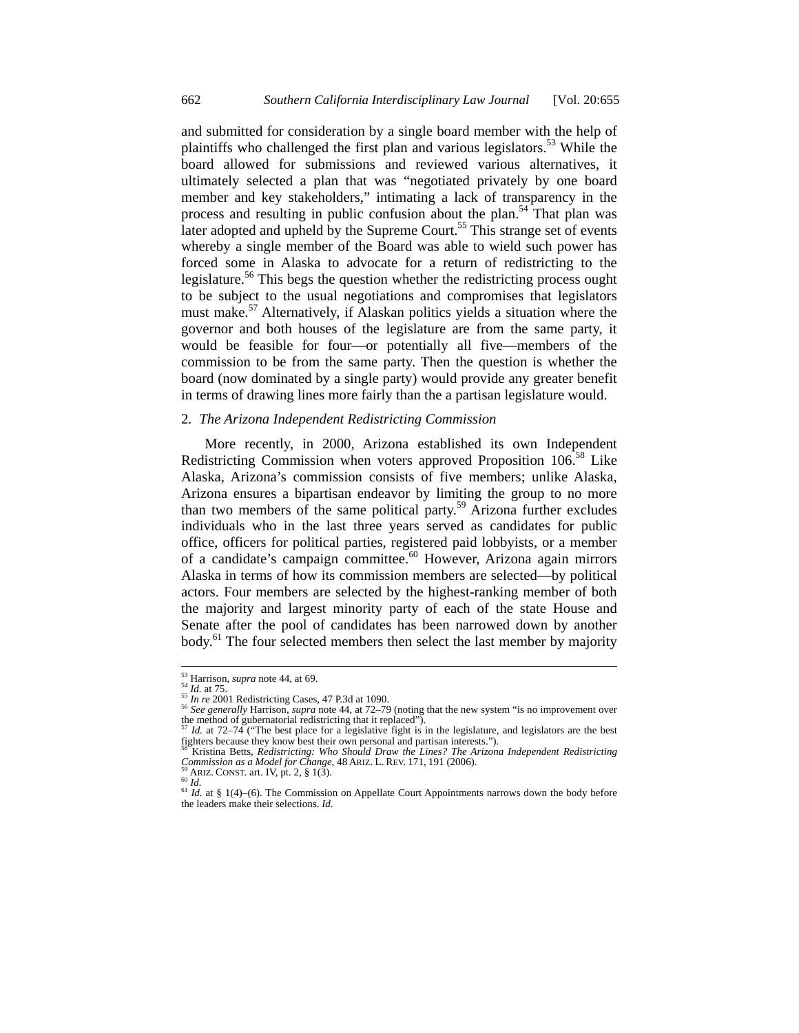and submitted for consideration by a single board member with the help of plaintiffs who challenged the first plan and various legislators.[53] While the board allowed for submissions and reviewed various alternatives, it ultimately selected a plan that was "negotiated privately by one board member and key stakeholders," intimating a lack of transparency in the process and resulting in public confusion about the plan.[54] That plan was later adopted and upheld by the Supreme Court.[55] This strange set of events whereby a single member of the Board was able to wield such power has forced some in Alaska to advocate for a return of redistricting to the legislature.[56] This begs the question whether the redistricting process ought to be subject to the usual negotiations and compromises that legislators must make.[57] Alternatively, if Alaskan politics yields a situation where the governor and both houses of the legislature are from the same party, it would be feasible for four—or potentially all five—members of the commission to be from the same party. Then the question is whether the board (now dominated by a single party) would provide any greater benefit in terms of drawing lines more fairly than the a partisan legislature would.

### 2. *The Arizona Independent Redistricting Commission*

More recently, in 2000, Arizona established its own Independent Redistricting Commission when voters approved Proposition 106.[58] Like Alaska, Arizona's commission consists of five members; unlike Alaska, Arizona ensures a bipartisan endeavor by limiting the group to no more than two members of the same political party.[59] Arizona further excludes individuals who in the last three years served as candidates for public office, officers for political parties, registered paid lobbyists, or a member of a candidate's campaign committee.[60] However, Arizona again mirrors Alaska in terms of how its commission members are selected—by political actors. Four members are selected by the highest-ranking member of both the majority and largest minority party of each of the state House and Senate after the pool of candidates has been narrowed down by another body.[61] The four selected members then select the last member by majority

---

[53] Harrison, *supra* note 44, at 69.
[54] *Id.* at 75.
[55] *In re* 2001 Redistricting Cases, 47 P.3d at 1090.
[56] *See generally* Harrison, *supra* note 44, at 72–79 (noting that the new system "is no improvement over the method of gubernatorial redistricting that it replaced").
[57] *Id.* at 72–74 ("The best place for a legislative fight is in the legislature, and legislators are the best fighters because they know best their own personal and partisan interests.").
[58] Kristina Betts, *Redistricting: Who Should Draw the Lines? The Arizona Independent Redistricting Commission as a Model for Change*, 48 ARIZ. L. REV. 171, 191 (2006).
[59] ARIZ. CONST. art. IV, pt. 2, § 1(3).
[60] *Id.*
[61] *Id.* at § 1(4)–(6). The Commission on Appellate Court Appointments narrows down the body before the leaders make their selections. *Id.*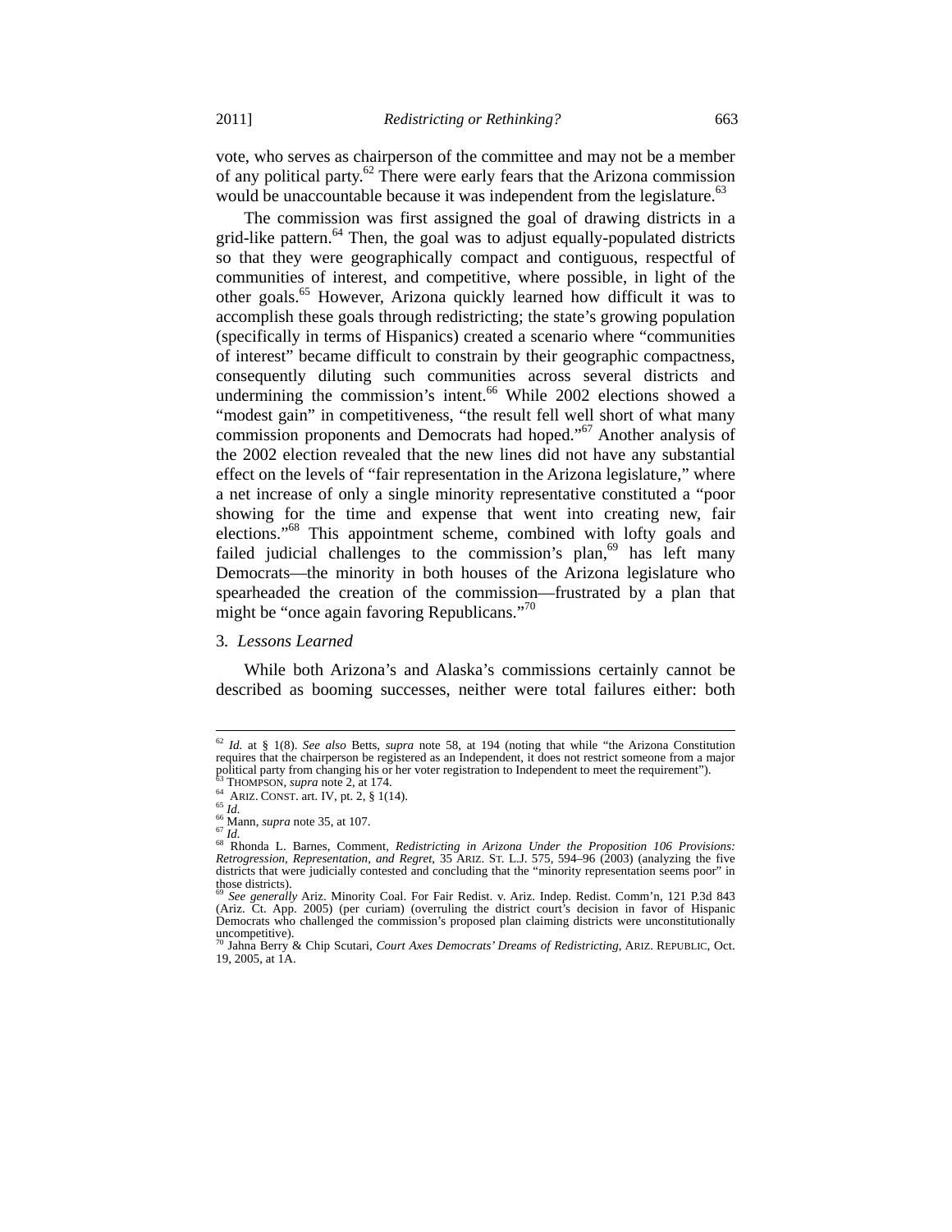vote, who serves as chairperson of the committee and may not be a member of any political party.[62] There were early fears that the Arizona commission would be unaccountable because it was independent from the legislature.[63]

The commission was first assigned the goal of drawing districts in a grid-like pattern.[64] Then, the goal was to adjust equally-populated districts so that they were geographically compact and contiguous, respectful of communities of interest, and competitive, where possible, in light of the other goals.[65] However, Arizona quickly learned how difficult it was to accomplish these goals through redistricting; the state's growing population (specifically in terms of Hispanics) created a scenario where "communities of interest" became difficult to constrain by their geographic compactness, consequently diluting such communities across several districts and undermining the commission's intent.[66] While 2002 elections showed a "modest gain" in competitiveness, "the result fell well short of what many commission proponents and Democrats had hoped."[67] Another analysis of the 2002 election revealed that the new lines did not have any substantial effect on the levels of "fair representation in the Arizona legislature," where a net increase of only a single minority representative constituted a "poor showing for the time and expense that went into creating new, fair elections."[68] This appointment scheme, combined with lofty goals and failed judicial challenges to the commission's plan,[69] has left many Democrats—the minority in both houses of the Arizona legislature who spearheaded the creation of the commission—frustrated by a plan that might be "once again favoring Republicans."[70]

### 3. *Lessons Learned*

While both Arizona's and Alaska's commissions certainly cannot be described as booming successes, neither were total failures either: both

---

[62] *Id.* at § 1(8). *See also* Betts, *supra* note 58, at 194 (noting that while "the Arizona Constitution requires that the chairperson be registered as an Independent, it does not restrict someone from a major political party from changing his or her voter registration to Independent to meet the requirement").

[63] THOMPSON, *supra* note 2, at 174.

[64] ARIZ. CONST. art. IV, pt. 2, § 1(14).

[65] *Id.*

[66] Mann, *supra* note 35, at 107.

[67] *Id.*

[68] Rhonda L. Barnes, Comment, *Redistricting in Arizona Under the Proposition 106 Provisions: Retrogression, Representation, and Regret*, 35 ARIZ. ST. L.J. 575, 594–96 (2003) (analyzing the five districts that were judicially contested and concluding that the "minority representation seems poor" in those districts).

[69] *See generally* Ariz. Minority Coal. For Fair Redist. v. Ariz. Indep. Redist. Comm'n, 121 P.3d 843 (Ariz. Ct. App. 2005) (per curiam) (overruling the district court's decision in favor of Hispanic Democrats who challenged the commission's proposed plan claiming districts were unconstitutionally uncompetitive).

[70] Jahna Berry & Chip Scutari, *Court Axes Democrats' Dreams of Redistricting*, ARIZ. REPUBLIC, Oct. 19, 2005, at 1A.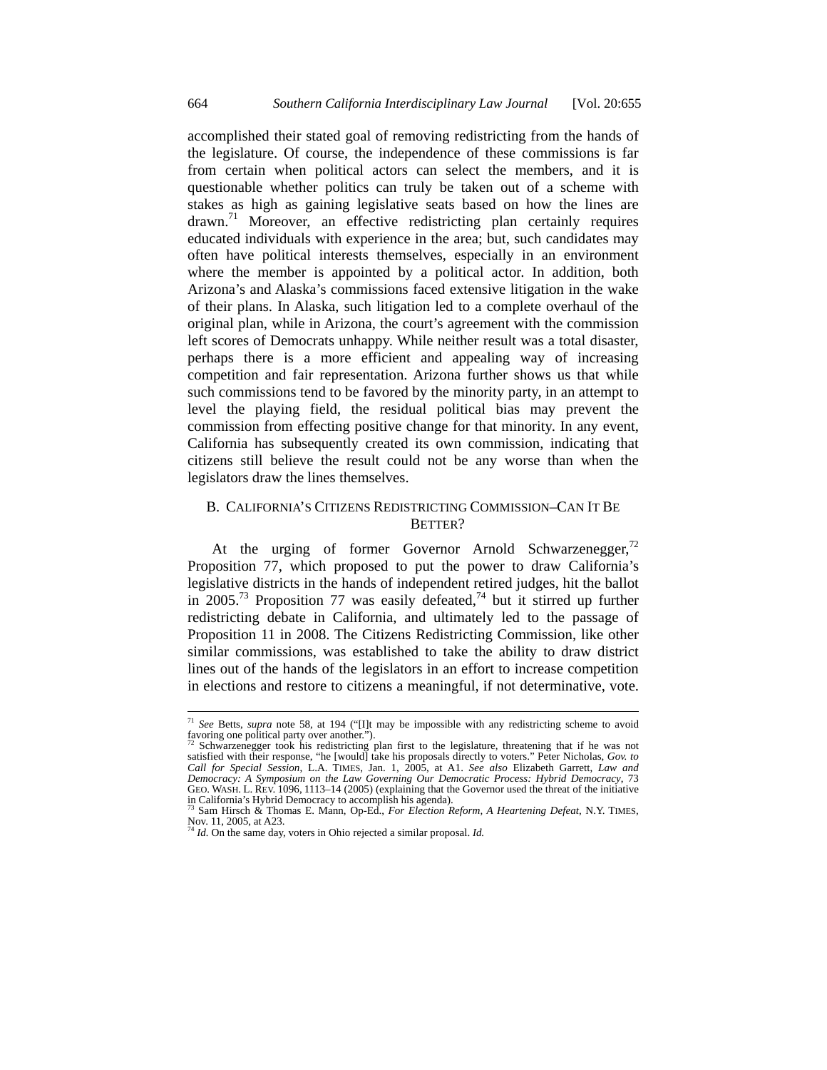accomplished their stated goal of removing redistricting from the hands of the legislature. Of course, the independence of these commissions is far from certain when political actors can select the members, and it is questionable whether politics can truly be taken out of a scheme with stakes as high as gaining legislative seats based on how the lines are drawn.[71] Moreover, an effective redistricting plan certainly requires educated individuals with experience in the area; but, such candidates may often have political interests themselves, especially in an environment where the member is appointed by a political actor. In addition, both Arizona's and Alaska's commissions faced extensive litigation in the wake of their plans. In Alaska, such litigation led to a complete overhaul of the original plan, while in Arizona, the court's agreement with the commission left scores of Democrats unhappy. While neither result was a total disaster, perhaps there is a more efficient and appealing way of increasing competition and fair representation. Arizona further shows us that while such commissions tend to be favored by the minority party, in an attempt to level the playing field, the residual political bias may prevent the commission from effecting positive change for that minority. In any event, California has subsequently created its own commission, indicating that citizens still believe the result could not be any worse than when the legislators draw the lines themselves.

## B. CALIFORNIA'S CITIZENS REDISTRICTING COMMISSION–CAN IT BE BETTER?

At the urging of former Governor Arnold Schwarzenegger,[72] Proposition 77, which proposed to put the power to draw California's legislative districts in the hands of independent retired judges, hit the ballot in 2005.[73] Proposition 77 was easily defeated,[74] but it stirred up further redistricting debate in California, and ultimately led to the passage of Proposition 11 in 2008. The Citizens Redistricting Commission, like other similar commissions, was established to take the ability to draw district lines out of the hands of the legislators in an effort to increase competition in elections and restore to citizens a meaningful, if not determinative, vote.

---

[71] *See* Betts, *supra* note 58, at 194 ("[I]t may be impossible with any redistricting scheme to avoid favoring one political party over another.").

[72] Schwarzenegger took his redistricting plan first to the legislature, threatening that if he was not satisfied with their response, "he [would] take his proposals directly to voters." Peter Nicholas, *Gov. to Call for Special Session*, L.A. TIMES, Jan. 1, 2005, at A1. *See also* Elizabeth Garrett, *Law and Democracy: A Symposium on the Law Governing Our Democratic Process: Hybrid Democracy*, 73 GEO. WASH. L. REV. 1096, 1113–14 (2005) (explaining that the Governor used the threat of the initiative in California's Hybrid Democracy to accomplish his agenda).

[73] Sam Hirsch & Thomas E. Mann, Op-Ed., *For Election Reform, A Heartening Defeat*, N.Y. TIMES, Nov. 11, 2005, at A23.

[74] *Id.* On the same day, voters in Ohio rejected a similar proposal. *Id.*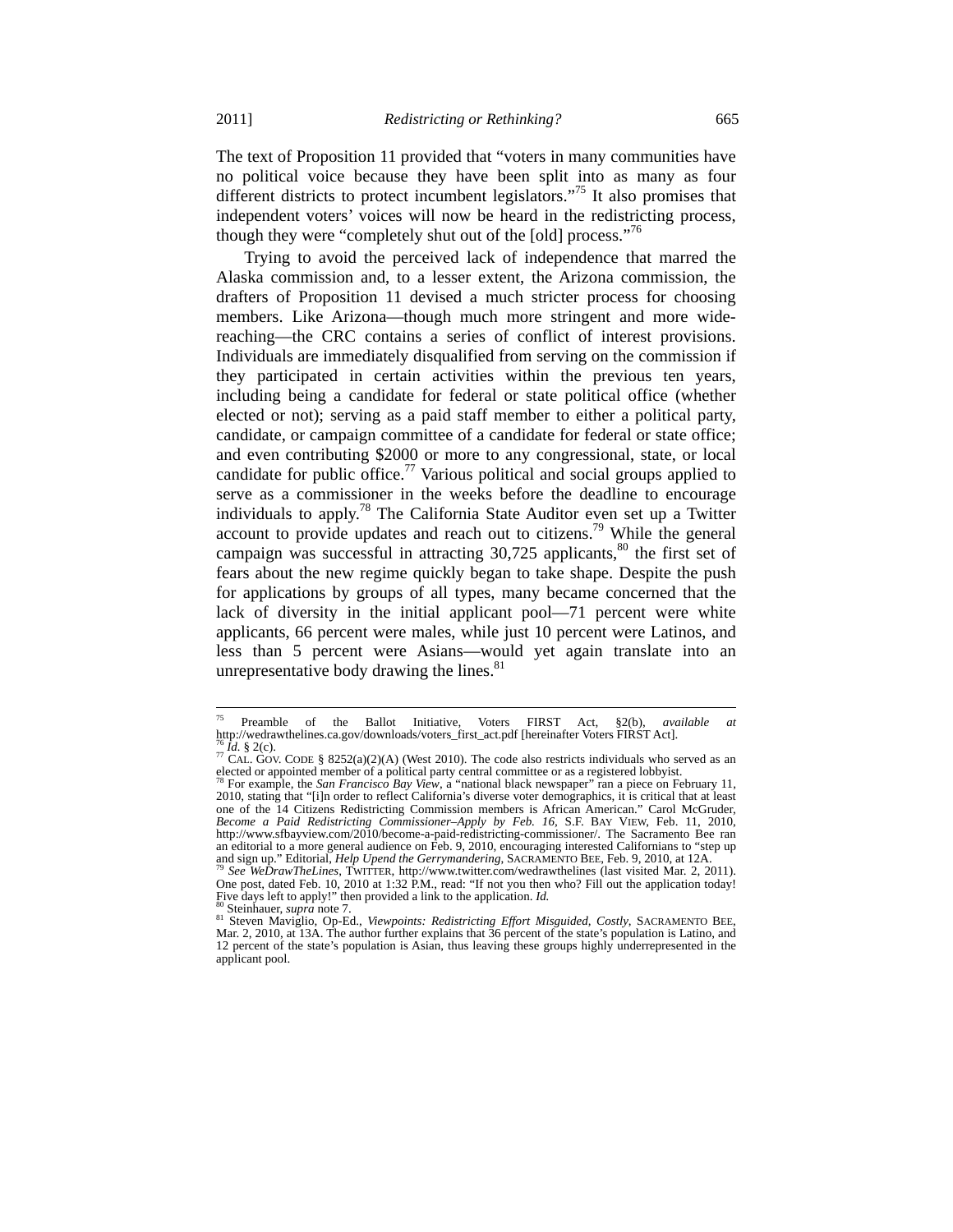The text of Proposition 11 provided that "voters in many communities have no political voice because they have been split into as many as four different districts to protect incumbent legislators."[75] It also promises that independent voters' voices will now be heard in the redistricting process, though they were "completely shut out of the [old] process."[76]

Trying to avoid the perceived lack of independence that marred the Alaska commission and, to a lesser extent, the Arizona commission, the drafters of Proposition 11 devised a much stricter process for choosing members. Like Arizona—though much more stringent and more wide-reaching—the CRC contains a series of conflict of interest provisions. Individuals are immediately disqualified from serving on the commission if they participated in certain activities within the previous ten years, including being a candidate for federal or state political office (whether elected or not); serving as a paid staff member to either a political party, candidate, or campaign committee of a candidate for federal or state office; and even contributing $2000 or more to any congressional, state, or local candidate for public office.[77] Various political and social groups applied to serve as a commissioner in the weeks before the deadline to encourage individuals to apply.[78] The California State Auditor even set up a Twitter account to provide updates and reach out to citizens.[79] While the general campaign was successful in attracting 30,725 applicants,[80] the first set of fears about the new regime quickly began to take shape. Despite the push for applications by groups of all types, many became concerned that the lack of diversity in the initial applicant pool—71 percent were white applicants, 66 percent were males, while just 10 percent were Latinos, and less than 5 percent were Asians—would yet again translate into an unrepresentative body drawing the lines.[81]

---

[75] Preamble of the Ballot Initiative, Voters FIRST Act, §2(b), *available at* http://wedrawthelines.ca.gov/downloads/voters_first_act.pdf [hereinafter Voters FIRST Act].

[76] *Id.* § 2(c).

[77] CAL. GOV. CODE § 8252(a)(2)(A) (West 2010). The code also restricts individuals who served as an elected or appointed member of a political party central committee or as a registered lobbyist.

[78] For example, the *San Francisco Bay View*, a "national black newspaper" ran a piece on February 11, 2010, stating that "[i]n order to reflect California's diverse voter demographics, it is critical that at least one of the 14 Citizens Redistricting Commission members is African American." Carol McGruder, *Become a Paid Redistricting Commissioner–Apply by Feb. 16*, S.F. BAY VIEW, Feb. 11, 2010, http://www.sfbayview.com/2010/become-a-paid-redistricting-commissioner/. The Sacramento Bee ran an editorial to a more general audience on Feb. 9, 2010, encouraging interested Californians to "step up and sign up." Editorial, *Help Upend the Gerrymandering*, SACRAMENTO BEE, Feb. 9, 2010, at 12A.

[79] *See WeDrawTheLines*, TWITTER, http://www.twitter.com/wedrawthelines (last visited Mar. 2, 2011). One post, dated Feb. 10, 2010 at 1:32 P.M., read: "If not you then who? Fill out the application today! Five days left to apply!" then provided a link to the application. *Id.*

[80] Steinhauer, *supra* note 7.

[81] Steven Maviglio, Op-Ed., *Viewpoints: Redistricting Effort Misguided, Costly*, SACRAMENTO BEE, Mar. 2, 2010, at 13A. The author further explains that 36 percent of the state's population is Latino, and 12 percent of the state's population is Asian, thus leaving these groups highly underrepresented in the applicant pool.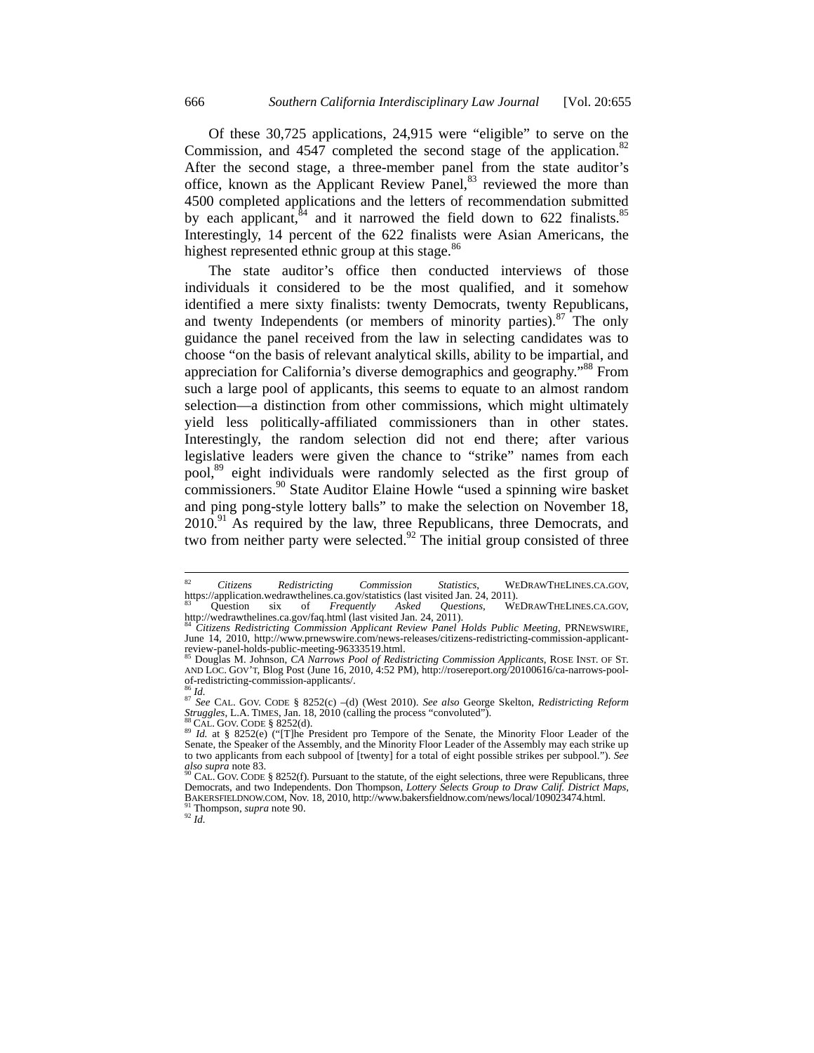Of these 30,725 applications, 24,915 were "eligible" to serve on the Commission, and 4547 completed the second stage of the application.[82] After the second stage, a three-member panel from the state auditor's office, known as the Applicant Review Panel,[83] reviewed the more than 4500 completed applications and the letters of recommendation submitted by each applicant,[84] and it narrowed the field down to 622 finalists.[85] Interestingly, 14 percent of the 622 finalists were Asian Americans, the highest represented ethnic group at this stage.[86]

The state auditor's office then conducted interviews of those individuals it considered to be the most qualified, and it somehow identified a mere sixty finalists: twenty Democrats, twenty Republicans, and twenty Independents (or members of minority parties).[87] The only guidance the panel received from the law in selecting candidates was to choose "on the basis of relevant analytical skills, ability to be impartial, and appreciation for California's diverse demographics and geography."[88] From such a large pool of applicants, this seems to equate to an almost random selection—a distinction from other commissions, which might ultimately yield less politically-affiliated commissioners than in other states. Interestingly, the random selection did not end there; after various legislative leaders were given the chance to "strike" names from each pool,[89] eight individuals were randomly selected as the first group of commissioners.[90] State Auditor Elaine Howle "used a spinning wire basket and ping pong-style lottery balls" to make the selection on November 18, 2010.[91] As required by the law, three Republicans, three Democrats, and two from neither party were selected.[92] The initial group consisted of three

---

[82] *Citizens Redistricting Commission Statistics*, WEDRAWTHELINES.CA.GOV, https://application.wedrawthelines.ca.gov/statistics (last visited Jan. 24, 2011).

[83] Question six of *Frequently Asked Questions*, WEDRAWTHELINES.CA.GOV, http://wedrawthelines.ca.gov/faq.html (last visited Jan. 24, 2011).

[84] *Citizens Redistricting Commission Applicant Review Panel Holds Public Meeting*, PRNEWSWIRE, June 14, 2010, http://www.prnewswire.com/news-releases/citizens-redistricting-commission-applicant-review-panel-holds-public-meeting-96333519.html.

[85] Douglas M. Johnson, *CA Narrows Pool of Redistricting Commission Applicants*, ROSE INST. OF ST. AND LOC. GOV'T, Blog Post (June 16, 2010, 4:52 PM), http://rosereport.org/20100616/ca-narrows-pool-of-redistricting-commission-applicants/.

[86] *Id.*

[87] *See* CAL. GOV. CODE § 8252(c) –(d) (West 2010). *See also* George Skelton, *Redistricting Reform Struggles*, L.A. TIMES, Jan. 18, 2010 (calling the process "convoluted").

[88] CAL. GOV. CODE § 8252(d).

[89] *Id.* at § 8252(e) ("[T]he President pro Tempore of the Senate, the Minority Floor Leader of the Senate, the Speaker of the Assembly, and the Minority Floor Leader of the Assembly may each strike up to two applicants from each subpool of [twenty] for a total of eight possible strikes per subpool."). *See also supra* note 83.

[90] CAL. GOV. CODE § 8252(f). Pursuant to the statute, of the eight selections, three were Republicans, three Democrats, and two Independents. Don Thompson, *Lottery Selects Group to Draw Calif. District Maps*, BAKERSFIELDNOW.COM, Nov. 18, 2010, http://www.bakersfieldnow.com/news/local/109023474.html.

[91] Thompson, *supra* note 90.

[92] *Id.*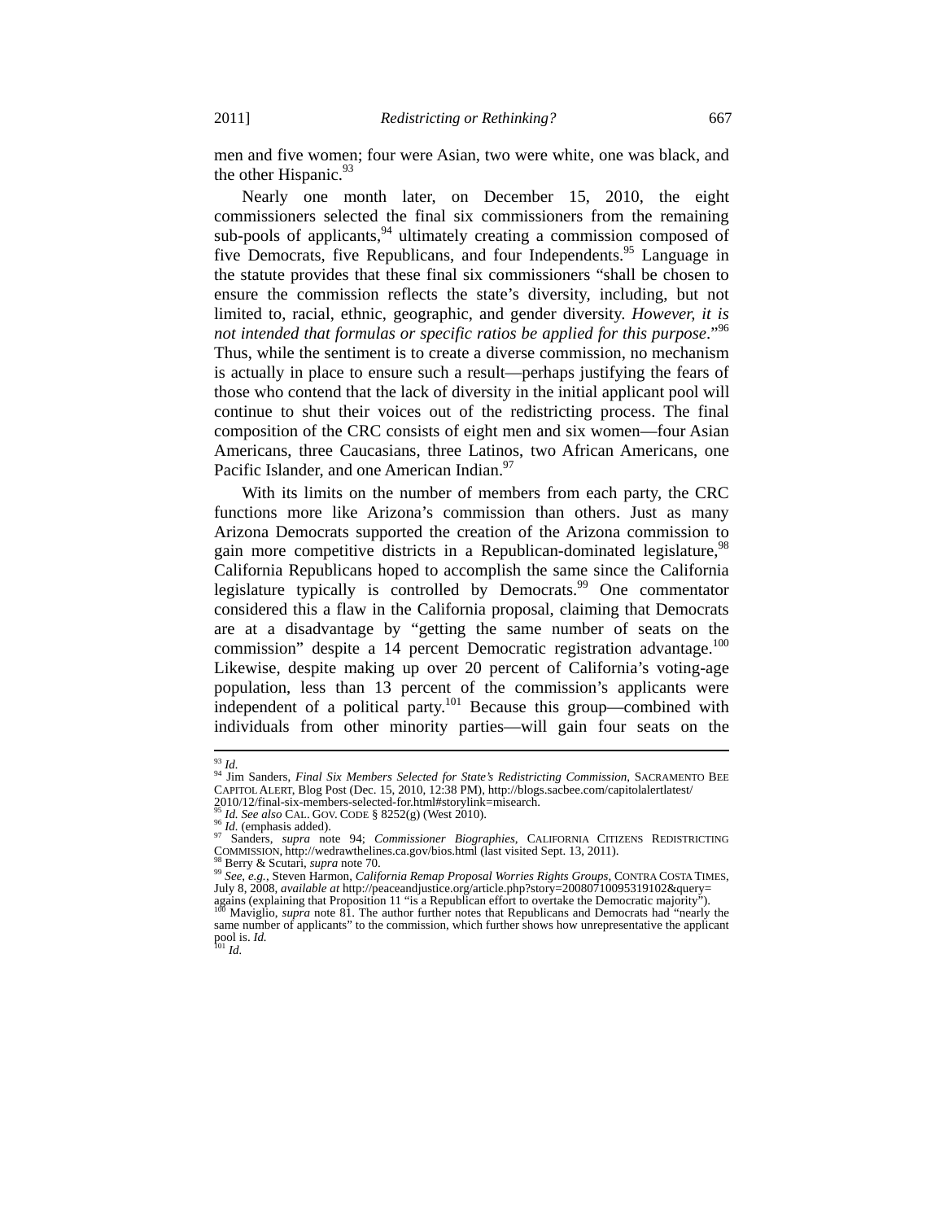men and five women; four were Asian, two were white, one was black, and the other Hispanic.[93]

Nearly one month later, on December 15, 2010, the eight commissioners selected the final six commissioners from the remaining sub-pools of applicants,[94] ultimately creating a commission composed of five Democrats, five Republicans, and four Independents.[95] Language in the statute provides that these final six commissioners "shall be chosen to ensure the commission reflects the state's diversity, including, but not limited to, racial, ethnic, geographic, and gender diversity. *However, it is not intended that formulas or specific ratios be applied for this purpose*."[96] Thus, while the sentiment is to create a diverse commission, no mechanism is actually in place to ensure such a result—perhaps justifying the fears of those who contend that the lack of diversity in the initial applicant pool will continue to shut their voices out of the redistricting process. The final composition of the CRC consists of eight men and six women—four Asian Americans, three Caucasians, three Latinos, two African Americans, one Pacific Islander, and one American Indian.[97]

With its limits on the number of members from each party, the CRC functions more like Arizona's commission than others. Just as many Arizona Democrats supported the creation of the Arizona commission to gain more competitive districts in a Republican-dominated legislature,[98] California Republicans hoped to accomplish the same since the California legislature typically is controlled by Democrats.[99] One commentator considered this a flaw in the California proposal, claiming that Democrats are at a disadvantage by "getting the same number of seats on the commission" despite a 14 percent Democratic registration advantage.[100] Likewise, despite making up over 20 percent of California's voting-age population, less than 13 percent of the commission's applicants were independent of a political party.[101] Because this group—combined with individuals from other minority parties—will gain four seats on the

---

[93] *Id.*

[94] Jim Sanders, *Final Six Members Selected for State's Redistricting Commission*, SACRAMENTO BEE CAPITOL ALERT, Blog Post (Dec. 15, 2010, 12:38 PM), http://blogs.sacbee.com/capitolalertlatest/2010/12/final-six-members-selected-for.html#storylink=misearch.

[95] *Id. See also* CAL. GOV. CODE § 8252(g) (West 2010).

[96] *Id.* (emphasis added).

[97] Sanders, *supra* note 94; *Commissioner Biographies*, CALIFORNIA CITIZENS REDISTRICTING COMMISSION, http://wedrawthelines.ca.gov/bios.html (last visited Sept. 13, 2011).

[98] Berry & Scutari, *supra* note 70.

[99] *See, e.g.*, Steven Harmon, *California Remap Proposal Worries Rights Groups*, CONTRA COSTA TIMES, July 8, 2008, *available at* http://peaceandjustice.org/article.php?story=20080710095319102&query=agains (explaining that Proposition 11 "is a Republican effort to overtake the Democratic majority").

[100] Maviglio, *supra* note 81. The author further notes that Republicans and Democrats had "nearly the same number of applicants" to the commission, which further shows how unrepresentative the applicant pool is. *Id.*

[101] *Id.*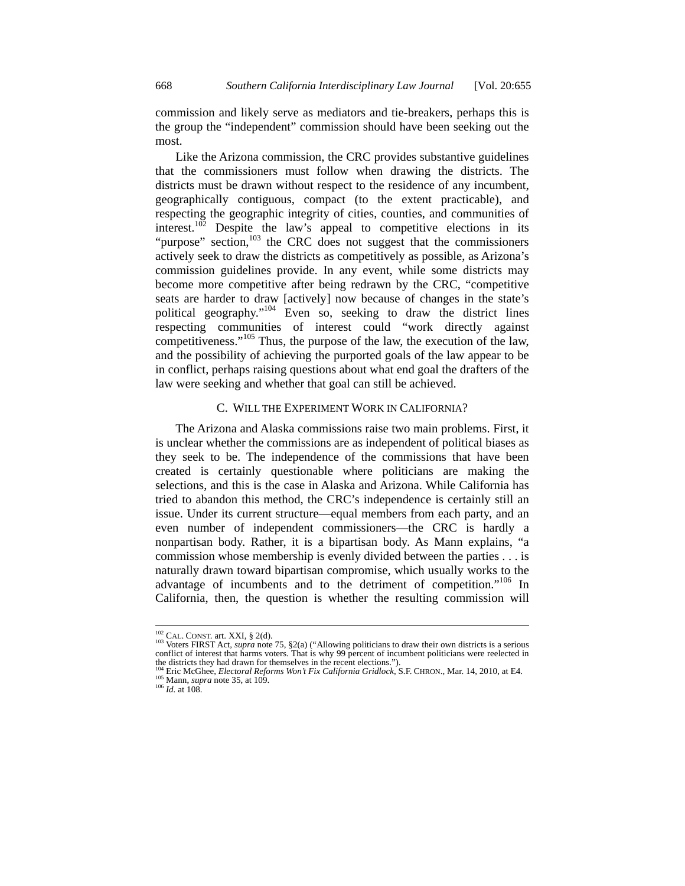commission and likely serve as mediators and tie-breakers, perhaps this is the group the "independent" commission should have been seeking out the most.

Like the Arizona commission, the CRC provides substantive guidelines that the commissioners must follow when drawing the districts. The districts must be drawn without respect to the residence of any incumbent, geographically contiguous, compact (to the extent practicable), and respecting the geographic integrity of cities, counties, and communities of interest.[102] Despite the law's appeal to competitive elections in its "purpose" section,[103] the CRC does not suggest that the commissioners actively seek to draw the districts as competitively as possible, as Arizona's commission guidelines provide. In any event, while some districts may become more competitive after being redrawn by the CRC, "competitive seats are harder to draw [actively] now because of changes in the state's political geography."[104] Even so, seeking to draw the district lines respecting communities of interest could "work directly against competitiveness."[105] Thus, the purpose of the law, the execution of the law, and the possibility of achieving the purported goals of the law appear to be in conflict, perhaps raising questions about what end goal the drafters of the law were seeking and whether that goal can still be achieved.

### C. WILL THE EXPERIMENT WORK IN CALIFORNIA?

The Arizona and Alaska commissions raise two main problems. First, it is unclear whether the commissions are as independent of political biases as they seek to be. The independence of the commissions that have been created is certainly questionable where politicians are making the selections, and this is the case in Alaska and Arizona. While California has tried to abandon this method, the CRC's independence is certainly still an issue. Under its current structure—equal members from each party, and an even number of independent commissioners—the CRC is hardly a nonpartisan body. Rather, it is a bipartisan body. As Mann explains, "a commission whose membership is evenly divided between the parties . . . is naturally drawn toward bipartisan compromise, which usually works to the advantage of incumbents and to the detriment of competition."[106] In California, then, the question is whether the resulting commission will

---

[102] CAL. CONST. art. XXI, § 2(d).

[103] Voters FIRST Act, *supra* note 75, §2(a) ("Allowing politicians to draw their own districts is a serious conflict of interest that harms voters. That is why 99 percent of incumbent politicians were reelected in the districts they had drawn for themselves in the recent elections.").

[104] Eric McGhee, *Electoral Reforms Won't Fix California Gridlock*, S.F. CHRON., Mar. 14, 2010, at E4.

[105] Mann, *supra* note 35, at 109.

[106] *Id.* at 108.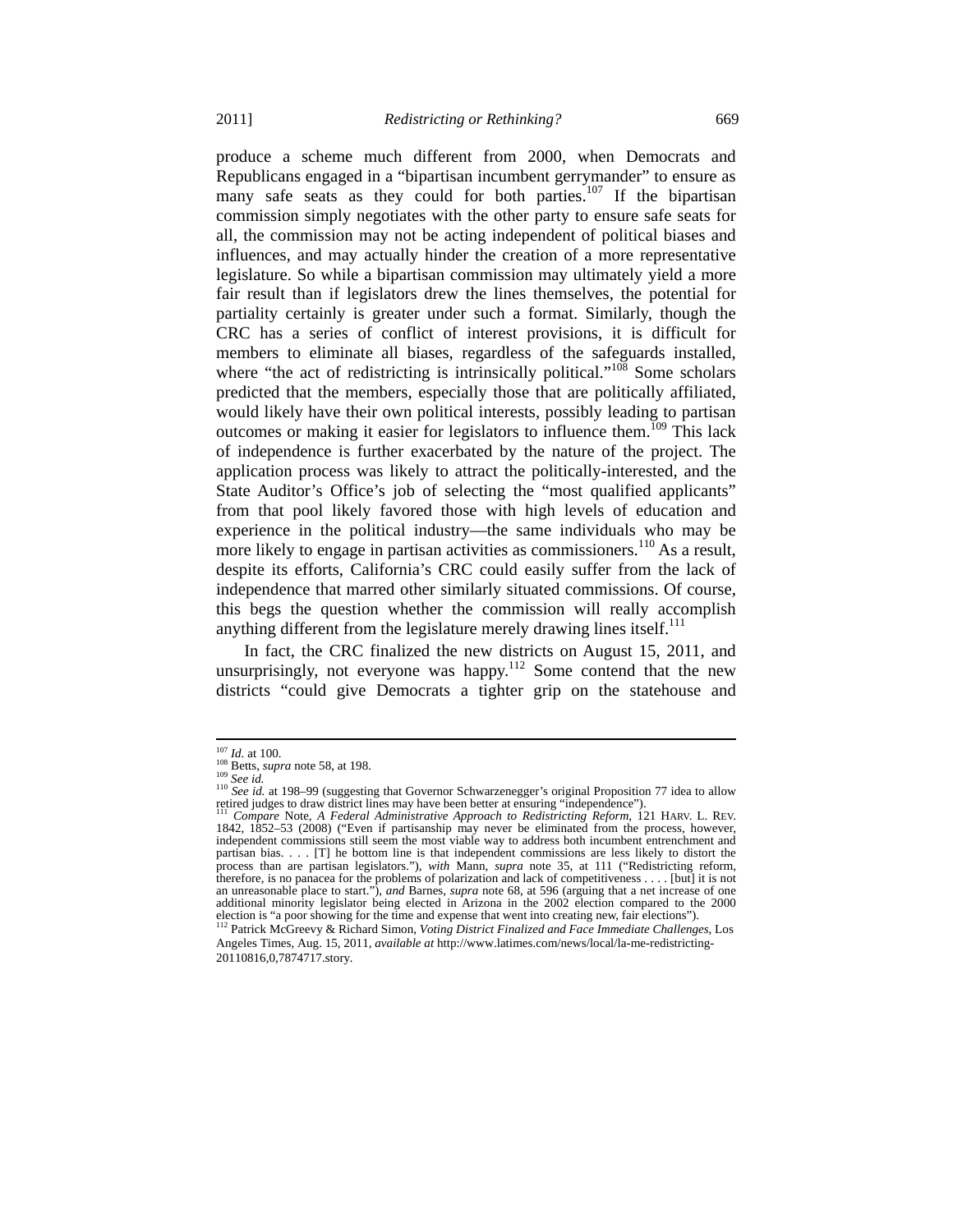produce a scheme much different from 2000, when Democrats and Republicans engaged in a "bipartisan incumbent gerrymander" to ensure as many safe seats as they could for both parties.[107] If the bipartisan commission simply negotiates with the other party to ensure safe seats for all, the commission may not be acting independent of political biases and influences, and may actually hinder the creation of a more representative legislature. So while a bipartisan commission may ultimately yield a more fair result than if legislators drew the lines themselves, the potential for partiality certainly is greater under such a format. Similarly, though the CRC has a series of conflict of interest provisions, it is difficult for members to eliminate all biases, regardless of the safeguards installed, where "the act of redistricting is intrinsically political."[108] Some scholars predicted that the members, especially those that are politically affiliated, would likely have their own political interests, possibly leading to partisan outcomes or making it easier for legislators to influence them.[109] This lack of independence is further exacerbated by the nature of the project. The application process was likely to attract the politically-interested, and the State Auditor's Office's job of selecting the "most qualified applicants" from that pool likely favored those with high levels of education and experience in the political industry—the same individuals who may be more likely to engage in partisan activities as commissioners.[110] As a result, despite its efforts, California's CRC could easily suffer from the lack of independence that marred other similarly situated commissions. Of course, this begs the question whether the commission will really accomplish anything different from the legislature merely drawing lines itself.[111]

In fact, the CRC finalized the new districts on August 15, 2011, and unsurprisingly, not everyone was happy.[112] Some contend that the new districts "could give Democrats a tighter grip on the statehouse and

---

[107] *Id.* at 100.

[108] Betts, *supra* note 58, at 198.

[109] *See id.*

[110] *See id.* at 198–99 (suggesting that Governor Schwarzenegger's original Proposition 77 idea to allow retired judges to draw district lines may have been better at ensuring "independence").

[111] *Compare* Note, *A Federal Administrative Approach to Redistricting Reform*, 121 HARV. L. REV. 1842, 1852–53 (2008) ("Even if partisanship may never be eliminated from the process, however, independent commissions still seem the most viable way to address both incumbent entrenchment and partisan bias. . . . [T] he bottom line is that independent commissions are less likely to distort the process than are partisan legislators."), *with* Mann, *supra* note 35, at 111 ("Redistricting reform, therefore, is no panacea for the problems of polarization and lack of competitiveness . . . . [but] it is not an unreasonable place to start."), *and* Barnes, *supra* note 68, at 596 (arguing that a net increase of one additional minority legislator being elected in Arizona in the 2002 election compared to the 2000 election is "a poor showing for the time and expense that went into creating new, fair elections").

[112] Patrick McGreevy & Richard Simon, *Voting District Finalized and Face Immediate Challenges*, Los Angeles Times, Aug. 15, 2011, *available at* http://www.latimes.com/news/local/la-me-redistricting-20110816,0,7874717.story.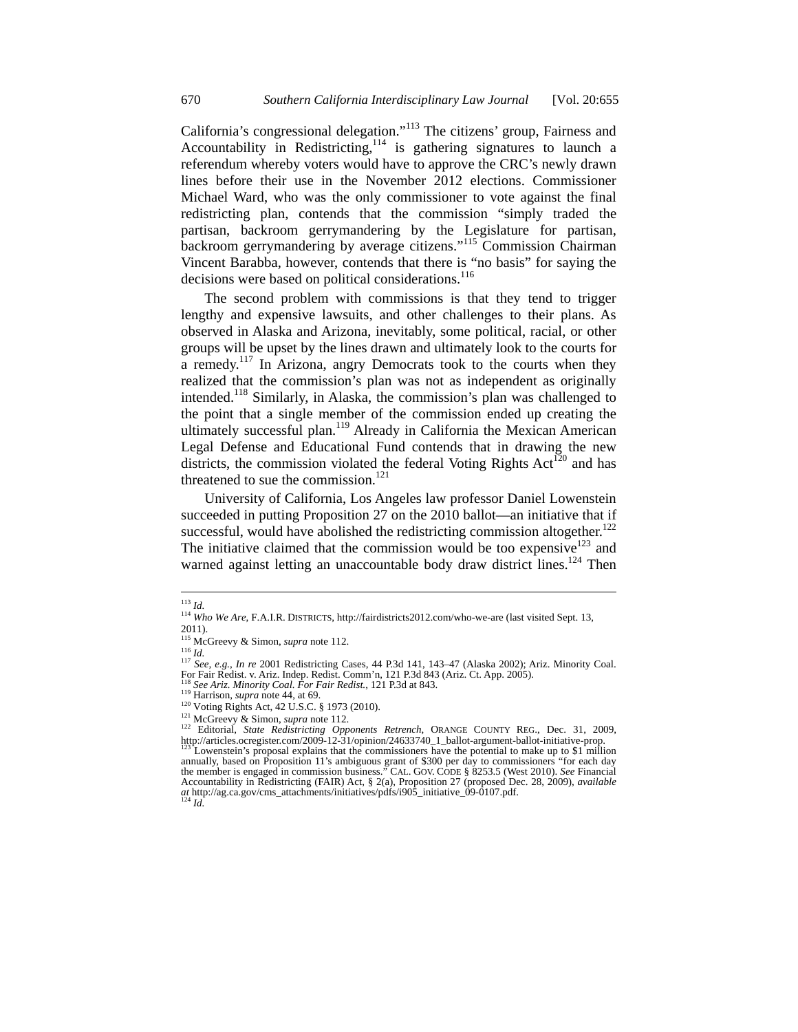California's congressional delegation."[113] The citizens' group, Fairness and Accountability in Redistricting,[114] is gathering signatures to launch a referendum whereby voters would have to approve the CRC's newly drawn lines before their use in the November 2012 elections. Commissioner Michael Ward, who was the only commissioner to vote against the final redistricting plan, contends that the commission "simply traded the partisan, backroom gerrymandering by the Legislature for partisan, backroom gerrymandering by average citizens."[115] Commission Chairman Vincent Barabba, however, contends that there is "no basis" for saying the decisions were based on political considerations.[116]

The second problem with commissions is that they tend to trigger lengthy and expensive lawsuits, and other challenges to their plans. As observed in Alaska and Arizona, inevitably, some political, racial, or other groups will be upset by the lines drawn and ultimately look to the courts for a remedy.[117] In Arizona, angry Democrats took to the courts when they realized that the commission's plan was not as independent as originally intended.[118] Similarly, in Alaska, the commission's plan was challenged to the point that a single member of the commission ended up creating the ultimately successful plan.[119] Already in California the Mexican American Legal Defense and Educational Fund contends that in drawing the new districts, the commission violated the federal Voting Rights Act[120] and has threatened to sue the commission.[121]

University of California, Los Angeles law professor Daniel Lowenstein succeeded in putting Proposition 27 on the 2010 ballot—an initiative that if successful, would have abolished the redistricting commission altogether.[122] The initiative claimed that the commission would be too expensive[123] and warned against letting an unaccountable body draw district lines.[124] Then

---

[113] *Id.*

[114] *Who We Are*, F.A.I.R. DISTRICTS, http://fairdistricts2012.com/who-we-are (last visited Sept. 13, 2011).

[115] McGreevy & Simon, *supra* note 112.

[116] *Id.*

[117] *See, e.g.*, *In re* 2001 Redistricting Cases, 44 P.3d 141, 143–47 (Alaska 2002); Ariz. Minority Coal. For Fair Redist. v. Ariz. Indep. Redist. Comm'n, 121 P.3d 843 (Ariz. Ct. App. 2005).

[118] *See Ariz. Minority Coal. For Fair Redist.*, 121 P.3d at 843.

[119] Harrison, *supra* note 44, at 69.

[120] Voting Rights Act, 42 U.S.C. § 1973 (2010).

[121] McGreevy & Simon, *supra* note 112.

[122] Editorial, *State Redistricting Opponents Retrench*, ORANGE COUNTY REG., Dec. 31, 2009, http://articles.ocregister.com/2009-12-31/opinion/24633740_1_ballot-argument-ballot-initiative-prop.

[123] Lowenstein's proposal explains that the commissioners have the potential to make up to $1 million annually, based on Proposition 11's ambiguous grant of $300 per day to commissioners "for each day the member is engaged in commission business." CAL. GOV. CODE § 8253.5 (West 2010). *See* Financial Accountability in Redistricting (FAIR) Act, § 2(a), Proposition 27 (proposed Dec. 28, 2009), *available at* http://ag.ca.gov/cms_attachments/initiatives/pdfs/i905_initiative_09-0107.pdf.

[124] *Id.*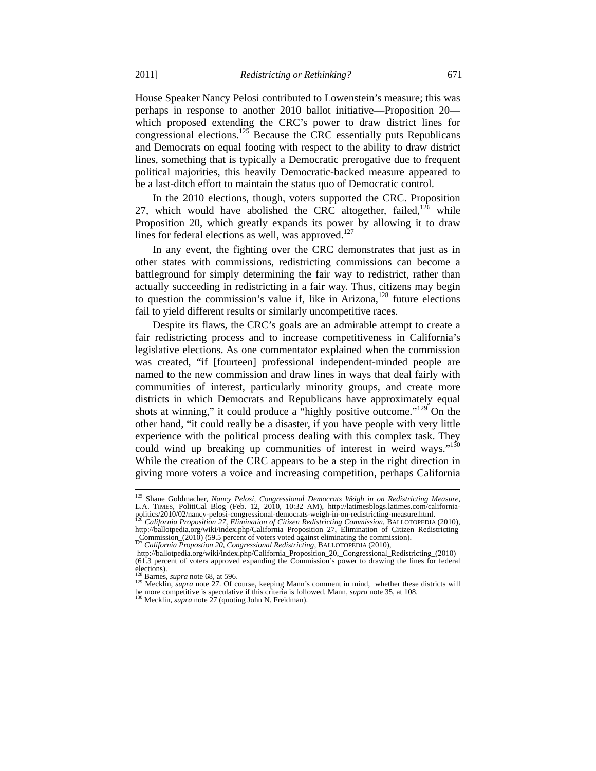House Speaker Nancy Pelosi contributed to Lowenstein's measure; this was perhaps in response to another 2010 ballot initiative—Proposition 20—which proposed extending the CRC's power to draw district lines for congressional elections.[125] Because the CRC essentially puts Republicans and Democrats on equal footing with respect to the ability to draw district lines, something that is typically a Democratic prerogative due to frequent political majorities, this heavily Democratic-backed measure appeared to be a last-ditch effort to maintain the status quo of Democratic control.

In the 2010 elections, though, voters supported the CRC. Proposition 27, which would have abolished the CRC altogether, failed,[126] while Proposition 20, which greatly expands its power by allowing it to draw lines for federal elections as well, was approved.[127]

In any event, the fighting over the CRC demonstrates that just as in other states with commissions, redistricting commissions can become a battleground for simply determining the fair way to redistrict, rather than actually succeeding in redistricting in a fair way. Thus, citizens may begin to question the commission's value if, like in Arizona,[128] future elections fail to yield different results or similarly uncompetitive races.

Despite its flaws, the CRC's goals are an admirable attempt to create a fair redistricting process and to increase competitiveness in California's legislative elections. As one commentator explained when the commission was created, "if [fourteen] professional independent-minded people are named to the new commission and draw lines in ways that deal fairly with communities of interest, particularly minority groups, and create more districts in which Democrats and Republicans have approximately equal shots at winning," it could produce a "highly positive outcome."[129] On the other hand, "it could really be a disaster, if you have people with very little experience with the political process dealing with this complex task. They could wind up breaking up communities of interest in weird ways."[130] While the creation of the CRC appears to be a step in the right direction in giving more voters a voice and increasing competition, perhaps California

---

[125] Shane Goldmacher, *Nancy Pelosi, Congressional Democrats Weigh in on Redistricting Measure*, L.A. TIMES, PolitiCal Blog (Feb. 12, 2010, 10:32 AM), http://latimesblogs.latimes.com/california-politics/2010/02/nancy-pelosi-congressional-democrats-weigh-in-on-redistricting-measure.html.

[126] *California Proposition 27, Elimination of Citizen Redistricting Commission*, BALLOTOPEDIA (2010), http://ballotpedia.org/wiki/index.php/California_Proposition_27,_Elimination_of_Citizen_Redistricting_Commission_(2010) (59.5 percent of voters voted against eliminating the commission).

[127] *California Propostion 20, Congressional Redistricting*, BALLOTOPEDIA (2010), http://ballotpedia.org/wiki/index.php/California_Proposition_20,_Congressional_Redistricting_(2010) (61.3 percent of voters approved expanding the Commission's power to drawing the lines for federal elections).

[128] Barnes, *supra* note 68, at 596.

[129] Mecklin, *supra* note 27. Of course, keeping Mann's comment in mind, whether these districts will be more competitive is speculative if this criteria is followed. Mann, *supra* note 35, at 108.

[130] Mecklin, *supra* note 27 (quoting John N. Freidman).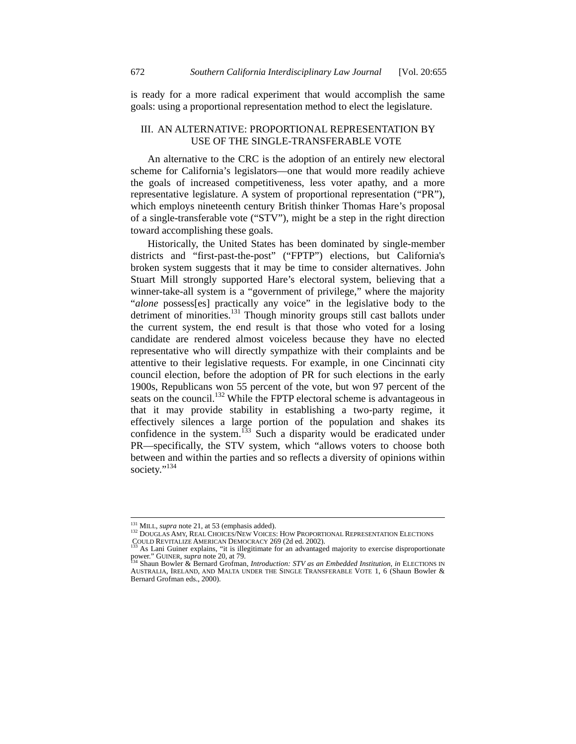is ready for a more radical experiment that would accomplish the same goals: using a proportional representation method to elect the legislature.

## III. AN ALTERNATIVE: PROPORTIONAL REPRESENTATION BY USE OF THE SINGLE-TRANSFERABLE VOTE

An alternative to the CRC is the adoption of an entirely new electoral scheme for California's legislators—one that would more readily achieve the goals of increased competitiveness, less voter apathy, and a more representative legislature. A system of proportional representation ("PR"), which employs nineteenth century British thinker Thomas Hare's proposal of a single-transferable vote ("STV"), might be a step in the right direction toward accomplishing these goals.

Historically, the United States has been dominated by single-member districts and "first-past-the-post" ("FPTP") elections, but California's broken system suggests that it may be time to consider alternatives. John Stuart Mill strongly supported Hare's electoral system, believing that a winner-take-all system is a "government of privilege," where the majority "*alone* possess[es] practically any voice" in the legislative body to the detriment of minorities.[131] Though minority groups still cast ballots under the current system, the end result is that those who voted for a losing candidate are rendered almost voiceless because they have no elected representative who will directly sympathize with their complaints and be attentive to their legislative requests. For example, in one Cincinnati city council election, before the adoption of PR for such elections in the early 1900s, Republicans won 55 percent of the vote, but won 97 percent of the seats on the council.[132] While the FPTP electoral scheme is advantageous in that it may provide stability in establishing a two-party regime, it effectively silences a large portion of the population and shakes its confidence in the system.[133] Such a disparity would be eradicated under PR—specifically, the STV system, which "allows voters to choose both between and within the parties and so reflects a diversity of opinions within society."[134]

---

[131] MILL, *supra* note 21, at 53 (emphasis added).

[132] DOUGLAS AMY, REAL CHOICES/NEW VOICES: HOW PROPORTIONAL REPRESENTATION ELECTIONS COULD REVITALIZE AMERICAN DEMOCRACY 269 (2d ed. 2002).

[133] As Lani Guiner explains, "it is illegitimate for an advantaged majority to exercise disproportionate power." GUINER, *supra* note 20, at 79.

[134] Shaun Bowler & Bernard Grofman, *Introduction: STV as an Embedded Institution*, *in* ELECTIONS IN AUSTRALIA, IRELAND, AND MALTA UNDER THE SINGLE TRANSFERABLE VOTE 1, 6 (Shaun Bowler & Bernard Grofman eds., 2000).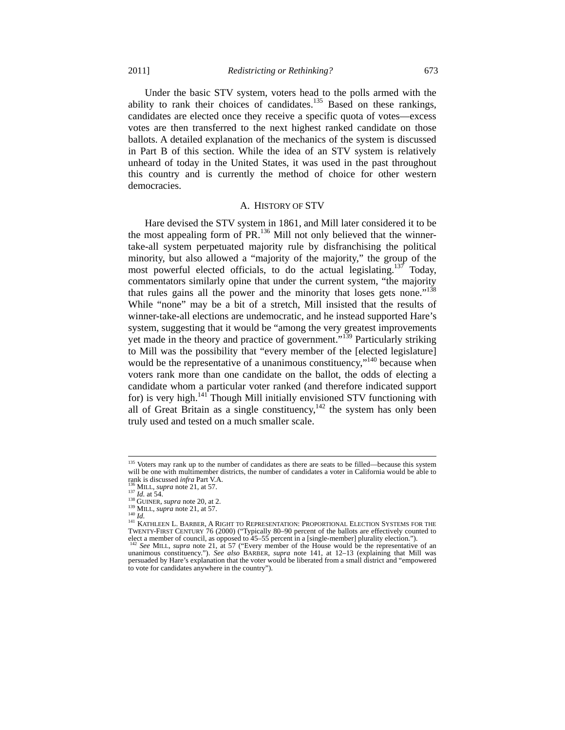Under the basic STV system, voters head to the polls armed with the ability to rank their choices of candidates.[135] Based on these rankings, candidates are elected once they receive a specific quota of votes—excess votes are then transferred to the next highest ranked candidate on those ballots. A detailed explanation of the mechanics of the system is discussed in Part B of this section. While the idea of an STV system is relatively unheard of today in the United States, it was used in the past throughout this country and is currently the method of choice for other western democracies.

## A. HISTORY OF STV

Hare devised the STV system in 1861, and Mill later considered it to be the most appealing form of PR.[136] Mill not only believed that the winner-take-all system perpetuated majority rule by disfranchising the political minority, but also allowed a "majority of the majority," the group of the most powerful elected officials, to do the actual legislating.[137] Today, commentators similarly opine that under the current system, "the majority that rules gains all the power and the minority that loses gets none."[138] While "none" may be a bit of a stretch, Mill insisted that the results of winner-take-all elections are undemocratic, and he instead supported Hare's system, suggesting that it would be "among the very greatest improvements yet made in the theory and practice of government."[139] Particularly striking to Mill was the possibility that "every member of the [elected legislature] would be the representative of a unanimous constituency,"[140] because when voters rank more than one candidate on the ballot, the odds of electing a candidate whom a particular voter ranked (and therefore indicated support for) is very high.[141] Though Mill initially envisioned STV functioning with all of Great Britain as a single constituency,[142] the system has only been truly used and tested on a much smaller scale.

---

[135] Voters may rank up to the number of candidates as there are seats to be filled—because this system will be one with multimember districts, the number of candidates a voter in California would be able to rank is discussed *infra* Part V.A.

[136] MILL, *supra* note 21, at 57.

[137] *Id.* at 54.

[138] GUINER, *supra* note 20, at 2.

[139] MILL, *supra* note 21, at 57.

[140] *Id.*

[141] KATHLEEN L. BARBER, A RIGHT TO REPRESENTATION: PROPORTIONAL ELECTION SYSTEMS FOR THE TWENTY-FIRST CENTURY 76 (2000) ("Typically 80–90 percent of the ballots are effectively counted to elect a member of council, as opposed to 45–55 percent in a [single-member] plurality election.").

[142] *See* MILL, *supra* note 21, at 57 ("Every member of the House would be the representative of an unanimous constituency."). *See also* BARBER, *supra* note 141, at 12–13 (explaining that Mill was persuaded by Hare's explanation that the voter would be liberated from a small district and "empowered to vote for candidates anywhere in the country").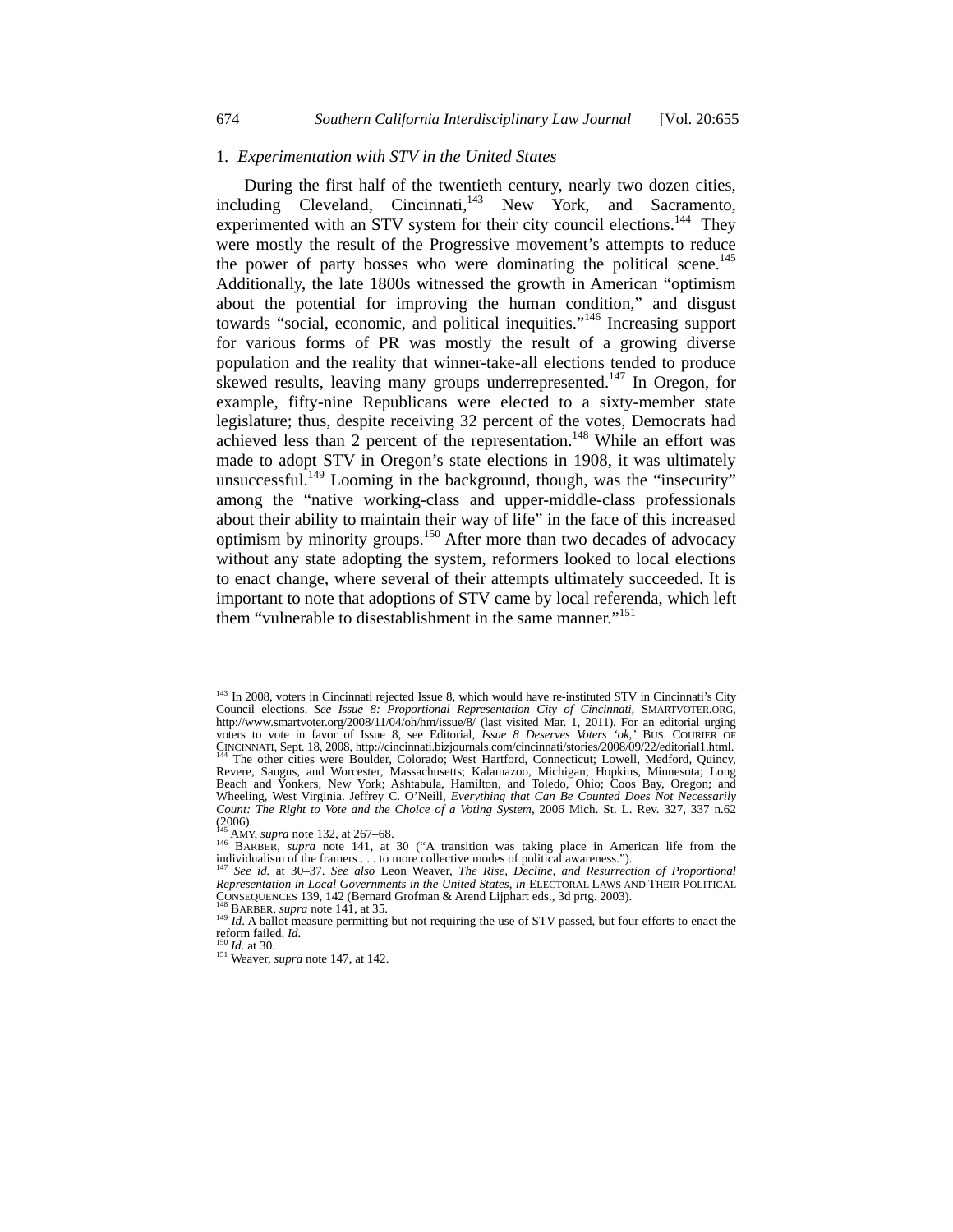### 1. *Experimentation with STV in the United States*

During the first half of the twentieth century, nearly two dozen cities, including Cleveland, Cincinnati,[143] New York, and Sacramento, experimented with an STV system for their city council elections.[144] They were mostly the result of the Progressive movement's attempts to reduce the power of party bosses who were dominating the political scene.[145] Additionally, the late 1800s witnessed the growth in American "optimism about the potential for improving the human condition," and disgust towards "social, economic, and political inequities."[146] Increasing support for various forms of PR was mostly the result of a growing diverse population and the reality that winner-take-all elections tended to produce skewed results, leaving many groups underrepresented.[147] In Oregon, for example, fifty-nine Republicans were elected to a sixty-member state legislature; thus, despite receiving 32 percent of the votes, Democrats had achieved less than 2 percent of the representation.[148] While an effort was made to adopt STV in Oregon's state elections in 1908, it was ultimately unsuccessful.[149] Looming in the background, though, was the "insecurity" among the "native working-class and upper-middle-class professionals about their ability to maintain their way of life" in the face of this increased optimism by minority groups.[150] After more than two decades of advocacy without any state adopting the system, reformers looked to local elections to enact change, where several of their attempts ultimately succeeded. It is important to note that adoptions of STV came by local referenda, which left them "vulnerable to disestablishment in the same manner."[151]

---

[143] In 2008, voters in Cincinnati rejected Issue 8, which would have re-instituted STV in Cincinnati's City Council elections. *See Issue 8: Proportional Representation City of Cincinnati*, SMARTVOTER.ORG, http://www.smartvoter.org/2008/11/04/oh/hm/issue/8/ (last visited Mar. 1, 2011). For an editorial urging voters to vote in favor of Issue 8, see Editorial, *Issue 8 Deserves Voters 'ok,'* BUS. COURIER OF CINCINNATI, Sept. 18, 2008, http://cincinnati.bizjournals.com/cincinnati/stories/2008/09/22/editorial1.html.

[144] The other cities were Boulder, Colorado; West Hartford, Connecticut; Lowell, Medford, Quincy, Revere, Saugus, and Worcester, Massachusetts; Kalamazoo, Michigan; Hopkins, Minnesota; Long Beach and Yonkers, New York; Ashtabula, Hamilton, and Toledo, Ohio; Coos Bay, Oregon; and Wheeling, West Virginia. Jeffrey C. O'Neill, *Everything that Can Be Counted Does Not Necessarily Count: The Right to Vote and the Choice of a Voting System*, 2006 Mich. St. L. Rev. 327, 337 n.62 (2006).

[145] AMY, *supra* note 132, at 267–68.

[146] BARBER, *supra* note 141, at 30 ("A transition was taking place in American life from the individualism of the framers . . . to more collective modes of political awareness.").

[147] *See id.* at 30–37. *See also* Leon Weaver, *The Rise, Decline, and Resurrection of Proportional Representation in Local Governments in the United States*, *in* ELECTORAL LAWS AND THEIR POLITICAL CONSEQUENCES 139, 142 (Bernard Grofman & Arend Lijphart eds., 3d prtg. 2003).

[148] BARBER, *supra* note 141, at 35.

[149] *Id*. A ballot measure permitting but not requiring the use of STV passed, but four efforts to enact the reform failed. *Id.*

[150] *Id.* at 30.

[151] Weaver, *supra* note 147, at 142.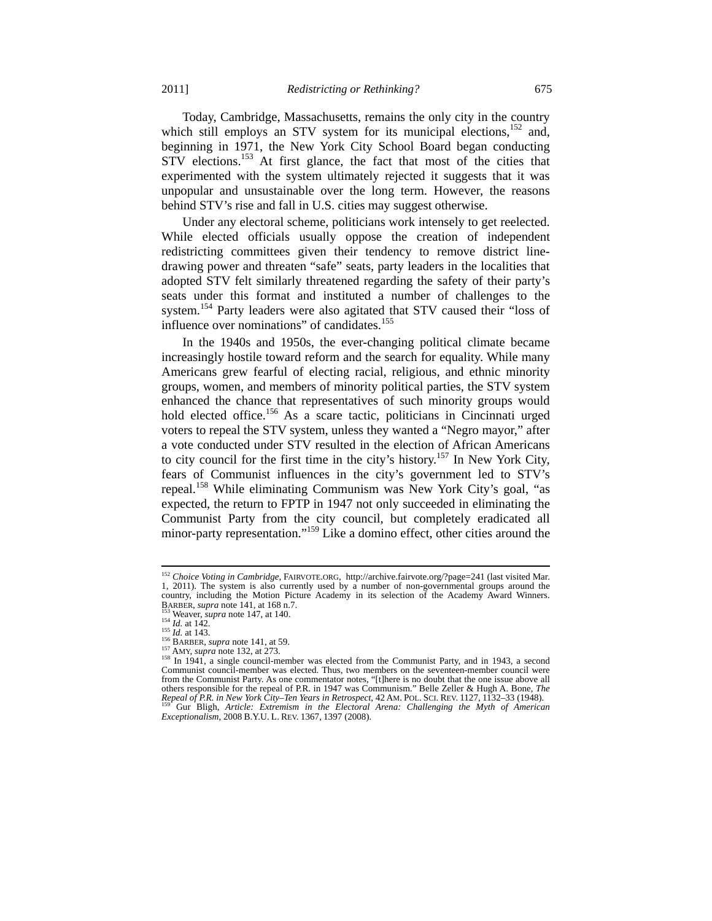Today, Cambridge, Massachusetts, remains the only city in the country which still employs an STV system for its municipal elections,[152] and, beginning in 1971, the New York City School Board began conducting STV elections.[153] At first glance, the fact that most of the cities that experimented with the system ultimately rejected it suggests that it was unpopular and unsustainable over the long term. However, the reasons behind STV's rise and fall in U.S. cities may suggest otherwise.

Under any electoral scheme, politicians work intensely to get reelected. While elected officials usually oppose the creation of independent redistricting committees given their tendency to remove district line-drawing power and threaten "safe" seats, party leaders in the localities that adopted STV felt similarly threatened regarding the safety of their party's seats under this format and instituted a number of challenges to the system.[154] Party leaders were also agitated that STV caused their "loss of influence over nominations" of candidates.[155]

In the 1940s and 1950s, the ever-changing political climate became increasingly hostile toward reform and the search for equality. While many Americans grew fearful of electing racial, religious, and ethnic minority groups, women, and members of minority political parties, the STV system enhanced the chance that representatives of such minority groups would hold elected office.[156] As a scare tactic, politicians in Cincinnati urged voters to repeal the STV system, unless they wanted a "Negro mayor," after a vote conducted under STV resulted in the election of African Americans to city council for the first time in the city's history.[157] In New York City, fears of Communist influences in the city's government led to STV's repeal.[158] While eliminating Communism was New York City's goal, "as expected, the return to FPTP in 1947 not only succeeded in eliminating the Communist Party from the city council, but completely eradicated all minor-party representation."[159] Like a domino effect, other cities around the

---

[152] *Choice Voting in Cambridge*, FAIRVOTE.ORG, http://archive.fairvote.org/?page=241 (last visited Mar. 1, 2011). The system is also currently used by a number of non-governmental groups around the country, including the Motion Picture Academy in its selection of the Academy Award Winners. BARBER, *supra* note 141, at 168 n.7.

[153] Weaver, *supra* note 147, at 140.

[154] *Id.* at 142.

[155] *Id.* at 143.

[156] BARBER, *supra* note 141, at 59.

[157] AMY, *supra* note 132, at 273.

[158] In 1941, a single council-member was elected from the Communist Party, and in 1943, a second Communist council-member was elected. Thus, two members on the seventeen-member council were from the Communist Party. As one commentator notes, "[t]here is no doubt that the one issue above all others responsible for the repeal of P.R. in 1947 was Communism." Belle Zeller & Hugh A. Bone, *The Repeal of P.R. in New York City–Ten Years in Retrospect*, 42 AM. POL. SCI. REV. 1127, 1132–33 (1948).

[159] Gur Bligh, *Article: Extremism in the Electoral Arena: Challenging the Myth of American Exceptionalism*, 2008 B.Y.U. L. REV. 1367, 1397 (2008).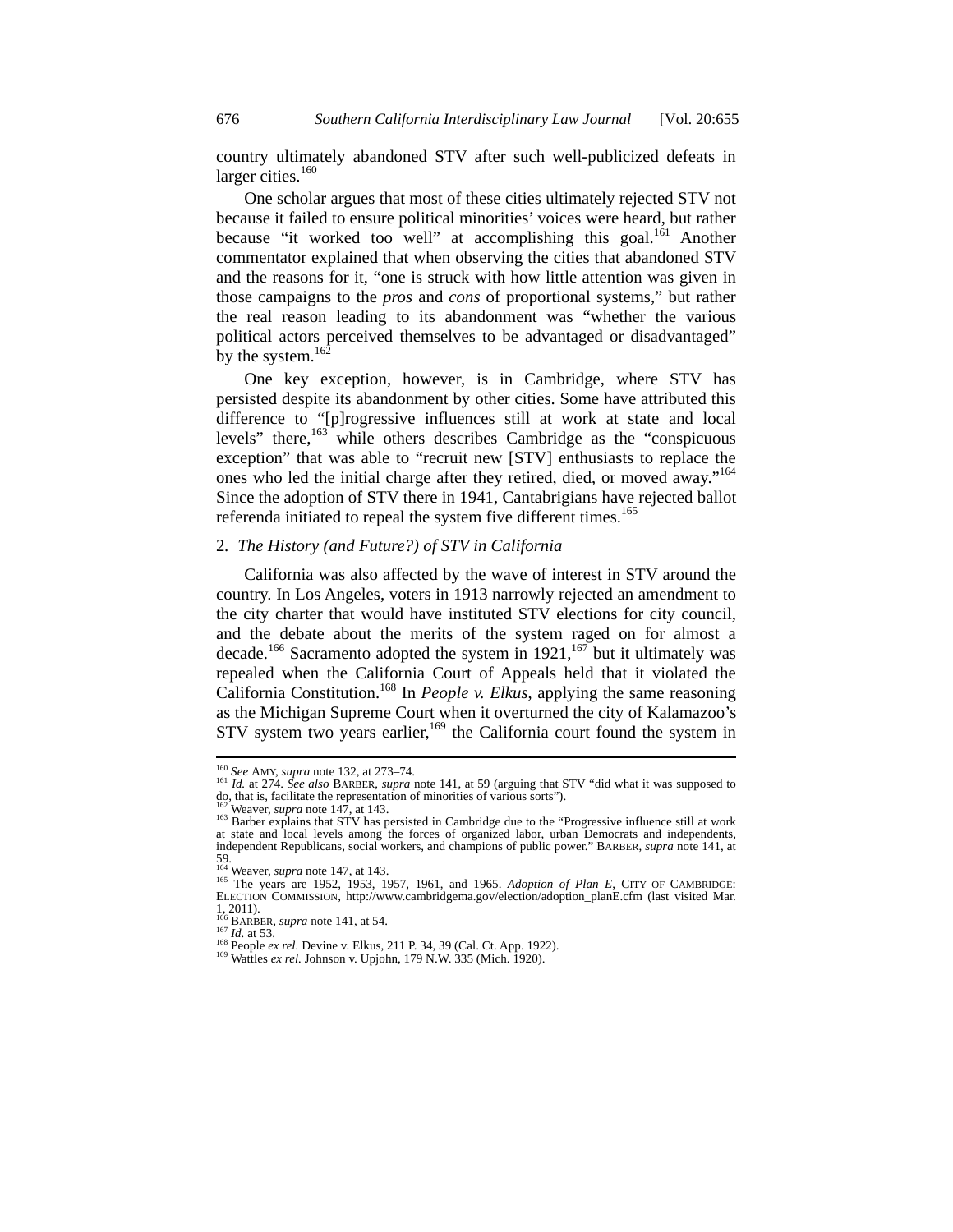country ultimately abandoned STV after such well-publicized defeats in larger cities.[160]

One scholar argues that most of these cities ultimately rejected STV not because it failed to ensure political minorities' voices were heard, but rather because "it worked too well" at accomplishing this goal.[161] Another commentator explained that when observing the cities that abandoned STV and the reasons for it, "one is struck with how little attention was given in those campaigns to the *pros* and *cons* of proportional systems," but rather the real reason leading to its abandonment was "whether the various political actors perceived themselves to be advantaged or disadvantaged" by the system.[162]

One key exception, however, is in Cambridge, where STV has persisted despite its abandonment by other cities. Some have attributed this difference to "[p]rogressive influences still at work at state and local levels" there,[163] while others describes Cambridge as the "conspicuous exception" that was able to "recruit new [STV] enthusiasts to replace the ones who led the initial charge after they retired, died, or moved away."[164] Since the adoption of STV there in 1941, Cantabrigians have rejected ballot referenda initiated to repeal the system five different times.[165]

### 2. *The History (and Future?) of STV in California*

California was also affected by the wave of interest in STV around the country. In Los Angeles, voters in 1913 narrowly rejected an amendment to the city charter that would have instituted STV elections for city council, and the debate about the merits of the system raged on for almost a decade.[166] Sacramento adopted the system in 1921,[167] but it ultimately was repealed when the California Court of Appeals held that it violated the California Constitution.[168] In *People v. Elkus*, applying the same reasoning as the Michigan Supreme Court when it overturned the city of Kalamazoo's STV system two years earlier,[169] the California court found the system in

---

[160] *See* AMY, *supra* note 132, at 273–74.

[161] *Id.* at 274. *See also* BARBER, *supra* note 141, at 59 (arguing that STV "did what it was supposed to do, that is, facilitate the representation of minorities of various sorts").

[162] Weaver, *supra* note 147, at 143.

[163] Barber explains that STV has persisted in Cambridge due to the "Progressive influence still at work at state and local levels among the forces of organized labor, urban Democrats and independents, independent Republicans, social workers, and champions of public power." BARBER, *supra* note 141, at 59.

[164] Weaver, *supra* note 147, at 143.

[165] The years are 1952, 1953, 1957, 1961, and 1965. *Adoption of Plan E*, CITY OF CAMBRIDGE: ELECTION COMMISSION, http://www.cambridgema.gov/election/adoption_planE.cfm (last visited Mar. 1, 2011).

[166] BARBER, *supra* note 141, at 54.

[167] *Id.* at 53.

[168] People *ex rel.* Devine v. Elkus, 211 P. 34, 39 (Cal. Ct. App. 1922).

[169] Wattles *ex rel.* Johnson v. Upjohn, 179 N.W. 335 (Mich. 1920).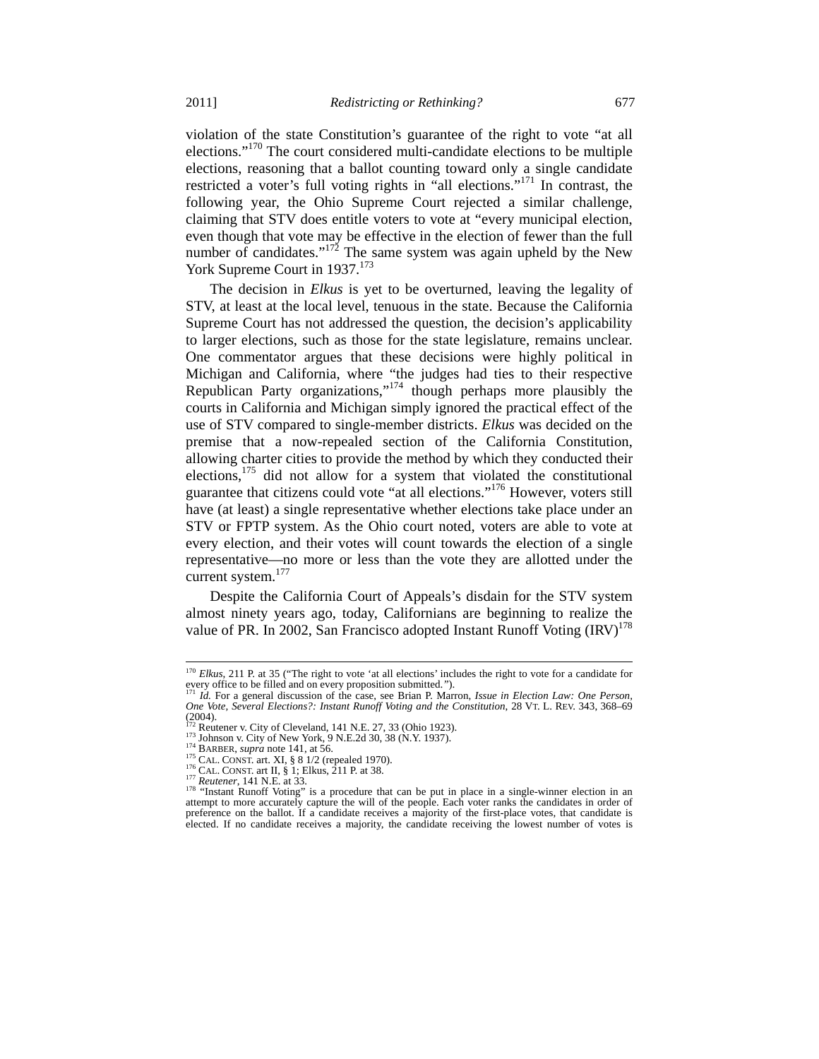violation of the state Constitution's guarantee of the right to vote "at all elections."[170] The court considered multi-candidate elections to be multiple elections, reasoning that a ballot counting toward only a single candidate restricted a voter's full voting rights in "all elections."[171] In contrast, the following year, the Ohio Supreme Court rejected a similar challenge, claiming that STV does entitle voters to vote at "every municipal election, even though that vote may be effective in the election of fewer than the full number of candidates."[172] The same system was again upheld by the New York Supreme Court in 1937.[173]

The decision in *Elkus* is yet to be overturned, leaving the legality of STV, at least at the local level, tenuous in the state. Because the California Supreme Court has not addressed the question, the decision's applicability to larger elections, such as those for the state legislature, remains unclear. One commentator argues that these decisions were highly political in Michigan and California, where "the judges had ties to their respective Republican Party organizations,"[174] though perhaps more plausibly the courts in California and Michigan simply ignored the practical effect of the use of STV compared to single-member districts. *Elkus* was decided on the premise that a now-repealed section of the California Constitution, allowing charter cities to provide the method by which they conducted their elections,[175] did not allow for a system that violated the constitutional guarantee that citizens could vote "at all elections."[176] However, voters still have (at least) a single representative whether elections take place under an STV or FPTP system. As the Ohio court noted, voters are able to vote at every election, and their votes will count towards the election of a single representative—no more or less than the vote they are allotted under the current system.[177]

Despite the California Court of Appeals's disdain for the STV system almost ninety years ago, today, Californians are beginning to realize the value of PR. In 2002, San Francisco adopted Instant Runoff Voting (IRV)[178]

---

[170] *Elkus*, 211 P. at 35 ("The right to vote 'at all elections' includes the right to vote for a candidate for every office to be filled and on every proposition submitted.").

[171] *Id.* For a general discussion of the case, see Brian P. Marron, *Issue in Election Law: One Person, One Vote, Several Elections?: Instant Runoff Voting and the Constitution*, 28 VT. L. REV. 343, 368–69 (2004).

[172] Reutener v. City of Cleveland, 141 N.E. 27, 33 (Ohio 1923).

[173] Johnson v. City of New York, 9 N.E.2d 30, 38 (N.Y. 1937).

[174] BARBER, *supra* note 141, at 56.

[175] CAL. CONST. art. XI, § 8 1/2 (repealed 1970).

[176] CAL. CONST. art II, § 1; Elkus, 211 P. at 38.

[177] *Reutener*, 141 N.E. at 33.

[178] "Instant Runoff Voting" is a procedure that can be put in place in a single-winner election in an attempt to more accurately capture the will of the people. Each voter ranks the candidates in order of preference on the ballot. If a candidate receives a majority of the first-place votes, that candidate is elected. If no candidate receives a majority, the candidate receiving the lowest number of votes is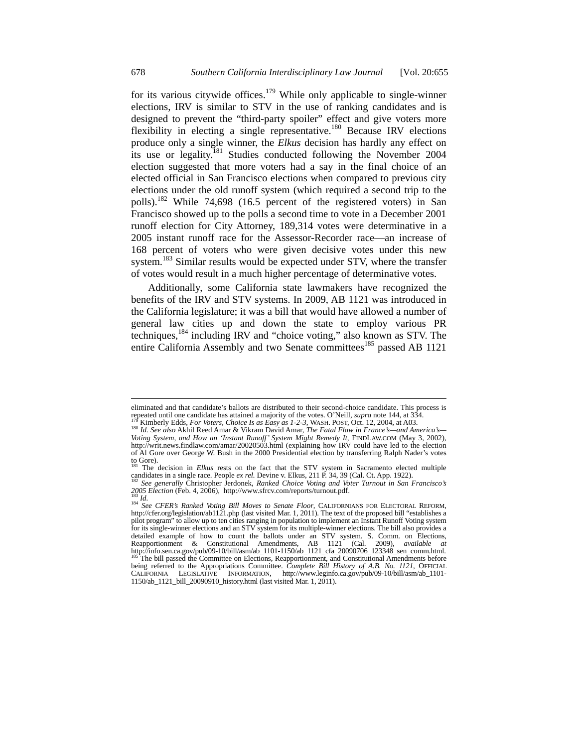for its various citywide offices.[179] While only applicable to single-winner elections, IRV is similar to STV in the use of ranking candidates and is designed to prevent the "third-party spoiler" effect and give voters more flexibility in electing a single representative.[180] Because IRV elections produce only a single winner, the *Elkus* decision has hardly any effect on its use or legality.[181] Studies conducted following the November 2004 election suggested that more voters had a say in the final choice of an elected official in San Francisco elections when compared to previous city elections under the old runoff system (which required a second trip to the polls).[182] While 74,698 (16.5 percent of the registered voters) in San Francisco showed up to the polls a second time to vote in a December 2001 runoff election for City Attorney, 189,314 votes were determinative in a 2005 instant runoff race for the Assessor-Recorder race—an increase of 168 percent of voters who were given decisive votes under this new system.[183] Similar results would be expected under STV, where the transfer of votes would result in a much higher percentage of determinative votes.

Additionally, some California state lawmakers have recognized the benefits of the IRV and STV systems. In 2009, AB 1121 was introduced in the California legislature; it was a bill that would have allowed a number of general law cities up and down the state to employ various PR techniques,[184] including IRV and "choice voting," also known as STV. The entire California Assembly and two Senate committees[185] passed AB 1121

---

eliminated and that candidate's ballots are distributed to their second-choice candidate. This process is repeated until one candidate has attained a majority of the votes. O'Neill, *supra* note 144, at 334.

[179] Kimberly Edds, *For Voters, Choice Is as Easy as 1-2-3*, WASH. POST, Oct. 12, 2004, at A03.

[180] *Id. See also* Akhil Reed Amar & Vikram David Amar, *The Fatal Flaw in France's—and America's—Voting System, and How an 'Instant Runoff' System Might Remedy It*, FINDLAW.COM (May 3, 2002), http://writ.news.findlaw.com/amar/20020503.html (explaining how IRV could have led to the election of Al Gore over George W. Bush in the 2000 Presidential election by transferring Ralph Nader's votes to Gore).

[181] The decision in *Elkus* rests on the fact that the STV system in Sacramento elected multiple candidates in a single race. People *ex rel.* Devine v. Elkus, 211 P. 34, 39 (Cal. Ct. App. 1922).

[182] *See generally* Christopher Jerdonek, *Ranked Choice Voting and Voter Turnout in San Francisco's 2005 Election* (Feb. 4, 2006), http://www.sfrcv.com/reports/turnout.pdf.

[183] *Id.*

[184] *See CFER's Ranked Voting Bill Moves to Senate Floor*, CALIFORNIANS FOR ELECTORAL REFORM, http://cfer.org/legislation/ab1121.php (last visited Mar. 1, 2011). The text of the proposed bill "establishes a pilot program" to allow up to ten cities ranging in population to implement an Instant Runoff Voting system for its single-winner elections and an STV system for its multiple-winner elections. The bill also provides a detailed example of how to count the ballots under an STV system. S. Comm. on Elections, Reapportionment & Constitutional Amendments, AB 1121 (Cal. 2009), *available at* http://info.sen.ca.gov/pub/09-10/bill/asm/ab_1101-1150/ab_1121_cfa_20090706_123348_sen_comm.html.

[185] The bill passed the Committee on Elections, Reapportionment, and Constitutional Amendments before being referred to the Appropriations Committee. *Complete Bill History of A.B. No. 1121*, OFFICIAL CALIFORNIA LEGISLATIVE INFORMATION, http://www.leginfo.ca.gov/pub/09-10/bill/asm/ab_1101-1150/ab_1121_bill_20090910_history.html (last visited Mar. 1, 2011).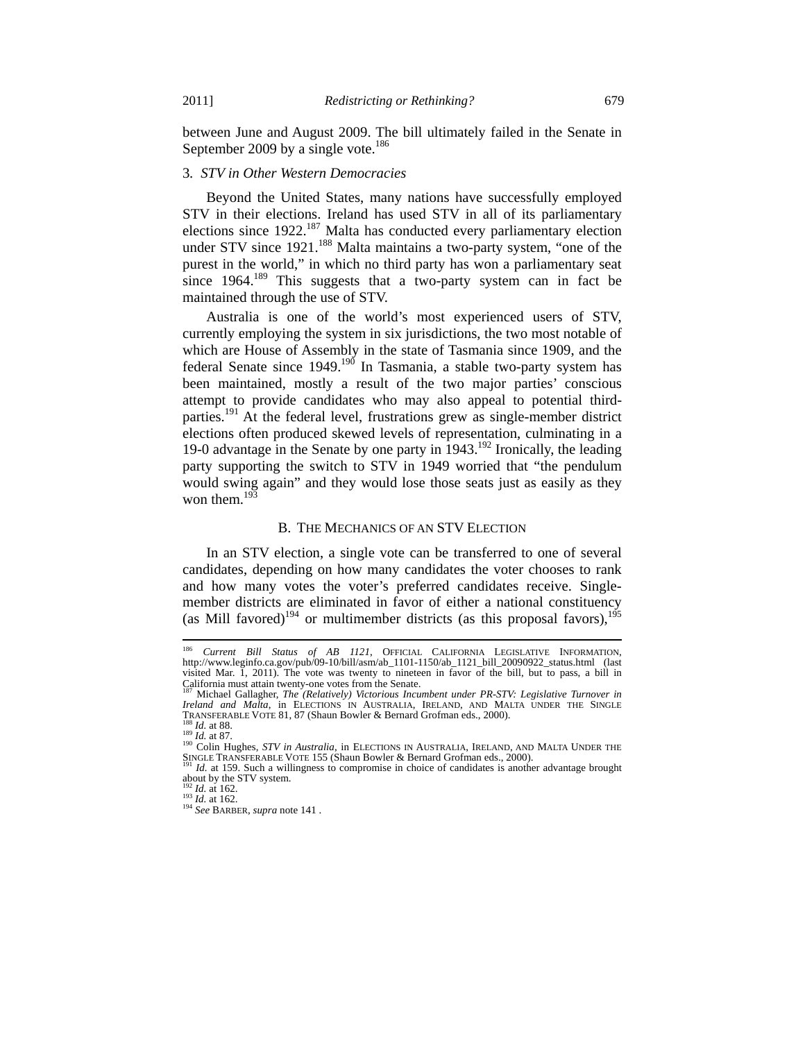between June and August 2009. The bill ultimately failed in the Senate in September 2009 by a single vote.[186]

### 3. *STV in Other Western Democracies*

Beyond the United States, many nations have successfully employed STV in their elections. Ireland has used STV in all of its parliamentary elections since 1922.[187] Malta has conducted every parliamentary election under STV since 1921.[188] Malta maintains a two-party system, "one of the purest in the world," in which no third party has won a parliamentary seat since 1964.[189] This suggests that a two-party system can in fact be maintained through the use of STV.

Australia is one of the world's most experienced users of STV, currently employing the system in six jurisdictions, the two most notable of which are House of Assembly in the state of Tasmania since 1909, and the federal Senate since 1949.[190] In Tasmania, a stable two-party system has been maintained, mostly a result of the two major parties' conscious attempt to provide candidates who may also appeal to potential third-parties.[191] At the federal level, frustrations grew as single-member district elections often produced skewed levels of representation, culminating in a 19-0 advantage in the Senate by one party in 1943.[192] Ironically, the leading party supporting the switch to STV in 1949 worried that "the pendulum would swing again" and they would lose those seats just as easily as they won them.[193]

## B. THE MECHANICS OF AN STV ELECTION

In an STV election, a single vote can be transferred to one of several candidates, depending on how many candidates the voter chooses to rank and how many votes the voter's preferred candidates receive. Single-member districts are eliminated in favor of either a national constituency (as Mill favored)[194] or multimember districts (as this proposal favors),[195]

---

[186] *Current Bill Status of AB 1121*, OFFICIAL CALIFORNIA LEGISLATIVE INFORMATION, http://www.leginfo.ca.gov/pub/09-10/bill/asm/ab_1101-1150/ab_1121_bill_20090922_status.html (last visited Mar. 1, 2011). The vote was twenty to nineteen in favor of the bill, but to pass, a bill in California must attain twenty-one votes from the Senate.

[187] Michael Gallagher, *The (Relatively) Victorious Incumbent under PR-STV: Legislative Turnover in Ireland and Malta*, in ELECTIONS IN AUSTRALIA, IRELAND, AND MALTA UNDER THE SINGLE TRANSFERABLE VOTE 81, 87 (Shaun Bowler & Bernard Grofman eds., 2000).

[188] *Id.* at 88.

[189] *Id.* at 87.

[190] Colin Hughes, *STV in Australia*, in ELECTIONS IN AUSTRALIA, IRELAND, AND MALTA UNDER THE SINGLE TRANSFERABLE VOTE 155 (Shaun Bowler & Bernard Grofman eds., 2000).

[191] *Id.* at 159. Such a willingness to compromise in choice of candidates is another advantage brought about by the STV system.

[192] *Id.* at 162.

[193] *Id.* at 162.

[194] *See* BARBER, *supra* note 141 .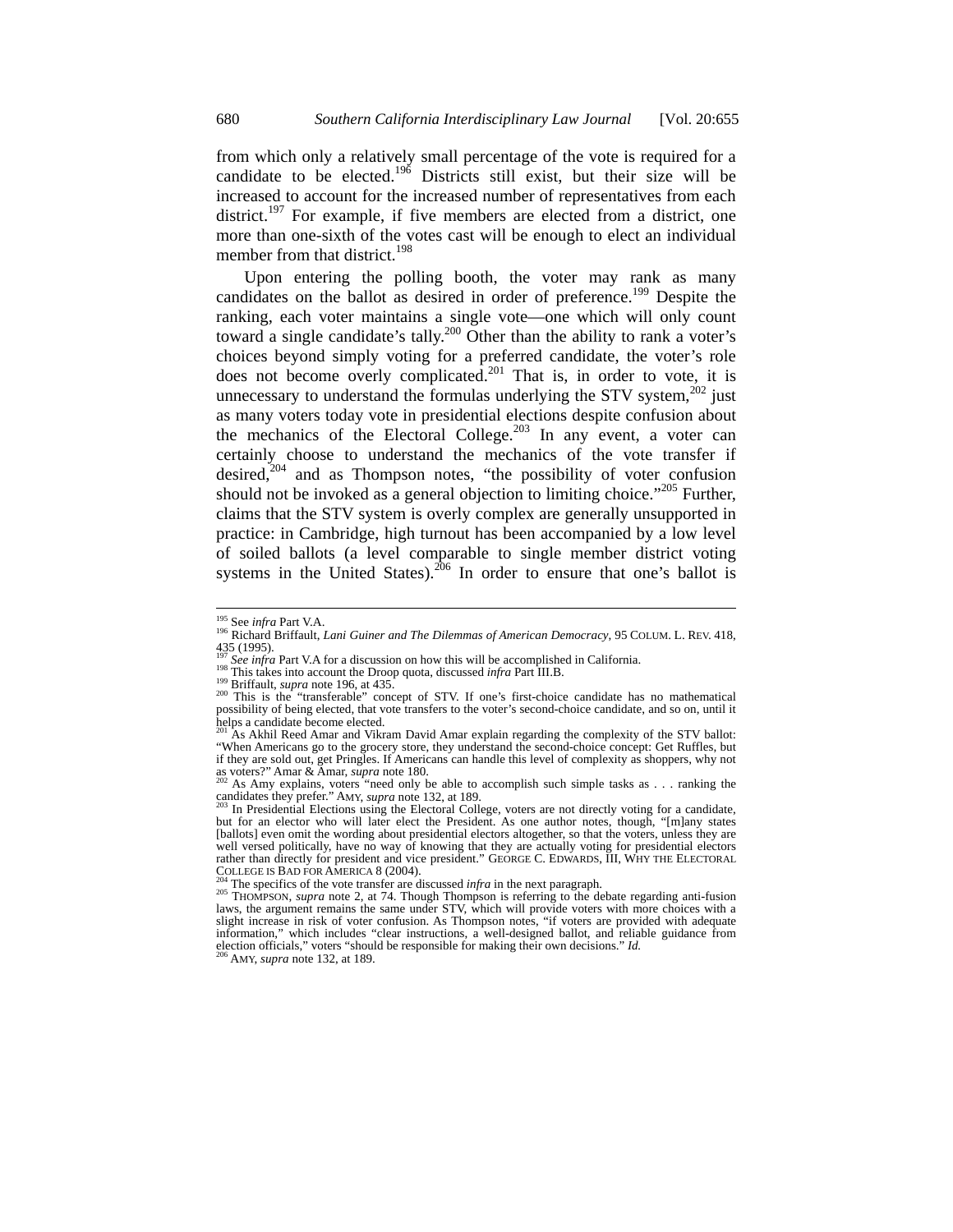from which only a relatively small percentage of the vote is required for a candidate to be elected.[196] Districts still exist, but their size will be increased to account for the increased number of representatives from each district.[197] For example, if five members are elected from a district, one more than one-sixth of the votes cast will be enough to elect an individual member from that district.[198]

Upon entering the polling booth, the voter may rank as many candidates on the ballot as desired in order of preference.[199] Despite the ranking, each voter maintains a single vote—one which will only count toward a single candidate's tally.[200] Other than the ability to rank a voter's choices beyond simply voting for a preferred candidate, the voter's role does not become overly complicated.[201] That is, in order to vote, it is unnecessary to understand the formulas underlying the STV system,[202] just as many voters today vote in presidential elections despite confusion about the mechanics of the Electoral College.[203] In any event, a voter can certainly choose to understand the mechanics of the vote transfer if desired,[204] and as Thompson notes, "the possibility of voter confusion should not be invoked as a general objection to limiting choice."[205] Further, claims that the STV system is overly complex are generally unsupported in practice: in Cambridge, high turnout has been accompanied by a low level of soiled ballots (a level comparable to single member district voting systems in the United States).[206] In order to ensure that one's ballot is

---

[195] See *infra* Part V.A.

[196] Richard Briffault, *Lani Guiner and The Dilemmas of American Democracy*, 95 COLUM. L. REV. 418, 435 (1995).

[197] *See infra* Part V.A for a discussion on how this will be accomplished in California.

[198] This takes into account the Droop quota, discussed *infra* Part III.B.

[199] Briffault, *supra* note 196, at 435.

[200] This is the "transferable" concept of STV. If one's first-choice candidate has no mathematical possibility of being elected, that vote transfers to the voter's second-choice candidate, and so on, until it helps a candidate become elected.

[201] As Akhil Reed Amar and Vikram David Amar explain regarding the complexity of the STV ballot: "When Americans go to the grocery store, they understand the second-choice concept: Get Ruffles, but if they are sold out, get Pringles. If Americans can handle this level of complexity as shoppers, why not as voters?" Amar & Amar, *supra* note 180.

[202] As Amy explains, voters "need only be able to accomplish such simple tasks as . . . ranking the candidates they prefer." AMY, *supra* note 132, at 189.

[203] In Presidential Elections using the Electoral College, voters are not directly voting for a candidate, but for an elector who will later elect the President. As one author notes, though, "[m]any states [ballots] even omit the wording about presidential electors altogether, so that the voters, unless they are well versed politically, have no way of knowing that they are actually voting for presidential electors rather than directly for president and vice president." GEORGE C. EDWARDS, III, WHY THE ELECTORAL COLLEGE IS BAD FOR AMERICA 8 (2004).

[204] The specifics of the vote transfer are discussed *infra* in the next paragraph.

[205] THOMPSON, *supra* note 2, at 74. Though Thompson is referring to the debate regarding anti-fusion laws, the argument remains the same under STV, which will provide voters with more choices with a slight increase in risk of voter confusion. As Thompson notes, "if voters are provided with adequate information," which includes "clear instructions, a well-designed ballot, and reliable guidance from election officials," voters "should be responsible for making their own decisions." *Id.*

[206] AMY, *supra* note 132, at 189.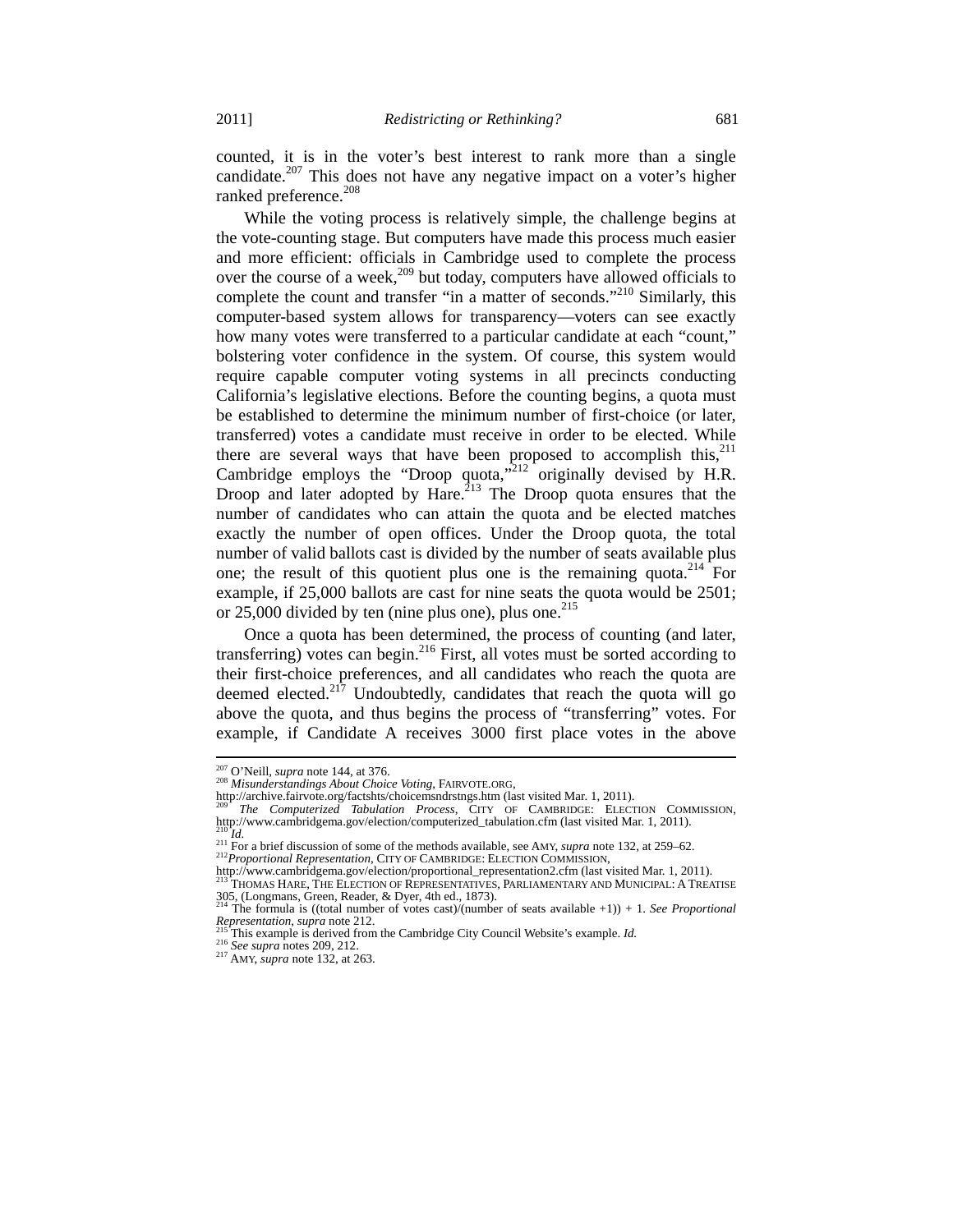counted, it is in the voter's best interest to rank more than a single candidate.[207] This does not have any negative impact on a voter's higher ranked preference.[208]

While the voting process is relatively simple, the challenge begins at the vote-counting stage. But computers have made this process much easier and more efficient: officials in Cambridge used to complete the process over the course of a week,[209] but today, computers have allowed officials to complete the count and transfer "in a matter of seconds."[210] Similarly, this computer-based system allows for transparency—voters can see exactly how many votes were transferred to a particular candidate at each "count," bolstering voter confidence in the system. Of course, this system would require capable computer voting systems in all precincts conducting California's legislative elections. Before the counting begins, a quota must be established to determine the minimum number of first-choice (or later, transferred) votes a candidate must receive in order to be elected. While there are several ways that have been proposed to accomplish this,[211] Cambridge employs the "Droop quota,"[212] originally devised by H.R. Droop and later adopted by Hare.[213] The Droop quota ensures that the number of candidates who can attain the quota and be elected matches exactly the number of open offices. Under the Droop quota, the total number of valid ballots cast is divided by the number of seats available plus one; the result of this quotient plus one is the remaining quota.[214] For example, if 25,000 ballots are cast for nine seats the quota would be 2501; or 25,000 divided by ten (nine plus one), plus one.[215]

Once a quota has been determined, the process of counting (and later, transferring) votes can begin.[216] First, all votes must be sorted according to their first-choice preferences, and all candidates who reach the quota are deemed elected.[217] Undoubtedly, candidates that reach the quota will go above the quota, and thus begins the process of "transferring" votes. For example, if Candidate A receives 3000 first place votes in the above

---

[207] O'Neill, *supra* note 144, at 376.

[208] *Misunderstandings About Choice Voting*, FAIRVOTE.ORG, http://archive.fairvote.org/factshts/choicemsndrstngs.htm (last visited Mar. 1, 2011).

[209] *The Computerized Tabulation Process*, CITY OF CAMBRIDGE: ELECTION COMMISSION, http://www.cambridgema.gov/election/computerized_tabulation.cfm (last visited Mar. 1, 2011).

[210] *Id.*

[211] For a brief discussion of some of the methods available, see AMY, *supra* note 132, at 259–62.

[212] *Proportional Representation*, CITY OF CAMBRIDGE: ELECTION COMMISSION, http://www.cambridgema.gov/election/proportional_representation2.cfm (last visited Mar. 1, 2011).

[213] THOMAS HARE, THE ELECTION OF REPRESENTATIVES, PARLIAMENTARY AND MUNICIPAL: A TREATISE 305, (Longmans, Green, Reader, & Dyer, 4th ed., 1873).

[214] The formula is ((total number of votes cast)/(number of seats available +1)) + 1. *See Proportional Representation*, *supra* note 212.

[215] This example is derived from the Cambridge City Council Website's example. *Id.*

[216] *See supra* notes 209, 212.

[217] AMY, *supra* note 132, at 263.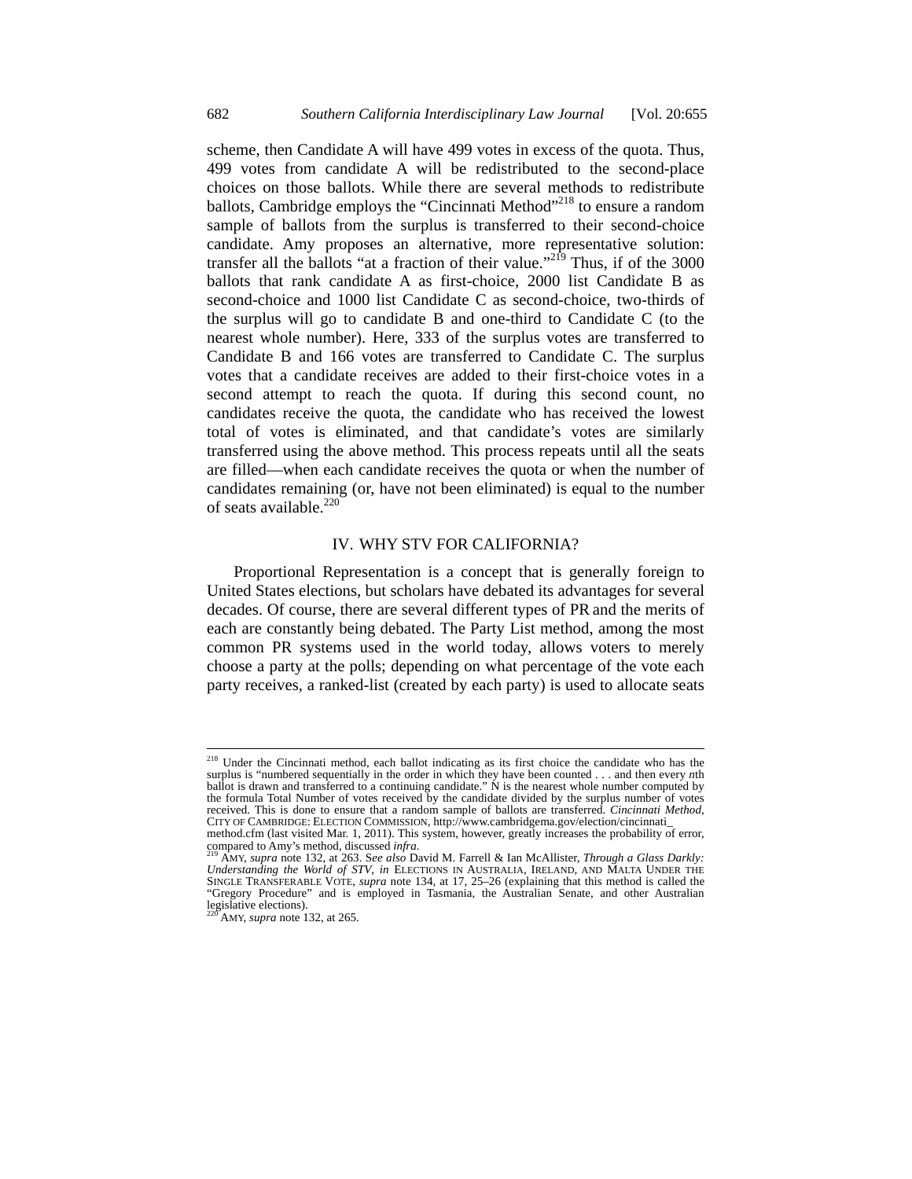scheme, then Candidate A will have 499 votes in excess of the quota. Thus, 499 votes from candidate A will be redistributed to the second-place choices on those ballots. While there are several methods to redistribute ballots, Cambridge employs the "Cincinnati Method"[218] to ensure a random sample of ballots from the surplus is transferred to their second-choice candidate. Amy proposes an alternative, more representative solution: transfer all the ballots "at a fraction of their value."[219] Thus, if of the 3000 ballots that rank candidate A as first-choice, 2000 list Candidate B as second-choice and 1000 list Candidate C as second-choice, two-thirds of the surplus will go to candidate B and one-third to Candidate C (to the nearest whole number). Here, 333 of the surplus votes are transferred to Candidate B and 166 votes are transferred to Candidate C. The surplus votes that a candidate receives are added to their first-choice votes in a second attempt to reach the quota. If during this second count, no candidates receive the quota, the candidate who has received the lowest total of votes is eliminated, and that candidate's votes are similarly transferred using the above method. This process repeats until all the seats are filled—when each candidate receives the quota or when the number of candidates remaining (or, have not been eliminated) is equal to the number of seats available.[220]

## IV. WHY STV FOR CALIFORNIA?

Proportional Representation is a concept that is generally foreign to United States elections, but scholars have debated its advantages for several decades. Of course, there are several different types of PR and the merits of each are constantly being debated. The Party List method, among the most common PR systems used in the world today, allows voters to merely choose a party at the polls; depending on what percentage of the vote each party receives, a ranked-list (created by each party) is used to allocate seats

---

[218] Under the Cincinnati method, each ballot indicating as its first choice the candidate who has the surplus is "numbered sequentially in the order in which they have been counted . . . and then every *n*th ballot is drawn and transferred to a continuing candidate." N is the nearest whole number computed by the formula Total Number of votes received by the candidate divided by the surplus number of votes received. This is done to ensure that a random sample of ballots are transferred. *Cincinnati Method*, CITY OF CAMBRIDGE: ELECTION COMMISSION, http://www.cambridgema.gov/election/cincinnati_method.cfm (last visited Mar. 1, 2011). This system, however, greatly increases the probability of error, compared to Amy's method, discussed *infra*.

[219] AMY, *supra* note 132, at 263. S*ee also* David M. Farrell & Ian McAllister, *Through a Glass Darkly: Understanding the World of STV*, *in* ELECTIONS IN AUSTRALIA, IRELAND, AND MALTA UNDER THE SINGLE TRANSFERABLE VOTE, *supra* note 134, at 17, 25–26 (explaining that this method is called the "Gregory Procedure" and is employed in Tasmania, the Australian Senate, and other Australian legislative elections).

[220] AMY, *supra* note 132, at 265.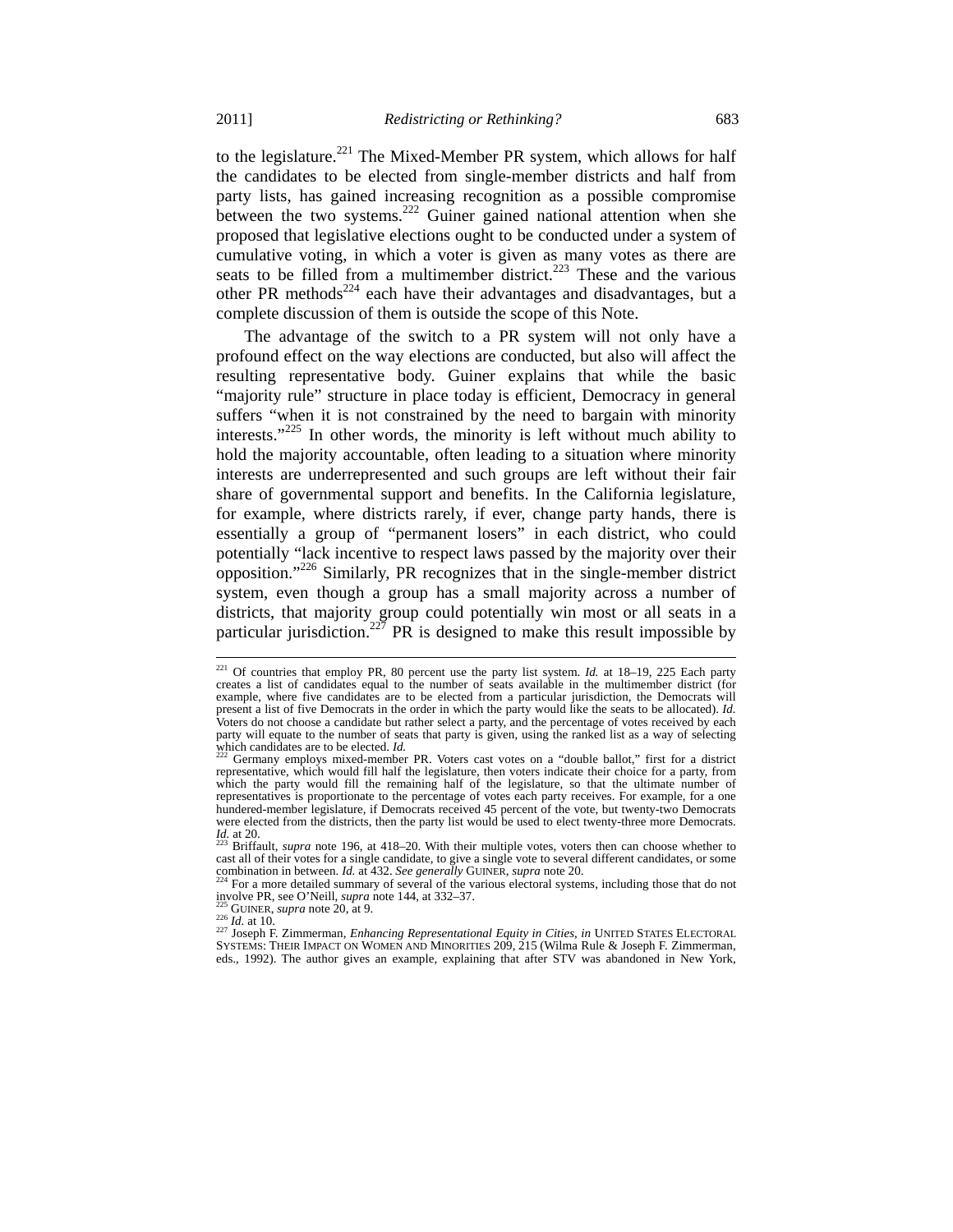to the legislature.[221] The Mixed-Member PR system, which allows for half the candidates to be elected from single-member districts and half from party lists, has gained increasing recognition as a possible compromise between the two systems.[222] Guiner gained national attention when she proposed that legislative elections ought to be conducted under a system of cumulative voting, in which a voter is given as many votes as there are seats to be filled from a multimember district.[223] These and the various other PR methods[224] each have their advantages and disadvantages, but a complete discussion of them is outside the scope of this Note.

The advantage of the switch to a PR system will not only have a profound effect on the way elections are conducted, but also will affect the resulting representative body. Guiner explains that while the basic "majority rule" structure in place today is efficient, Democracy in general suffers "when it is not constrained by the need to bargain with minority interests."[225] In other words, the minority is left without much ability to hold the majority accountable, often leading to a situation where minority interests are underrepresented and such groups are left without their fair share of governmental support and benefits. In the California legislature, for example, where districts rarely, if ever, change party hands, there is essentially a group of "permanent losers" in each district, who could potentially "lack incentive to respect laws passed by the majority over their opposition."[226] Similarly, PR recognizes that in the single-member district system, even though a group has a small majority across a number of districts, that majority group could potentially win most or all seats in a particular jurisdiction.[227] PR is designed to make this result impossible by

---

[221] Of countries that employ PR, 80 percent use the party list system. *Id.* at 18–19, 225 Each party creates a list of candidates equal to the number of seats available in the multimember district (for example, where five candidates are to be elected from a particular jurisdiction, the Democrats will present a list of five Democrats in the order in which the party would like the seats to be allocated). *Id.* Voters do not choose a candidate but rather select a party, and the percentage of votes received by each party will equate to the number of seats that party is given, using the ranked list as a way of selecting which candidates are to be elected. *Id.*

[222] Germany employs mixed-member PR. Voters cast votes on a "double ballot," first for a district representative, which would fill half the legislature, then voters indicate their choice for a party, from which the party would fill the remaining half of the legislature, so that the ultimate number of representatives is proportionate to the percentage of votes each party receives. For example, for a one hundered-member legislature, if Democrats received 45 percent of the vote, but twenty-two Democrats were elected from the districts, then the party list would be used to elect twenty-three more Democrats. *Id.* at 20.

[223] Briffault, *supra* note 196, at 418–20. With their multiple votes, voters then can choose whether to cast all of their votes for a single candidate, to give a single vote to several different candidates, or some combination in between. *Id.* at 432. *See generally* GUINER, *supra* note 20.

[224] For a more detailed summary of several of the various electoral systems, including those that do not involve PR, see O'Neill, *supra* note 144, at 332–37.

[225] GUINER, *supra* note 20, at 9.

[226] *Id.* at 10.

[227] Joseph F. Zimmerman, *Enhancing Representational Equity in Cities*, *in* UNITED STATES ELECTORAL SYSTEMS: THEIR IMPACT ON WOMEN AND MINORITIES 209, 215 (Wilma Rule & Joseph F. Zimmerman, eds., 1992). The author gives an example, explaining that after STV was abandoned in New York,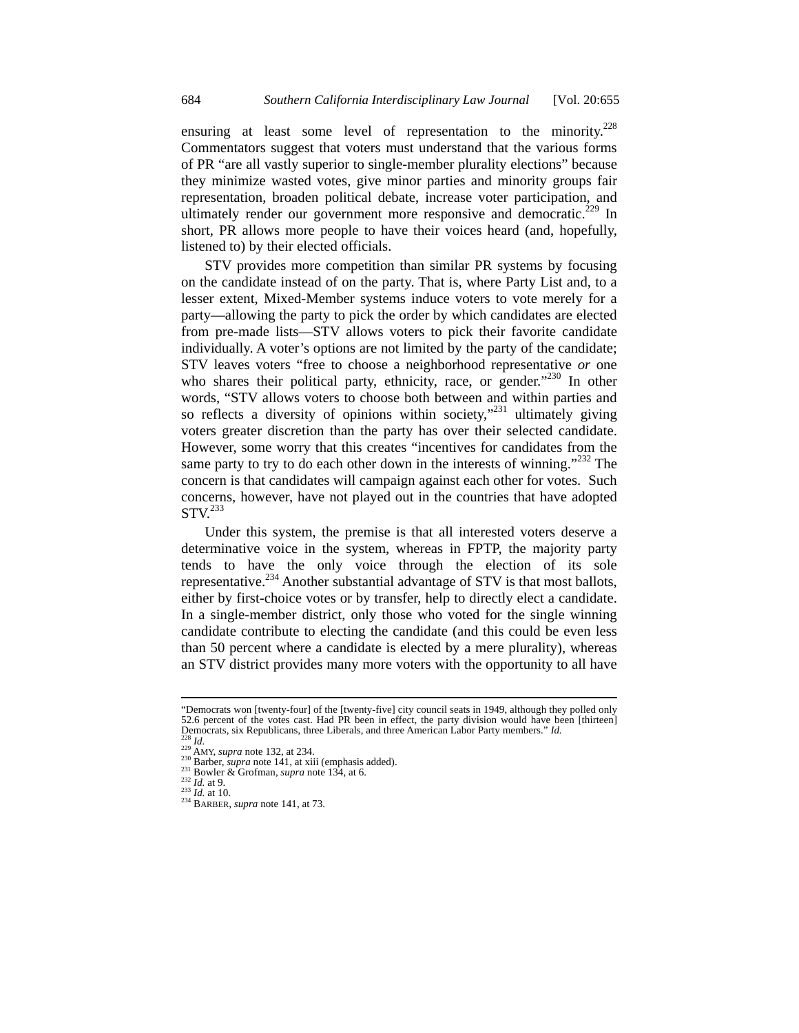ensuring at least some level of representation to the minority.[228] Commentators suggest that voters must understand that the various forms of PR "are all vastly superior to single-member plurality elections" because they minimize wasted votes, give minor parties and minority groups fair representation, broaden political debate, increase voter participation, and ultimately render our government more responsive and democratic.[229] In short, PR allows more people to have their voices heard (and, hopefully, listened to) by their elected officials.

STV provides more competition than similar PR systems by focusing on the candidate instead of on the party. That is, where Party List and, to a lesser extent, Mixed-Member systems induce voters to vote merely for a party—allowing the party to pick the order by which candidates are elected from pre-made lists—STV allows voters to pick their favorite candidate individually. A voter's options are not limited by the party of the candidate; STV leaves voters "free to choose a neighborhood representative *or* one who shares their political party, ethnicity, race, or gender."[230] In other words, "STV allows voters to choose both between and within parties and so reflects a diversity of opinions within society,"[231] ultimately giving voters greater discretion than the party has over their selected candidate. However, some worry that this creates "incentives for candidates from the same party to try to do each other down in the interests of winning."[232] The concern is that candidates will campaign against each other for votes. Such concerns, however, have not played out in the countries that have adopted STV.[233]

Under this system, the premise is that all interested voters deserve a determinative voice in the system, whereas in FPTP, the majority party tends to have the only voice through the election of its sole representative.[234] Another substantial advantage of STV is that most ballots, either by first-choice votes or by transfer, help to directly elect a candidate. In a single-member district, only those who voted for the single winning candidate contribute to electing the candidate (and this could be even less than 50 percent where a candidate is elected by a mere plurality), whereas an STV district provides many more voters with the opportunity to all have

---

"Democrats won [twenty-four] of the [twenty-five] city council seats in 1949, although they polled only 52.6 percent of the votes cast. Had PR been in effect, the party division would have been [thirteen] Democrats, six Republicans, three Liberals, and three American Labor Party members." *Id.*

[228] *Id.*

[229] AMY, *supra* note 132, at 234.

[230] Barber, *supra* note 141, at xiii (emphasis added).

[231] Bowler & Grofman, *supra* note 134, at 6.

[232] *Id.* at 9.

[233] *Id.* at 10.

[234] BARBER, *supra* note 141, at 73.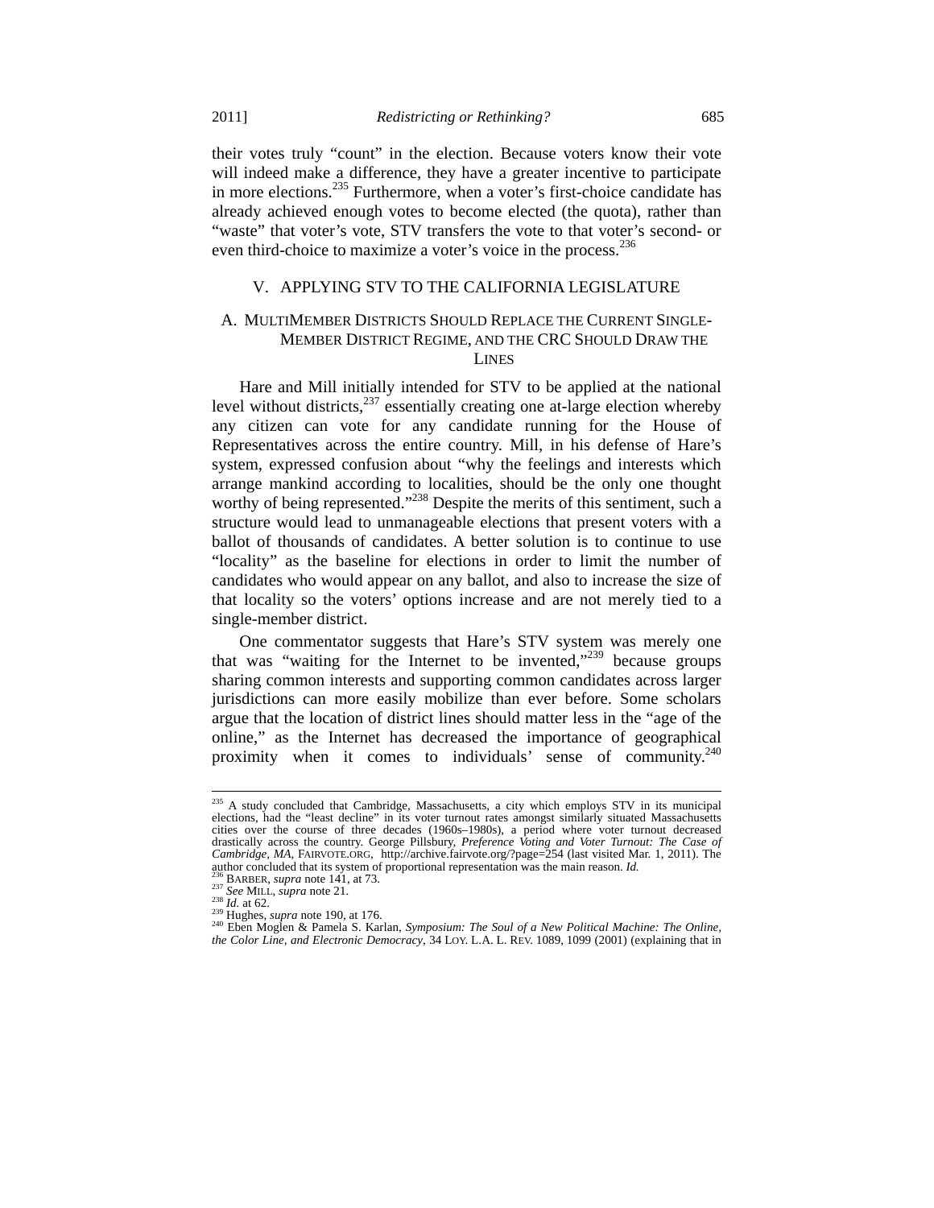their votes truly "count" in the election. Because voters know their vote will indeed make a difference, they have a greater incentive to participate in more elections.[235] Furthermore, when a voter's first-choice candidate has already achieved enough votes to become elected (the quota), rather than "waste" that voter's vote, STV transfers the vote to that voter's second- or even third-choice to maximize a voter's voice in the process.[236]

## V. APPLYING STV TO THE CALIFORNIA LEGISLATURE

### A. MULTIMEMBER DISTRICTS SHOULD REPLACE THE CURRENT SINGLE-MEMBER DISTRICT REGIME, AND THE CRC SHOULD DRAW THE LINES

Hare and Mill initially intended for STV to be applied at the national level without districts,[237] essentially creating one at-large election whereby any citizen can vote for any candidate running for the House of Representatives across the entire country. Mill, in his defense of Hare's system, expressed confusion about "why the feelings and interests which arrange mankind according to localities, should be the only one thought worthy of being represented."[238] Despite the merits of this sentiment, such a structure would lead to unmanageable elections that present voters with a ballot of thousands of candidates. A better solution is to continue to use "locality" as the baseline for elections in order to limit the number of candidates who would appear on any ballot, and also to increase the size of that locality so the voters' options increase and are not merely tied to a single-member district.

One commentator suggests that Hare's STV system was merely one that was "waiting for the Internet to be invented,"[239] because groups sharing common interests and supporting common candidates across larger jurisdictions can more easily mobilize than ever before. Some scholars argue that the location of district lines should matter less in the "age of the online," as the Internet has decreased the importance of geographical proximity when it comes to individuals' sense of community.[240]

---

[235] A study concluded that Cambridge, Massachusetts, a city which employs STV in its municipal elections, had the "least decline" in its voter turnout rates amongst similarly situated Massachusetts cities over the course of three decades (1960s–1980s), a period where voter turnout decreased drastically across the country. George Pillsbury, *Preference Voting and Voter Turnout: The Case of Cambridge, MA*, FAIRVOTE.ORG, http://archive.fairvote.org/?page=254 (last visited Mar. 1, 2011). The author concluded that its system of proportional representation was the main reason. *Id.*

[236] BARBER, *supra* note 141, at 73.

[237] *See* MILL, *supra* note 21.

[238] *Id.* at 62.

[239] Hughes, *supra* note 190, at 176.

[240] Eben Moglen & Pamela S. Karlan, *Symposium: The Soul of a New Political Machine: The Online, the Color Line, and Electronic Democracy*, 34 LOY. L.A. L. REV. 1089, 1099 (2001) (explaining that in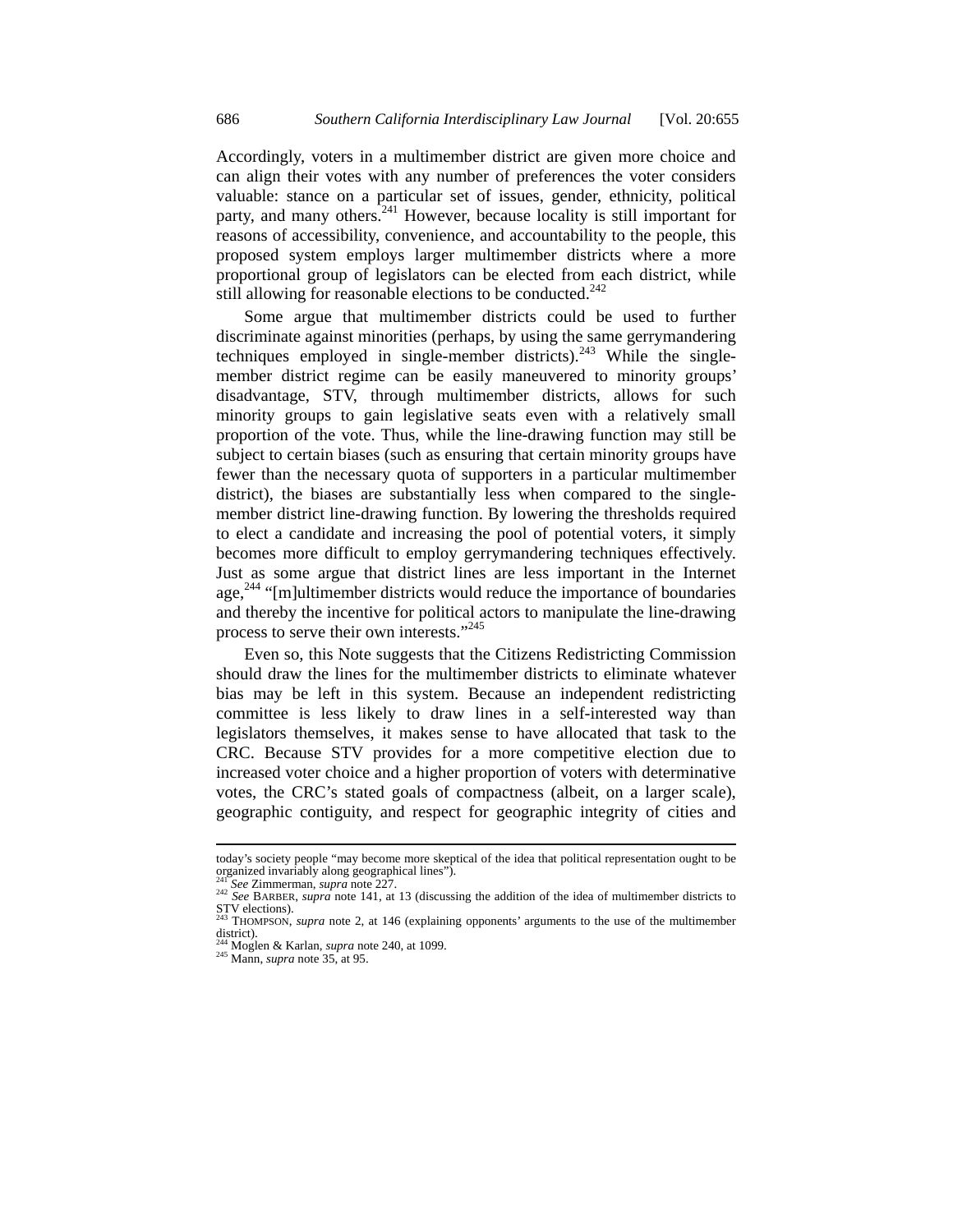Accordingly, voters in a multimember district are given more choice and can align their votes with any number of preferences the voter considers valuable: stance on a particular set of issues, gender, ethnicity, political party, and many others.[241] However, because locality is still important for reasons of accessibility, convenience, and accountability to the people, this proposed system employs larger multimember districts where a more proportional group of legislators can be elected from each district, while still allowing for reasonable elections to be conducted.[242]

Some argue that multimember districts could be used to further discriminate against minorities (perhaps, by using the same gerrymandering techniques employed in single-member districts).[243] While the single-member district regime can be easily maneuvered to minority groups' disadvantage, STV, through multimember districts, allows for such minority groups to gain legislative seats even with a relatively small proportion of the vote. Thus, while the line-drawing function may still be subject to certain biases (such as ensuring that certain minority groups have fewer than the necessary quota of supporters in a particular multimember district), the biases are substantially less when compared to the single-member district line-drawing function. By lowering the thresholds required to elect a candidate and increasing the pool of potential voters, it simply becomes more difficult to employ gerrymandering techniques effectively. Just as some argue that district lines are less important in the Internet age,[244] "[m]ultimember districts would reduce the importance of boundaries and thereby the incentive for political actors to manipulate the line-drawing process to serve their own interests."[245]

Even so, this Note suggests that the Citizens Redistricting Commission should draw the lines for the multimember districts to eliminate whatever bias may be left in this system. Because an independent redistricting committee is less likely to draw lines in a self-interested way than legislators themselves, it makes sense to have allocated that task to the CRC. Because STV provides for a more competitive election due to increased voter choice and a higher proportion of voters with determinative votes, the CRC's stated goals of compactness (albeit, on a larger scale), geographic contiguity, and respect for geographic integrity of cities and

---

today's society people "may become more skeptical of the idea that political representation ought to be organized invariably along geographical lines").

[241] *See* Zimmerman, *supra* note 227.

[242] *See* BARBER, *supra* note 141, at 13 (discussing the addition of the idea of multimember districts to STV elections).

[243] THOMPSON, *supra* note 2, at 146 (explaining opponents' arguments to the use of the multimember district).

[244] Moglen & Karlan, *supra* note 240, at 1099.

[245] Mann, *supra* note 35, at 95.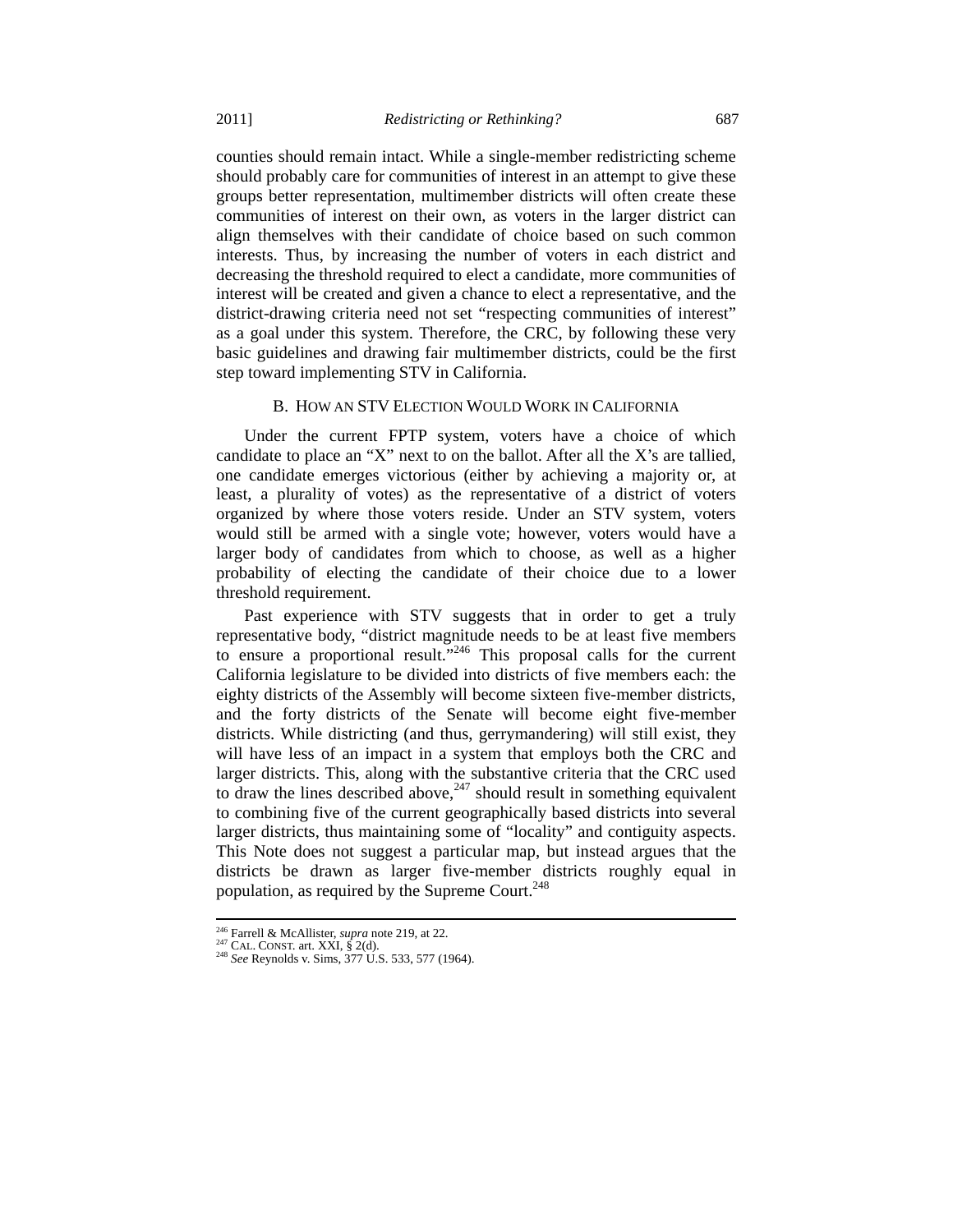counties should remain intact. While a single-member redistricting scheme should probably care for communities of interest in an attempt to give these groups better representation, multimember districts will often create these communities of interest on their own, as voters in the larger district can align themselves with their candidate of choice based on such common interests. Thus, by increasing the number of voters in each district and decreasing the threshold required to elect a candidate, more communities of interest will be created and given a chance to elect a representative, and the district-drawing criteria need not set "respecting communities of interest" as a goal under this system. Therefore, the CRC, by following these very basic guidelines and drawing fair multimember districts, could be the first step toward implementing STV in California.

### B. How an STV Election Would Work in California

Under the current FPTP system, voters have a choice of which candidate to place an "X" next to on the ballot. After all the X's are tallied, one candidate emerges victorious (either by achieving a majority or, at least, a plurality of votes) as the representative of a district of voters organized by where those voters reside. Under an STV system, voters would still be armed with a single vote; however, voters would have a larger body of candidates from which to choose, as well as a higher probability of electing the candidate of their choice due to a lower threshold requirement.

Past experience with STV suggests that in order to get a truly representative body, "district magnitude needs to be at least five members to ensure a proportional result."[246] This proposal calls for the current California legislature to be divided into districts of five members each: the eighty districts of the Assembly will become sixteen five-member districts, and the forty districts of the Senate will become eight five-member districts. While districting (and thus, gerrymandering) will still exist, they will have less of an impact in a system that employs both the CRC and larger districts. This, along with the substantive criteria that the CRC used to draw the lines described above,[247] should result in something equivalent to combining five of the current geographically based districts into several larger districts, thus maintaining some of "locality" and contiguity aspects. This Note does not suggest a particular map, but instead argues that the districts be drawn as larger five-member districts roughly equal in population, as required by the Supreme Court.[248]

---

[246] Farrell & McAllister, *supra* note 219, at 22.
[247] CAL. CONST. art. XXI, § 2(d).
[248] *See* Reynolds v. Sims, 377 U.S. 533, 577 (1964).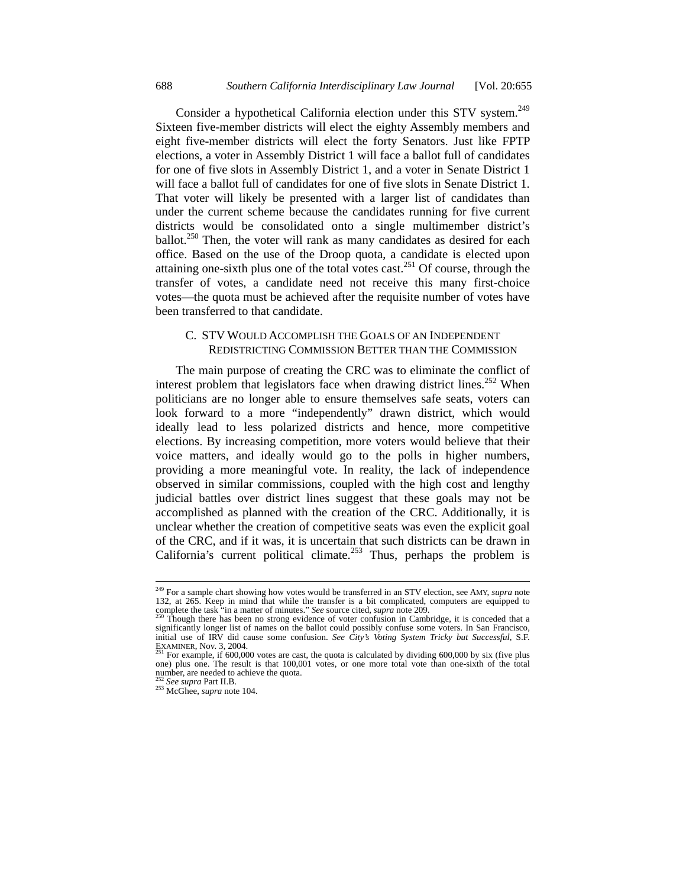Consider a hypothetical California election under this STV system.[249] Sixteen five-member districts will elect the eighty Assembly members and eight five-member districts will elect the forty Senators. Just like FPTP elections, a voter in Assembly District 1 will face a ballot full of candidates for one of five slots in Assembly District 1, and a voter in Senate District 1 will face a ballot full of candidates for one of five slots in Senate District 1. That voter will likely be presented with a larger list of candidates than under the current scheme because the candidates running for five current districts would be consolidated onto a single multimember district's ballot.[250] Then, the voter will rank as many candidates as desired for each office. Based on the use of the Droop quota, a candidate is elected upon attaining one-sixth plus one of the total votes cast.[251] Of course, through the transfer of votes, a candidate need not receive this many first-choice votes—the quota must be achieved after the requisite number of votes have been transferred to that candidate.

### C. STV Would Accomplish the Goals of an Independent Redistricting Commission Better than the Commission

The main purpose of creating the CRC was to eliminate the conflict of interest problem that legislators face when drawing district lines.[252] When politicians are no longer able to ensure themselves safe seats, voters can look forward to a more "independently" drawn district, which would ideally lead to less polarized districts and hence, more competitive elections. By increasing competition, more voters would believe that their voice matters, and ideally would go to the polls in higher numbers, providing a more meaningful vote. In reality, the lack of independence observed in similar commissions, coupled with the high cost and lengthy judicial battles over district lines suggest that these goals may not be accomplished as planned with the creation of the CRC. Additionally, it is unclear whether the creation of competitive seats was even the explicit goal of the CRC, and if it was, it is uncertain that such districts can be drawn in California's current political climate.[253] Thus, perhaps the problem is

---

[249] For a sample chart showing how votes would be transferred in an STV election, see Amy, *supra* note 132, at 265. Keep in mind that while the transfer is a bit complicated, computers are equipped to complete the task "in a matter of minutes." *See* source cited, *supra* note 209.

[250] Though there has been no strong evidence of voter confusion in Cambridge, it is conceded that a significantly longer list of names on the ballot could possibly confuse some voters. In San Francisco, initial use of IRV did cause some confusion. *See City's Voting System Tricky but Successful*, S.F. Examiner, Nov. 3, 2004.

[251] For example, if 600,000 votes are cast, the quota is calculated by dividing 600,000 by six (five plus one) plus one. The result is that 100,001 votes, or one more total vote than one-sixth of the total number, are needed to achieve the quota.

[252] *See supra* Part II.B.

[253] McGhee, *supra* note 104.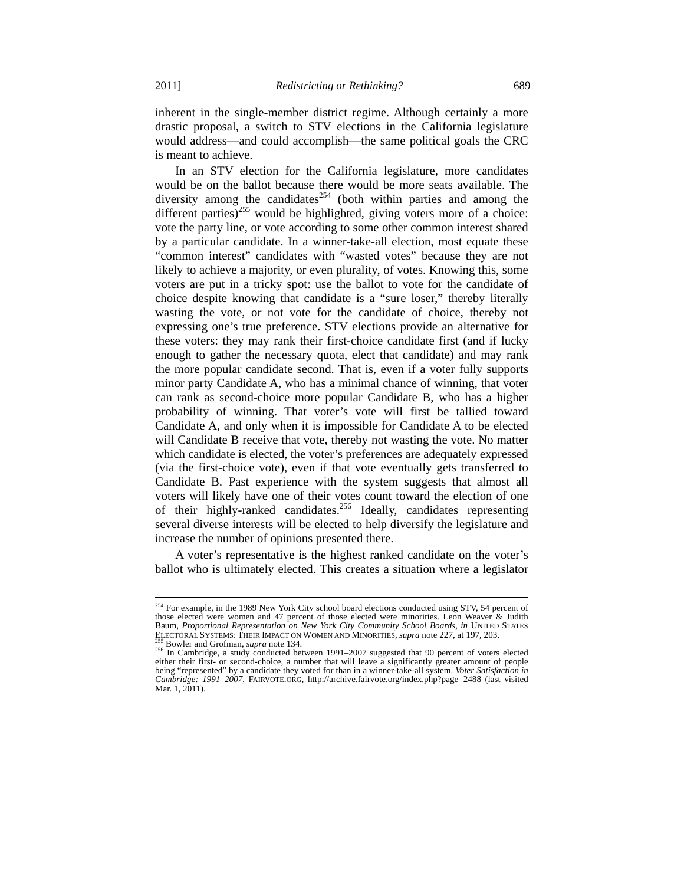inherent in the single-member district regime. Although certainly a more drastic proposal, a switch to STV elections in the California legislature would address—and could accomplish—the same political goals the CRC is meant to achieve.

In an STV election for the California legislature, more candidates would be on the ballot because there would be more seats available. The diversity among the candidates[254] (both within parties and among the different parties)[255] would be highlighted, giving voters more of a choice: vote the party line, or vote according to some other common interest shared by a particular candidate. In a winner-take-all election, most equate these "common interest" candidates with "wasted votes" because they are not likely to achieve a majority, or even plurality, of votes. Knowing this, some voters are put in a tricky spot: use the ballot to vote for the candidate of choice despite knowing that candidate is a "sure loser," thereby literally wasting the vote, or not vote for the candidate of choice, thereby not expressing one's true preference. STV elections provide an alternative for these voters: they may rank their first-choice candidate first (and if lucky enough to gather the necessary quota, elect that candidate) and may rank the more popular candidate second. That is, even if a voter fully supports minor party Candidate A, who has a minimal chance of winning, that voter can rank as second-choice more popular Candidate B, who has a higher probability of winning. That voter's vote will first be tallied toward Candidate A, and only when it is impossible for Candidate A to be elected will Candidate B receive that vote, thereby not wasting the vote. No matter which candidate is elected, the voter's preferences are adequately expressed (via the first-choice vote), even if that vote eventually gets transferred to Candidate B. Past experience with the system suggests that almost all voters will likely have one of their votes count toward the election of one of their highly-ranked candidates.[256] Ideally, candidates representing several diverse interests will be elected to help diversify the legislature and increase the number of opinions presented there.

A voter's representative is the highest ranked candidate on the voter's ballot who is ultimately elected. This creates a situation where a legislator

---

[254] For example, in the 1989 New York City school board elections conducted using STV, 54 percent of those elected were women and 47 percent of those elected were minorities. Leon Weaver & Judith Baum, *Proportional Representation on New York City Community School Boards*, *in* UNITED STATES ELECTORAL SYSTEMS: THEIR IMPACT ON WOMEN AND MINORITIES, *supra* note 227, at 197, 203.

[255] Bowler and Grofman, *supra* note 134.

[256] In Cambridge, a study conducted between 1991–2007 suggested that 90 percent of voters elected either their first- or second-choice, a number that will leave a significantly greater amount of people being "represented" by a candidate they voted for than in a winner-take-all system. *Voter Satisfaction in Cambridge: 1991–2007*, FAIRVOTE.ORG, http://archive.fairvote.org/index.php?page=2488 (last visited Mar. 1, 2011).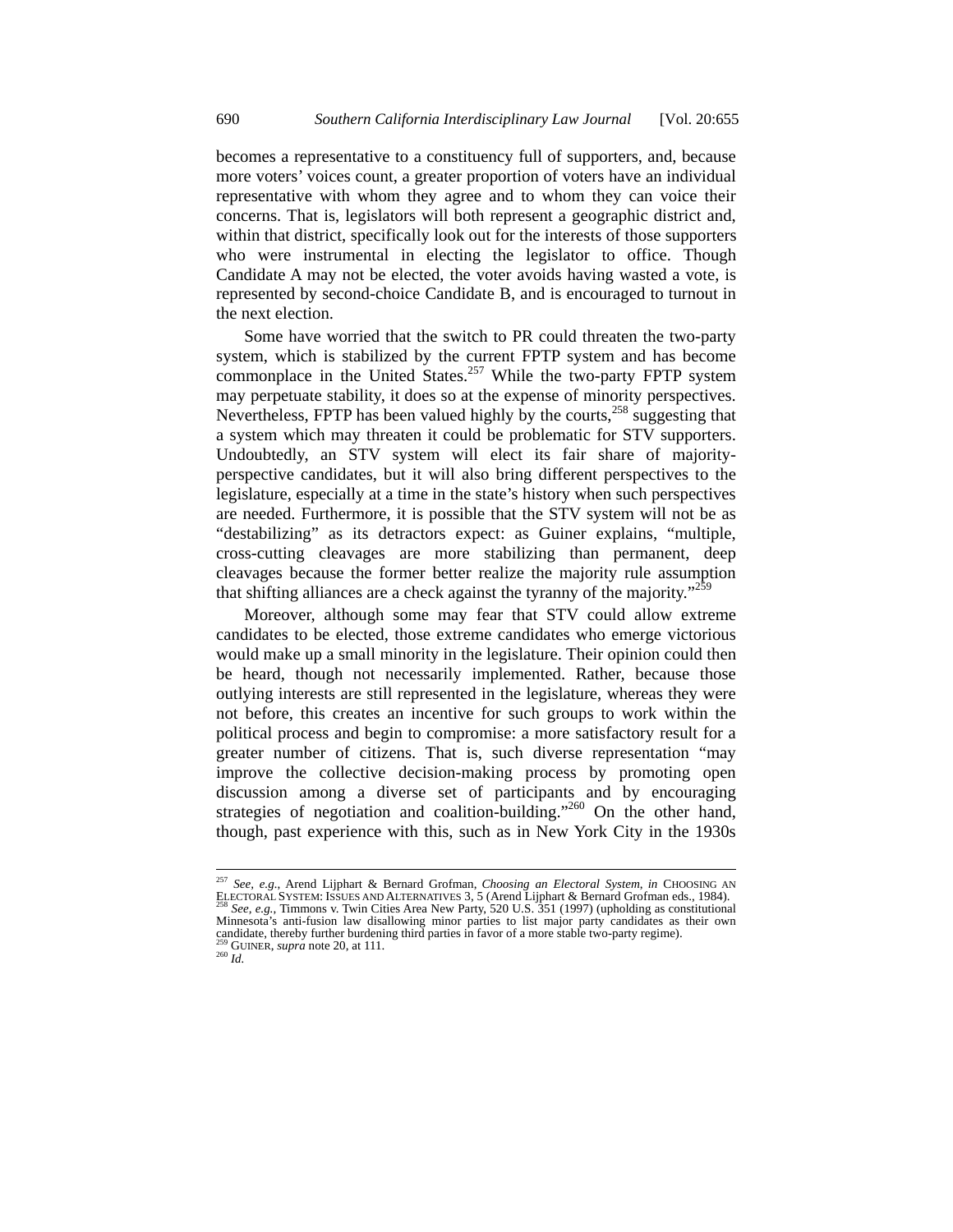becomes a representative to a constituency full of supporters, and, because more voters' voices count, a greater proportion of voters have an individual representative with whom they agree and to whom they can voice their concerns. That is, legislators will both represent a geographic district and, within that district, specifically look out for the interests of those supporters who were instrumental in electing the legislator to office. Though Candidate A may not be elected, the voter avoids having wasted a vote, is represented by second-choice Candidate B, and is encouraged to turnout in the next election.

Some have worried that the switch to PR could threaten the two-party system, which is stabilized by the current FPTP system and has become commonplace in the United States.[257] While the two-party FPTP system may perpetuate stability, it does so at the expense of minority perspectives. Nevertheless, FPTP has been valued highly by the courts,[258] suggesting that a system which may threaten it could be problematic for STV supporters. Undoubtedly, an STV system will elect its fair share of majority-perspective candidates, but it will also bring different perspectives to the legislature, especially at a time in the state's history when such perspectives are needed. Furthermore, it is possible that the STV system will not be as "destabilizing" as its detractors expect: as Guiner explains, "multiple, cross-cutting cleavages are more stabilizing than permanent, deep cleavages because the former better realize the majority rule assumption that shifting alliances are a check against the tyranny of the majority."[259]

Moreover, although some may fear that STV could allow extreme candidates to be elected, those extreme candidates who emerge victorious would make up a small minority in the legislature. Their opinion could then be heard, though not necessarily implemented. Rather, because those outlying interests are still represented in the legislature, whereas they were not before, this creates an incentive for such groups to work within the political process and begin to compromise: a more satisfactory result for a greater number of citizens. That is, such diverse representation "may improve the collective decision-making process by promoting open discussion among a diverse set of participants and by encouraging strategies of negotiation and coalition-building."[260] On the other hand, though, past experience with this, such as in New York City in the 1930s

---

[257] *See, e.g.*, Arend Lijphart & Bernard Grofman, *Choosing an Electoral System*, *in* CHOOSING AN ELECTORAL SYSTEM: ISSUES AND ALTERNATIVES 3, 5 (Arend Lijphart & Bernard Grofman eds., 1984).

[258] *See, e.g.*, Timmons v. Twin Cities Area New Party, 520 U.S. 351 (1997) (upholding as constitutional Minnesota's anti-fusion law disallowing minor parties to list major party candidates as their own candidate, thereby further burdening third parties in favor of a more stable two-party regime).

[259] GUINER, *supra* note 20, at 111.

[260] *Id.*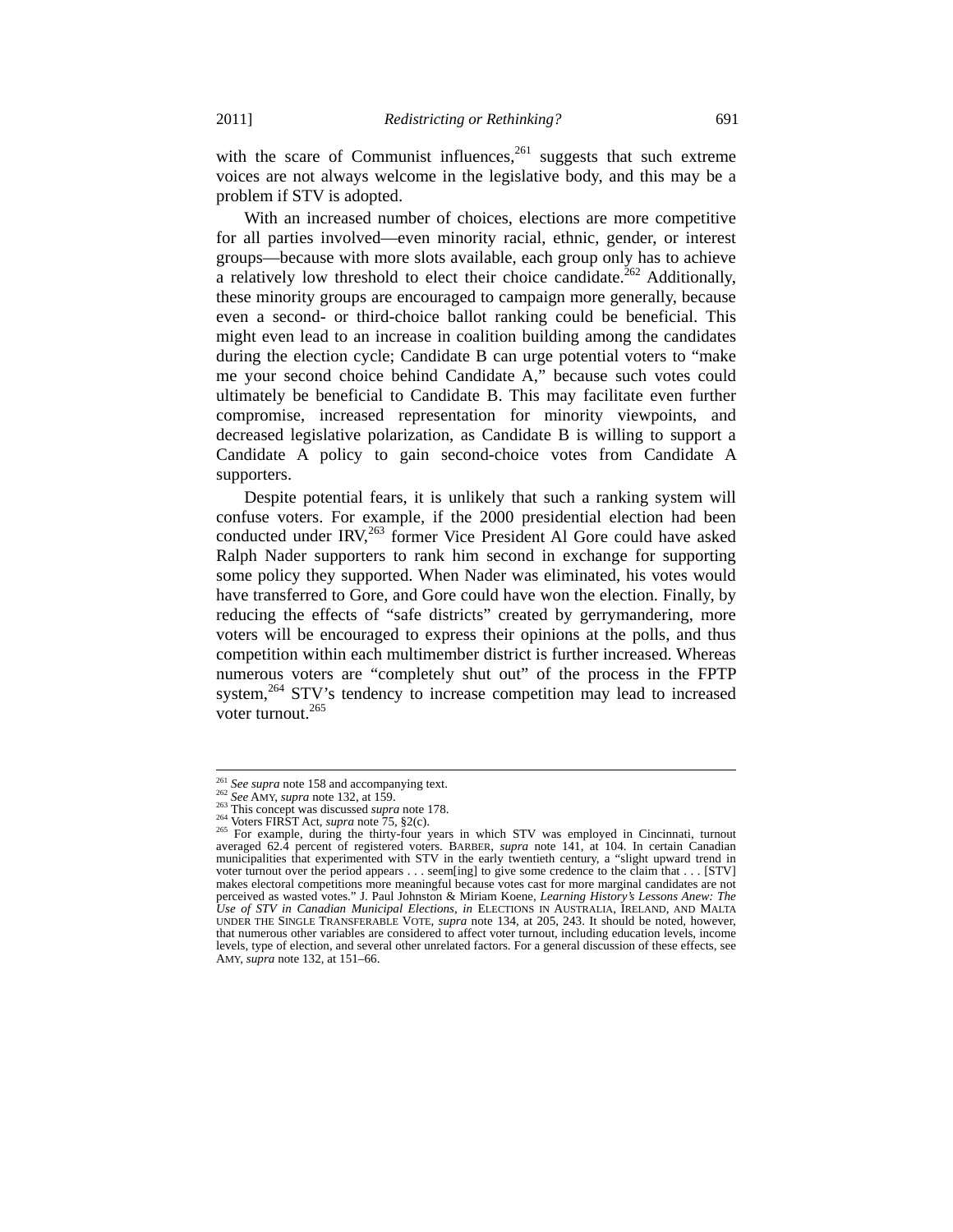with the scare of Communist influences,[261] suggests that such extreme voices are not always welcome in the legislative body, and this may be a problem if STV is adopted.

With an increased number of choices, elections are more competitive for all parties involved—even minority racial, ethnic, gender, or interest groups—because with more slots available, each group only has to achieve a relatively low threshold to elect their choice candidate.[262] Additionally, these minority groups are encouraged to campaign more generally, because even a second- or third-choice ballot ranking could be beneficial. This might even lead to an increase in coalition building among the candidates during the election cycle; Candidate B can urge potential voters to "make me your second choice behind Candidate A," because such votes could ultimately be beneficial to Candidate B. This may facilitate even further compromise, increased representation for minority viewpoints, and decreased legislative polarization, as Candidate B is willing to support a Candidate A policy to gain second-choice votes from Candidate A supporters.

Despite potential fears, it is unlikely that such a ranking system will confuse voters. For example, if the 2000 presidential election had been conducted under IRV,[263] former Vice President Al Gore could have asked Ralph Nader supporters to rank him second in exchange for supporting some policy they supported. When Nader was eliminated, his votes would have transferred to Gore, and Gore could have won the election. Finally, by reducing the effects of "safe districts" created by gerrymandering, more voters will be encouraged to express their opinions at the polls, and thus competition within each multimember district is further increased. Whereas numerous voters are "completely shut out" of the process in the FPTP system,[264] STV's tendency to increase competition may lead to increased voter turnout.[265]

---

[261] *See supra* note 158 and accompanying text.

[262] *See* AMY, *supra* note 132, at 159.

[263] This concept was discussed *supra* note 178.

[264] Voters FIRST Act, *supra* note 75, §2(c).

[265] For example, during the thirty-four years in which STV was employed in Cincinnati, turnout averaged 62.4 percent of registered voters. BARBER, *supra* note 141, at 104. In certain Canadian municipalities that experimented with STV in the early twentieth century, a "slight upward trend in voter turnout over the period appears . . . seem[ing] to give some credence to the claim that . . . [STV] makes electoral competitions more meaningful because votes cast for more marginal candidates are not perceived as wasted votes." J. Paul Johnston & Miriam Koene, *Learning History's Lessons Anew: The Use of STV in Canadian Municipal Elections*, *in* ELECTIONS IN AUSTRALIA, IRELAND, AND MALTA UNDER THE SINGLE TRANSFERABLE VOTE, *supra* note 134, at 205, 243. It should be noted, however, that numerous other variables are considered to affect voter turnout, including education levels, income levels, type of election, and several other unrelated factors. For a general discussion of these effects, see AMY, *supra* note 132, at 151–66.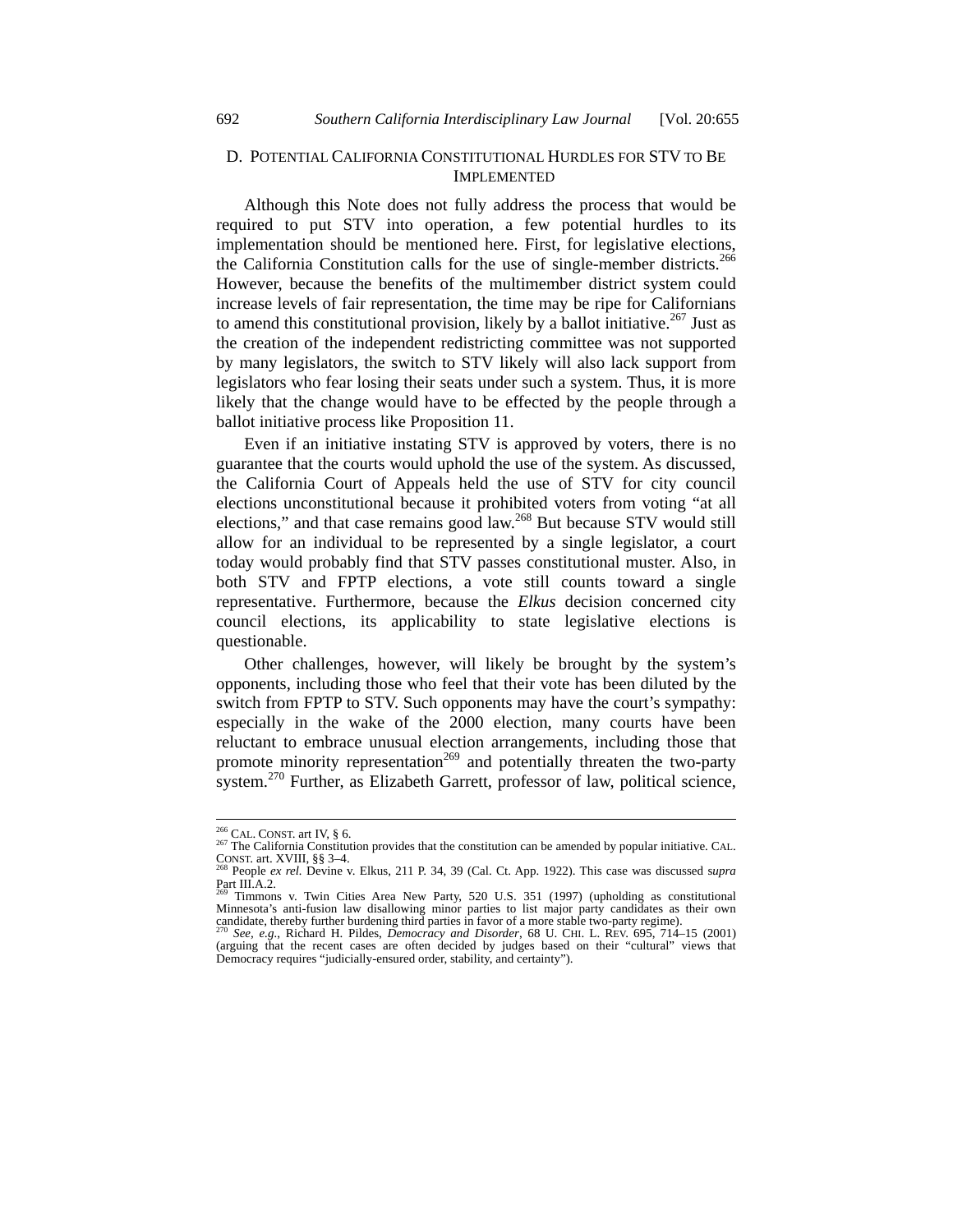### D. Potential California Constitutional Hurdles for STV to Be Implemented

Although this Note does not fully address the process that would be required to put STV into operation, a few potential hurdles to its implementation should be mentioned here. First, for legislative elections, the California Constitution calls for the use of single-member districts.[266] However, because the benefits of the multimember district system could increase levels of fair representation, the time may be ripe for Californians to amend this constitutional provision, likely by a ballot initiative.[267] Just as the creation of the independent redistricting committee was not supported by many legislators, the switch to STV likely will also lack support from legislators who fear losing their seats under such a system. Thus, it is more likely that the change would have to be effected by the people through a ballot initiative process like Proposition 11.

Even if an initiative instating STV is approved by voters, there is no guarantee that the courts would uphold the use of the system. As discussed, the California Court of Appeals held the use of STV for city council elections unconstitutional because it prohibited voters from voting "at all elections," and that case remains good law.[268] But because STV would still allow for an individual to be represented by a single legislator, a court today would probably find that STV passes constitutional muster. Also, in both STV and FPTP elections, a vote still counts toward a single representative. Furthermore, because the *Elkus* decision concerned city council elections, its applicability to state legislative elections is questionable.

Other challenges, however, will likely be brought by the system's opponents, including those who feel that their vote has been diluted by the switch from FPTP to STV. Such opponents may have the court's sympathy: especially in the wake of the 2000 election, many courts have been reluctant to embrace unusual election arrangements, including those that promote minority representation[269] and potentially threaten the two-party system.[270] Further, as Elizabeth Garrett, professor of law, political science,

---

[266] CAL. CONST. art IV, § 6.

[267] The California Constitution provides that the constitution can be amended by popular initiative. CAL. CONST. art. XVIII, §§ 3–4.

[268] People *ex rel.* Devine v. Elkus, 211 P. 34, 39 (Cal. Ct. App. 1922). This case was discussed s*upra* Part III.A.2.

[269] Timmons v. Twin Cities Area New Party, 520 U.S. 351 (1997) (upholding as constitutional Minnesota's anti-fusion law disallowing minor parties to list major party candidates as their own candidate, thereby further burdening third parties in favor of a more stable two-party regime).

[270] *See, e.g.*, Richard H. Pildes, *Democracy and Disorder*, 68 U. CHI. L. REV. 695, 714–15 (2001) (arguing that the recent cases are often decided by judges based on their "cultural" views that Democracy requires "judicially-ensured order, stability, and certainty").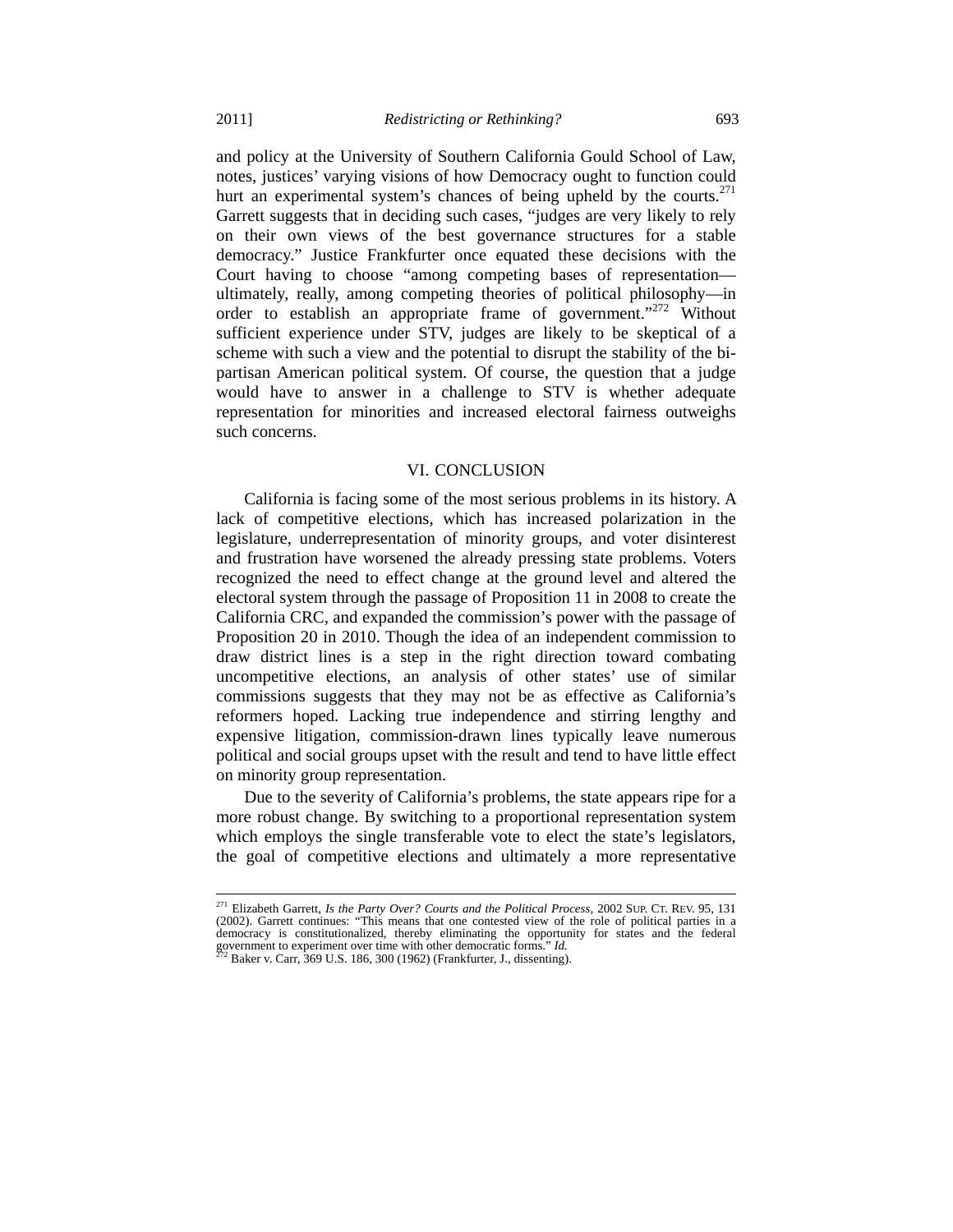and policy at the University of Southern California Gould School of Law, notes, justices' varying visions of how Democracy ought to function could hurt an experimental system's chances of being upheld by the courts.[271] Garrett suggests that in deciding such cases, "judges are very likely to rely on their own views of the best governance structures for a stable democracy." Justice Frankfurter once equated these decisions with the Court having to choose "among competing bases of representation—ultimately, really, among competing theories of political philosophy—in order to establish an appropriate frame of government."[272] Without sufficient experience under STV, judges are likely to be skeptical of a scheme with such a view and the potential to disrupt the stability of the bi-partisan American political system. Of course, the question that a judge would have to answer in a challenge to STV is whether adequate representation for minorities and increased electoral fairness outweighs such concerns.

## VI. CONCLUSION

California is facing some of the most serious problems in its history. A lack of competitive elections, which has increased polarization in the legislature, underrepresentation of minority groups, and voter disinterest and frustration have worsened the already pressing state problems. Voters recognized the need to effect change at the ground level and altered the electoral system through the passage of Proposition 11 in 2008 to create the California CRC, and expanded the commission's power with the passage of Proposition 20 in 2010. Though the idea of an independent commission to draw district lines is a step in the right direction toward combating uncompetitive elections, an analysis of other states' use of similar commissions suggests that they may not be as effective as California's reformers hoped. Lacking true independence and stirring lengthy and expensive litigation, commission-drawn lines typically leave numerous political and social groups upset with the result and tend to have little effect on minority group representation.

Due to the severity of California's problems, the state appears ripe for a more robust change. By switching to a proportional representation system which employs the single transferable vote to elect the state's legislators, the goal of competitive elections and ultimately a more representative

---

[271] Elizabeth Garrett, *Is the Party Over? Courts and the Political Process*, 2002 SUP. CT. REV. 95, 131 (2002). Garrett continues: "This means that one contested view of the role of political parties in a democracy is constitutionalized, thereby eliminating the opportunity for states and the federal government to experiment over time with other democratic forms." *Id.*

[272] Baker v. Carr, 369 U.S. 186, 300 (1962) (Frankfurter, J., dissenting).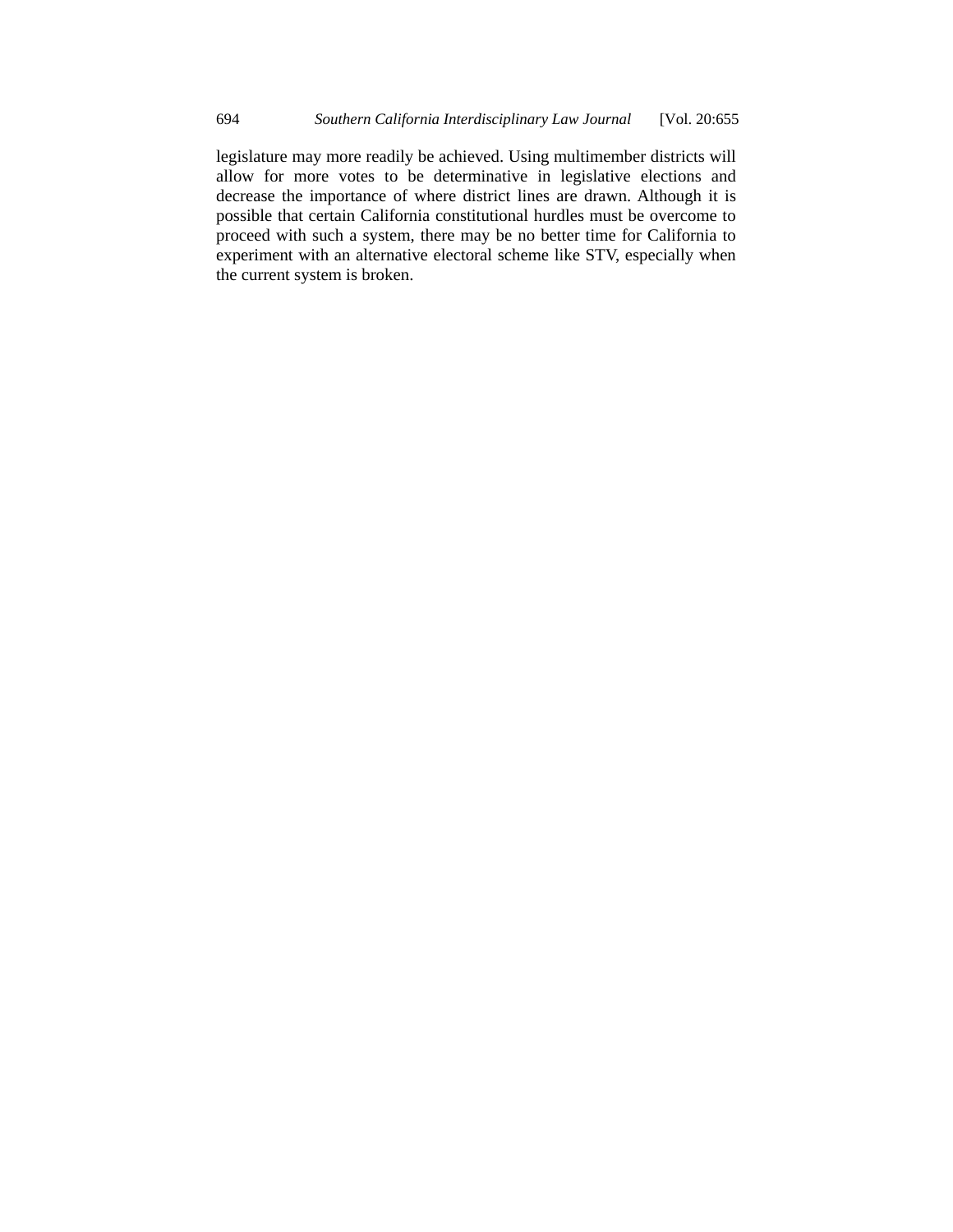legislature may more readily be achieved. Using multimember districts will allow for more votes to be determinative in legislative elections and decrease the importance of where district lines are drawn. Although it is possible that certain California constitutional hurdles must be overcome to proceed with such a system, there may be no better time for California to experiment with an alternative electoral scheme like STV, especially when the current system is broken.